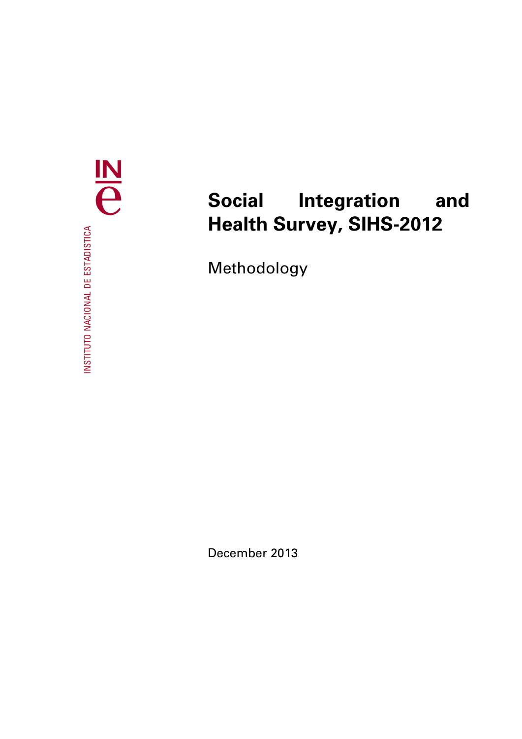INSTITUTO NACIONAL DE ESTADISTICA

# Social Integration and Health Survey, SIHS-2012

Methodology

December 2013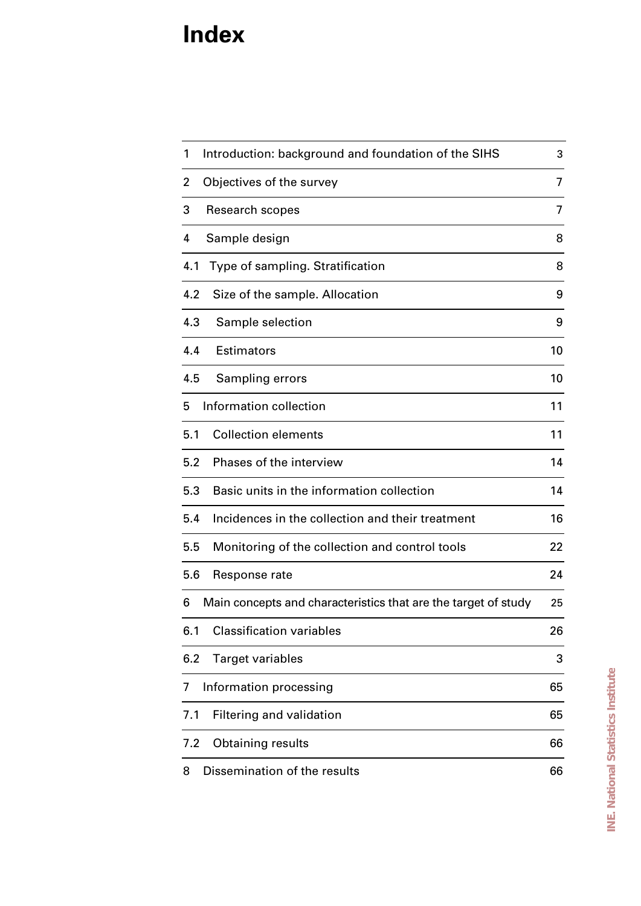# Index

| | | |
|---|---|---|
| 1 | Introduction: background and foundation of the SIHS | 3 |
| 2 | Objectives of the survey | 7 |
| 3 | Research scopes | 7 |
| 4 | Sample design | 8 |
| 4.1 | Type of sampling. Stratification | 8 |
| 4.2 | Size of the sample. Allocation | 9 |
| 4.3 | Sample selection | 9 |
| 4.4 | Estimators | 10 |
| 4.5 | Sampling errors | 10 |
| 5 | Information collection | 11 |
| 5.1 | Collection elements | 11 |
| 5.2 | Phases of the interview | 14 |
| 5.3 | Basic units in the information collection | 14 |
| 5.4 | Incidences in the collection and their treatment | 16 |
| 5.5 | Monitoring of the collection and control tools | 22 |
| 5.6 | Response rate | 24 |
| 6 | Main concepts and characteristics that are the target of study | 25 |
| 6.1 | Classification variables | 26 |
| 6.2 | Target variables | 3 |
| 7 | Information processing | 65 |
| 7.1 | Filtering and validation | 65 |
| 7.2 | Obtaining results | 66 |
| 8 | Dissemination of the results | 66 |

INE. National Statistics Institute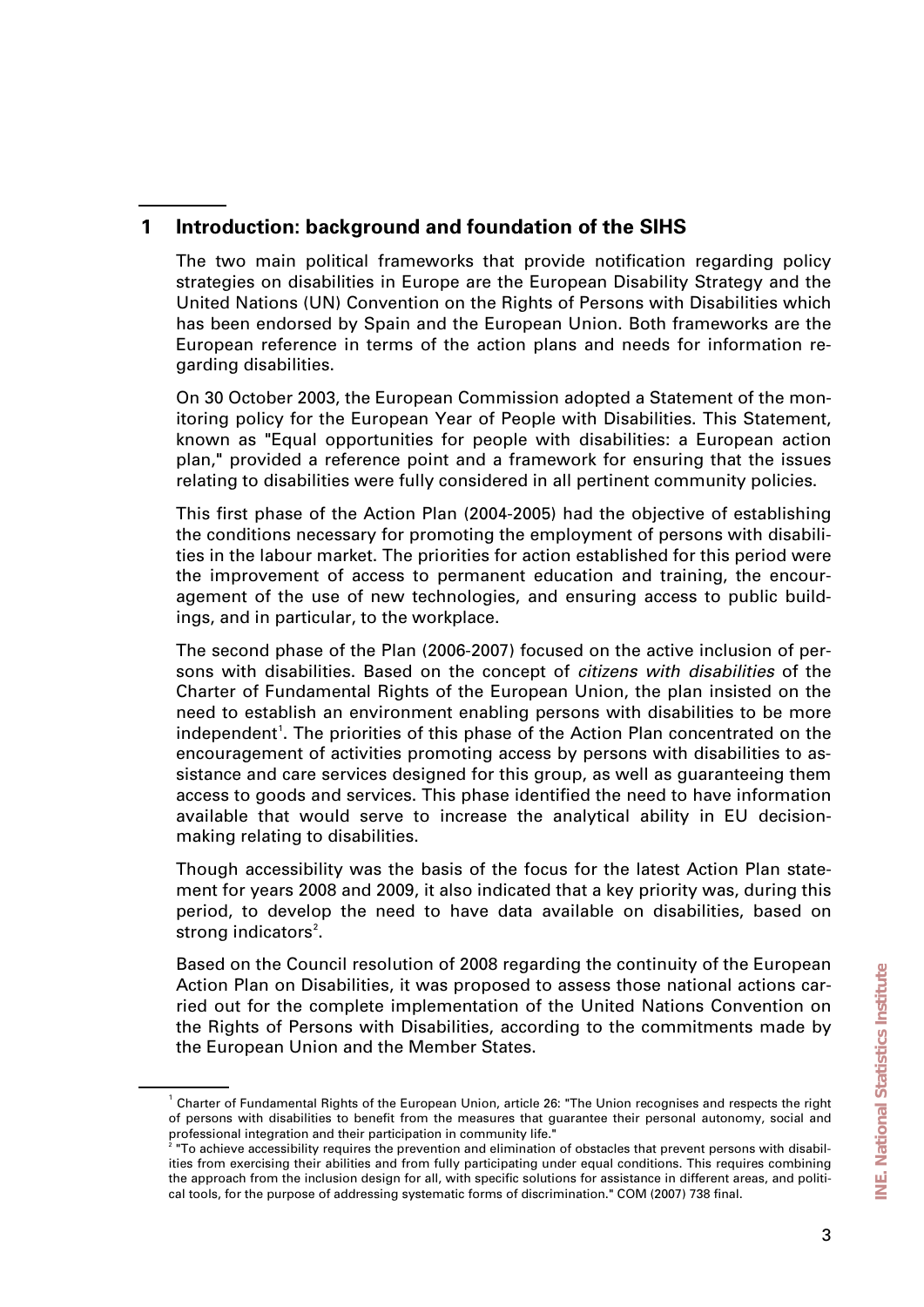# 1 Introduction: background and foundation of the SIHS

The two main political frameworks that provide notification regarding policy strategies on disabilities in Europe are the European Disability Strategy and the United Nations (UN) Convention on the Rights of Persons with Disabilities which has been endorsed by Spain and the European Union. Both frameworks are the European reference in terms of the action plans and needs for information regarding disabilities.

On 30 October 2003, the European Commission adopted a Statement of the monitoring policy for the European Year of People with Disabilities. This Statement, known as "Equal opportunities for people with disabilities: a European action plan," provided a reference point and a framework for ensuring that the issues relating to disabilities were fully considered in all pertinent community policies.

This first phase of the Action Plan (2004-2005) had the objective of establishing the conditions necessary for promoting the employment of persons with disabilities in the labour market. The priorities for action established for this period were the improvement of access to permanent education and training, the encouragement of the use of new technologies, and ensuring access to public buildings, and in particular, to the workplace.

The second phase of the Plan (2006-2007) focused on the active inclusion of persons with disabilities. Based on the concept of *citizens with disabilities* of the Charter of Fundamental Rights of the European Union, the plan insisted on the need to establish an environment enabling persons with disabilities to be more independent[1]. The priorities of this phase of the Action Plan concentrated on the encouragement of activities promoting access by persons with disabilities to assistance and care services designed for this group, as well as guaranteeing them access to goods and services. This phase identified the need to have information available that would serve to increase the analytical ability in EU decision-making relating to disabilities.

Though accessibility was the basis of the focus for the latest Action Plan statement for years 2008 and 2009, it also indicated that a key priority was, during this period, to develop the need to have data available on disabilities, based on strong indicators[2].

Based on the Council resolution of 2008 regarding the continuity of the European Action Plan on Disabilities, it was proposed to assess those national actions carried out for the complete implementation of the United Nations Convention on the Rights of Persons with Disabilities, according to the commitments made by the European Union and the Member States.

[1] Charter of Fundamental Rights of the European Union, article 26: "The Union recognises and respects the right of persons with disabilities to benefit from the measures that guarantee their personal autonomy, social and professional integration and their participation in community life."

[2] "To achieve accessibility requires the prevention and elimination of obstacles that prevent persons with disabilities from exercising their abilities and from fully participating under equal conditions. This requires combining the approach from the inclusion design for all, with specific solutions for assistance in different areas, and political tools, for the purpose of addressing systematic forms of discrimination." COM (2007) 738 final.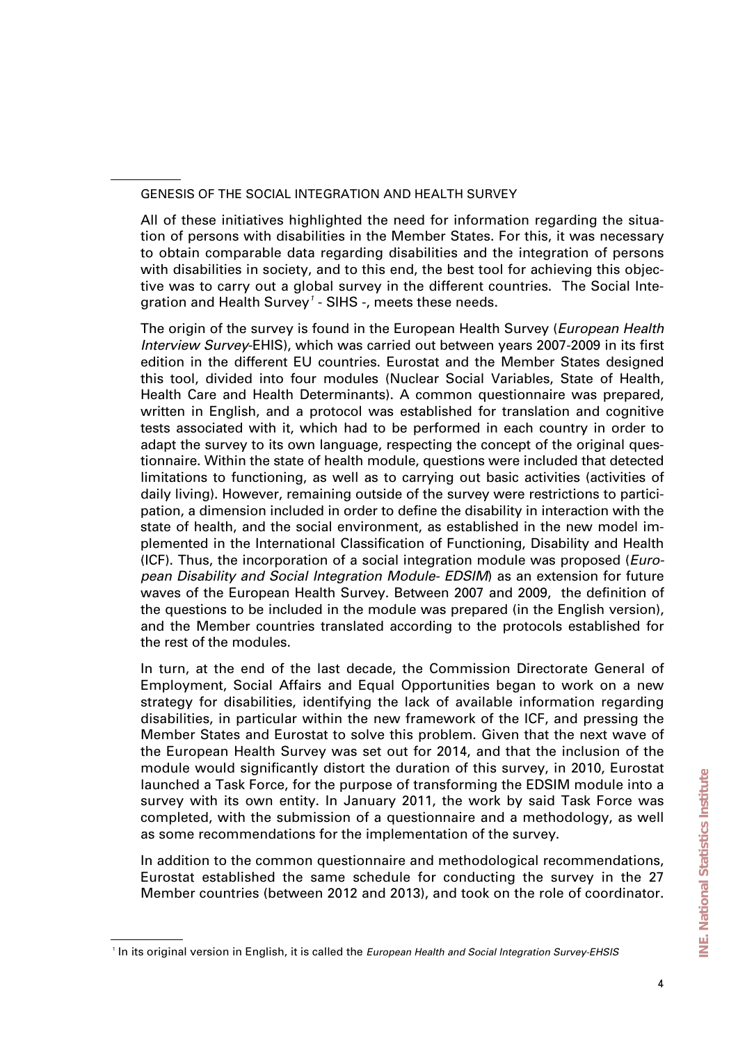## GENESIS OF THE SOCIAL INTEGRATION AND HEALTH SURVEY

All of these initiatives highlighted the need for information regarding the situation of persons with disabilities in the Member States. For this, it was necessary to obtain comparable data regarding disabilities and the integration of persons with disabilities in society, and to this end, the best tool for achieving this objective was to carry out a global survey in the different countries. The Social Integration and Health Survey[1] - SIHS -, meets these needs.

The origin of the survey is found in the European Health Survey (*European Health Interview Survey*-EHIS), which was carried out between years 2007-2009 in its first edition in the different EU countries. Eurostat and the Member States designed this tool, divided into four modules (Nuclear Social Variables, State of Health, Health Care and Health Determinants). A common questionnaire was prepared, written in English, and a protocol was established for translation and cognitive tests associated with it, which had to be performed in each country in order to adapt the survey to its own language, respecting the concept of the original questionnaire. Within the state of health module, questions were included that detected limitations to functioning, as well as to carrying out basic activities (activities of daily living). However, remaining outside of the survey were restrictions to participation, a dimension included in order to define the disability in interaction with the state of health, and the social environment, as established in the new model implemented in the International Classification of Functioning, Disability and Health (ICF). Thus, the incorporation of a social integration module was proposed (*European Disability and Social Integration Module- EDSIM*) as an extension for future waves of the European Health Survey. Between 2007 and 2009, the definition of the questions to be included in the module was prepared (in the English version), and the Member countries translated according to the protocols established for the rest of the modules.

In turn, at the end of the last decade, the Commission Directorate General of Employment, Social Affairs and Equal Opportunities began to work on a new strategy for disabilities, identifying the lack of available information regarding disabilities, in particular within the new framework of the ICF, and pressing the Member States and Eurostat to solve this problem. Given that the next wave of the European Health Survey was set out for 2014, and that the inclusion of the module would significantly distort the duration of this survey, in 2010, Eurostat launched a Task Force, for the purpose of transforming the EDSIM module into a survey with its own entity. In January 2011, the work by said Task Force was completed, with the submission of a questionnaire and a methodology, as well as some recommendations for the implementation of the survey.

In addition to the common questionnaire and methodological recommendations, Eurostat established the same schedule for conducting the survey in the 27 Member countries (between 2012 and 2013), and took on the role of coordinator.

---

[1] In its original version in English, it is called the *European Health and Social Integration Survey-EHSIS*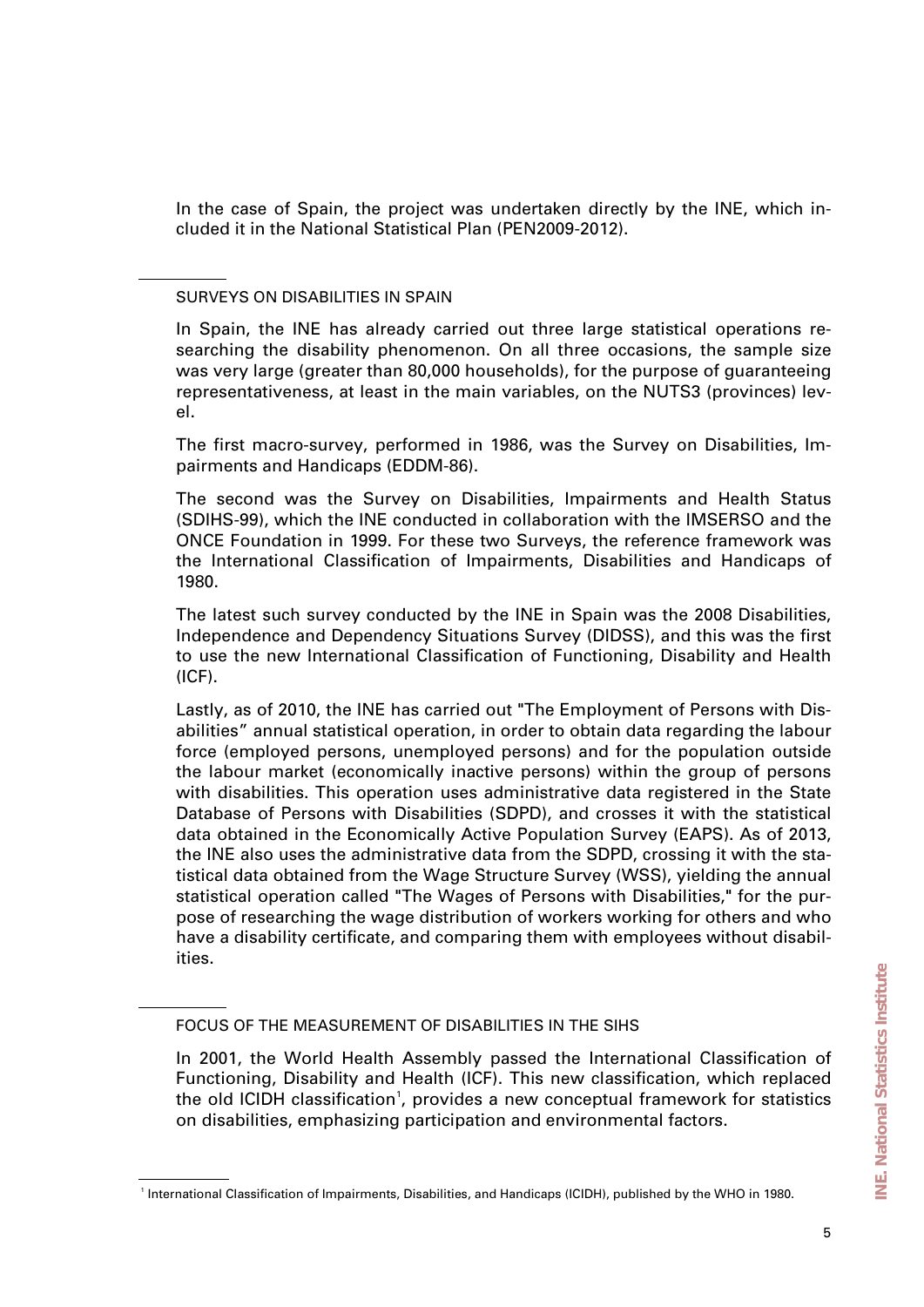In the case of Spain, the project was undertaken directly by the INE, which included it in the National Statistical Plan (PEN2009-2012).

## SURVEYS ON DISABILITIES IN SPAIN

In Spain, the INE has already carried out three large statistical operations researching the disability phenomenon. On all three occasions, the sample size was very large (greater than 80,000 households), for the purpose of guaranteeing representativeness, at least in the main variables, on the NUTS3 (provinces) level.

The first macro-survey, performed in 1986, was the Survey on Disabilities, Impairments and Handicaps (EDDM-86).

The second was the Survey on Disabilities, Impairments and Health Status (SDIHS-99), which the INE conducted in collaboration with the IMSERSO and the ONCE Foundation in 1999. For these two Surveys, the reference framework was the International Classification of Impairments, Disabilities and Handicaps of 1980.

The latest such survey conducted by the INE in Spain was the 2008 Disabilities, Independence and Dependency Situations Survey (DIDSS), and this was the first to use the new International Classification of Functioning, Disability and Health (ICF).

Lastly, as of 2010, the INE has carried out "The Employment of Persons with Disabilities" annual statistical operation, in order to obtain data regarding the labour force (employed persons, unemployed persons) and for the population outside the labour market (economically inactive persons) within the group of persons with disabilities. This operation uses administrative data registered in the State Database of Persons with Disabilities (SDPD), and crosses it with the statistical data obtained in the Economically Active Population Survey (EAPS). As of 2013, the INE also uses the administrative data from the SDPD, crossing it with the statistical data obtained from the Wage Structure Survey (WSS), yielding the annual statistical operation called "The Wages of Persons with Disabilities," for the purpose of researching the wage distribution of workers working for others and who have a disability certificate, and comparing them with employees without disabilities.

## FOCUS OF THE MEASUREMENT OF DISABILITIES IN THE SIHS

In 2001, the World Health Assembly passed the International Classification of Functioning, Disability and Health (ICF). This new classification, which replaced the old ICIDH classification[1], provides a new conceptual framework for statistics on disabilities, emphasizing participation and environmental factors.

[1] International Classification of Impairments, Disabilities, and Handicaps (ICIDH), published by the WHO in 1980.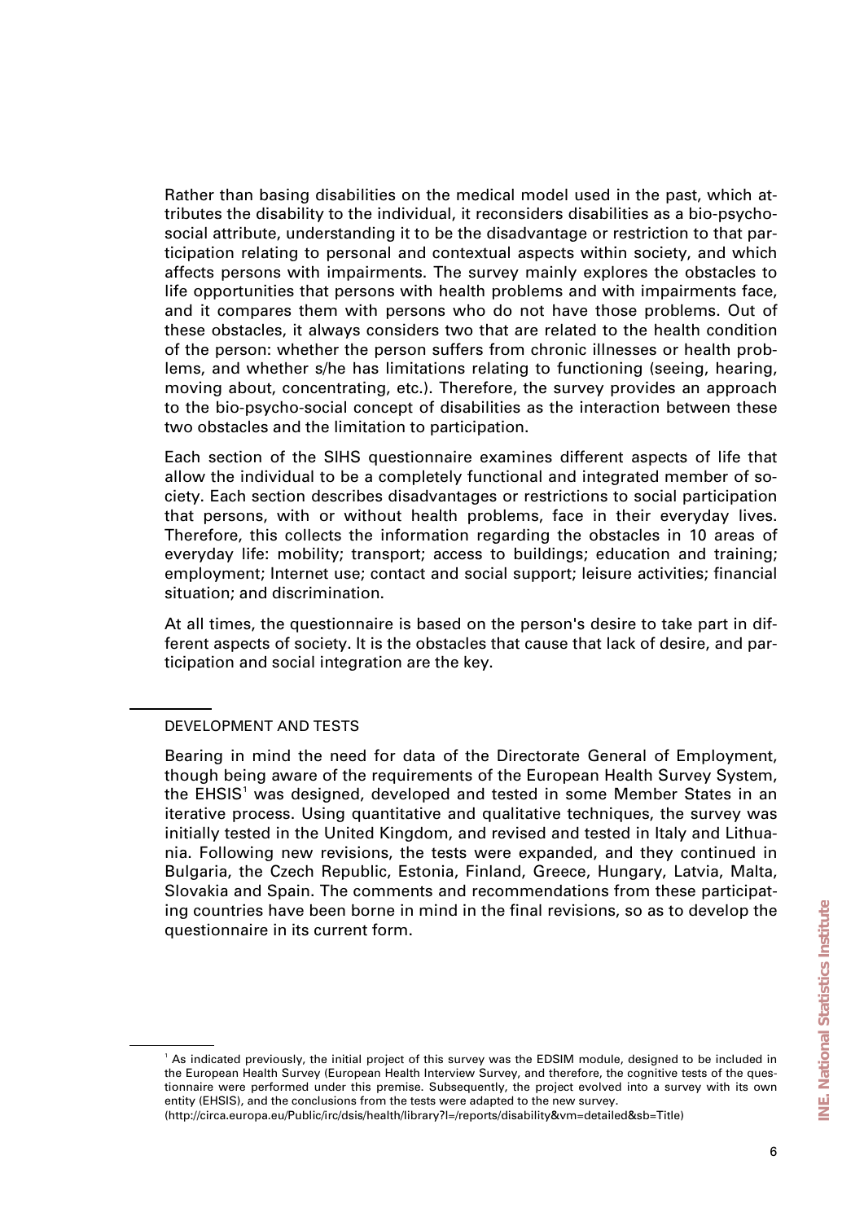Rather than basing disabilities on the medical model used in the past, which attributes the disability to the individual, it reconsiders disabilities as a bio-psycho-social attribute, understanding it to be the disadvantage or restriction to that participation relating to personal and contextual aspects within society, and which affects persons with impairments. The survey mainly explores the obstacles to life opportunities that persons with health problems and with impairments face, and it compares them with persons who do not have those problems. Out of these obstacles, it always considers two that are related to the health condition of the person: whether the person suffers from chronic illnesses or health problems, and whether s/he has limitations relating to functioning (seeing, hearing, moving about, concentrating, etc.). Therefore, the survey provides an approach to the bio-psycho-social concept of disabilities as the interaction between these two obstacles and the limitation to participation.

Each section of the SIHS questionnaire examines different aspects of life that allow the individual to be a completely functional and integrated member of society. Each section describes disadvantages or restrictions to social participation that persons, with or without health problems, face in their everyday lives. Therefore, this collects the information regarding the obstacles in 10 areas of everyday life: mobility; transport; access to buildings; education and training; employment; Internet use; contact and social support; leisure activities; financial situation; and discrimination.

At all times, the questionnaire is based on the person's desire to take part in different aspects of society. It is the obstacles that cause that lack of desire, and participation and social integration are the key.

## DEVELOPMENT AND TESTS

Bearing in mind the need for data of the Directorate General of Employment, though being aware of the requirements of the European Health Survey System, the EHSIS[1] was designed, developed and tested in some Member States in an iterative process. Using quantitative and qualitative techniques, the survey was initially tested in the United Kingdom, and revised and tested in Italy and Lithuania. Following new revisions, the tests were expanded, and they continued in Bulgaria, the Czech Republic, Estonia, Finland, Greece, Hungary, Latvia, Malta, Slovakia and Spain. The comments and recommendations from these participating countries have been borne in mind in the final revisions, so as to develop the questionnaire in its current form.

[1] As indicated previously, the initial project of this survey was the EDSIM module, designed to be included in the European Health Survey (European Health Interview Survey, and therefore, the cognitive tests of the questionnaire were performed under this premise. Subsequently, the project evolved into a survey with its own entity (EHSIS), and the conclusions from the tests were adapted to the new survey.
(http://circa.europa.eu/Public/irc/dsis/health/library?l=/reports/disability&vm=detailed&sb=Title)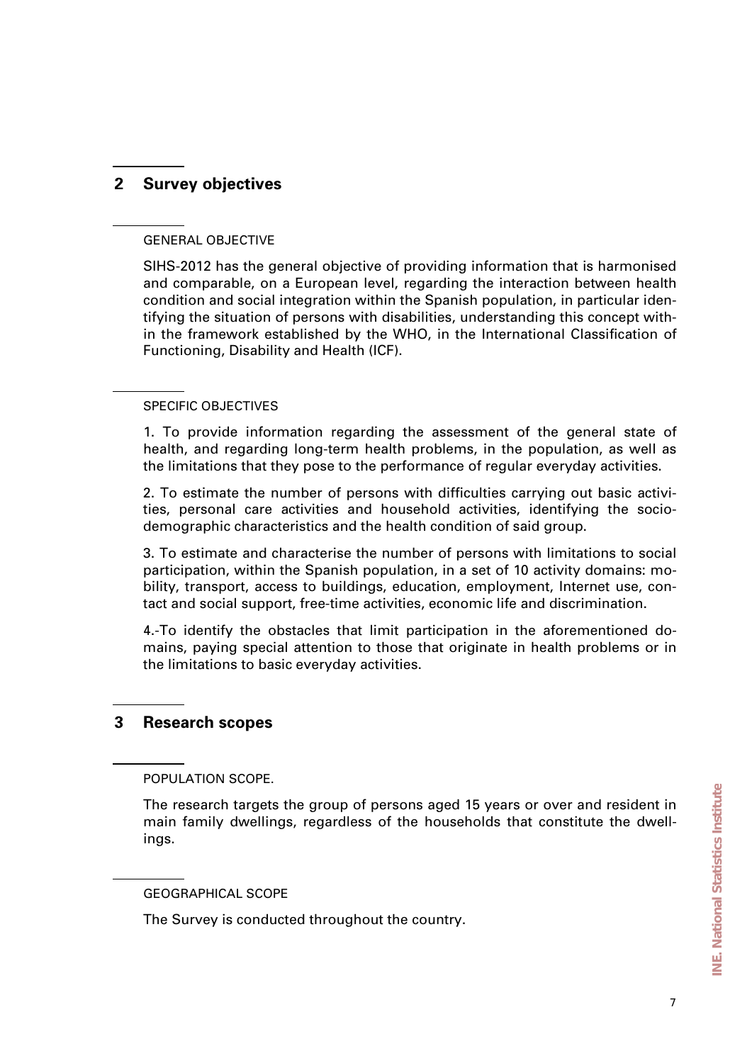## 2 Survey objectives

GENERAL OBJECTIVE

SIHS-2012 has the general objective of providing information that is harmonised and comparable, on a European level, regarding the interaction between health condition and social integration within the Spanish population, in particular identifying the situation of persons with disabilities, understanding this concept within the framework established by the WHO, in the International Classification of Functioning, Disability and Health (ICF).

SPECIFIC OBJECTIVES

1. To provide information regarding the assessment of the general state of health, and regarding long-term health problems, in the population, as well as the limitations that they pose to the performance of regular everyday activities.

2. To estimate the number of persons with difficulties carrying out basic activities, personal care activities and household activities, identifying the socio-demographic characteristics and the health condition of said group.

3. To estimate and characterise the number of persons with limitations to social participation, within the Spanish population, in a set of 10 activity domains: mobility, transport, access to buildings, education, employment, Internet use, contact and social support, free-time activities, economic life and discrimination.

4.-To identify the obstacles that limit participation in the aforementioned domains, paying special attention to those that originate in health problems or in the limitations to basic everyday activities.

## 3 Research scopes

POPULATION SCOPE.

The research targets the group of persons aged 15 years or over and resident in main family dwellings, regardless of the households that constitute the dwellings.

GEOGRAPHICAL SCOPE

The Survey is conducted throughout the country.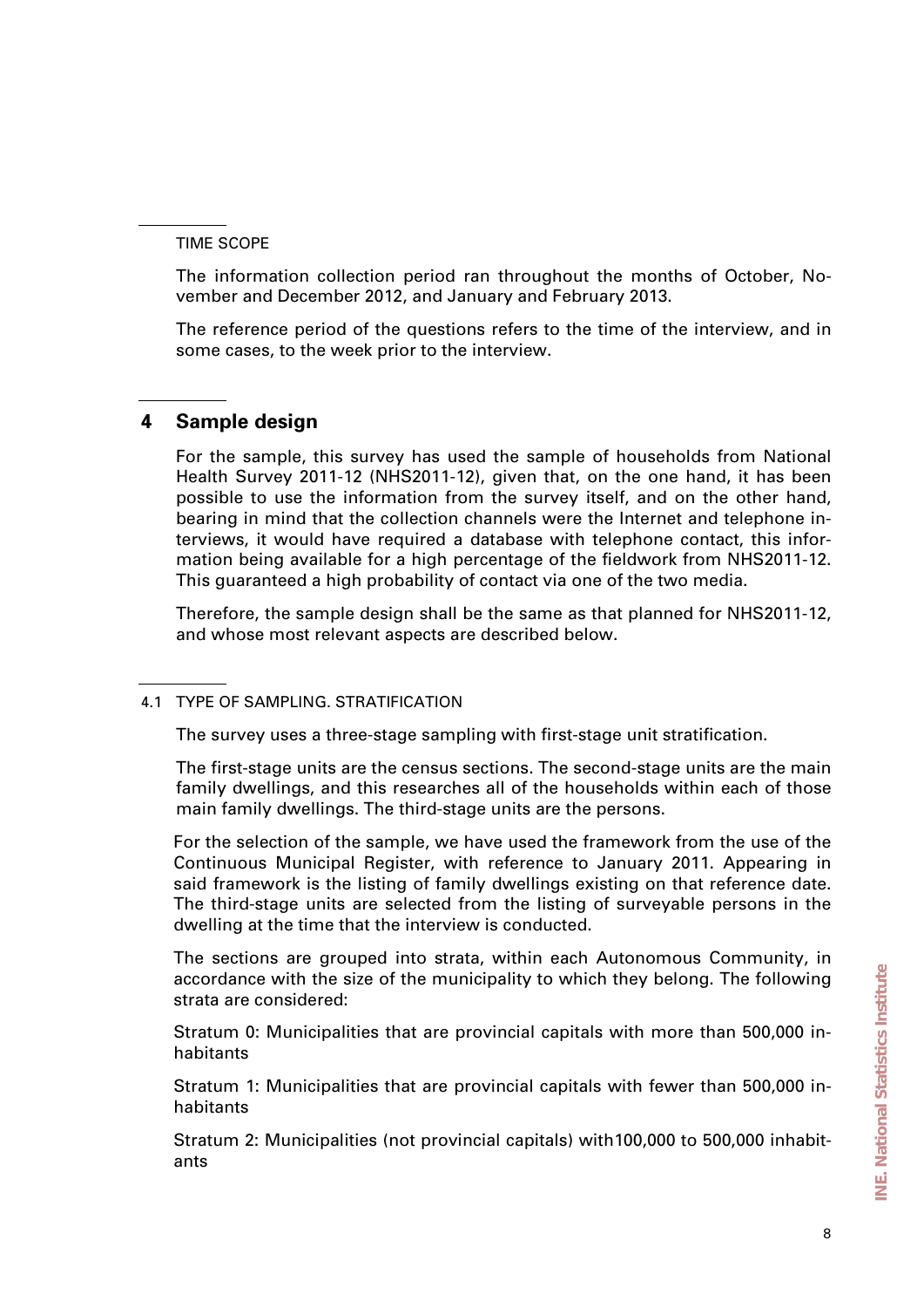### TIME SCOPE

The information collection period ran throughout the months of October, November and December 2012, and January and February 2013.

The reference period of the questions refers to the time of the interview, and in some cases, to the week prior to the interview.

## 4 Sample design

For the sample, this survey has used the sample of households from National Health Survey 2011-12 (NHS2011-12), given that, on the one hand, it has been possible to use the information from the survey itself, and on the other hand, bearing in mind that the collection channels were the Internet and telephone interviews, it would have required a database with telephone contact, this information being available for a high percentage of the fieldwork from NHS2011-12. This guaranteed a high probability of contact via one of the two media.

Therefore, the sample design shall be the same as that planned for NHS2011-12, and whose most relevant aspects are described below.

### 4.1 TYPE OF SAMPLING. STRATIFICATION

The survey uses a three-stage sampling with first-stage unit stratification.

The first-stage units are the census sections. The second-stage units are the main family dwellings, and this researches all of the households within each of those main family dwellings. The third-stage units are the persons.

For the selection of the sample, we have used the framework from the use of the Continuous Municipal Register, with reference to January 2011. Appearing in said framework is the listing of family dwellings existing on that reference date. The third-stage units are selected from the listing of surveyable persons in the dwelling at the time that the interview is conducted.

The sections are grouped into strata, within each Autonomous Community, in accordance with the size of the municipality to which they belong. The following strata are considered:

Stratum 0: Municipalities that are provincial capitals with more than 500,000 inhabitants

Stratum 1: Municipalities that are provincial capitals with fewer than 500,000 inhabitants

Stratum 2: Municipalities (not provincial capitals) with100,000 to 500,000 inhabitants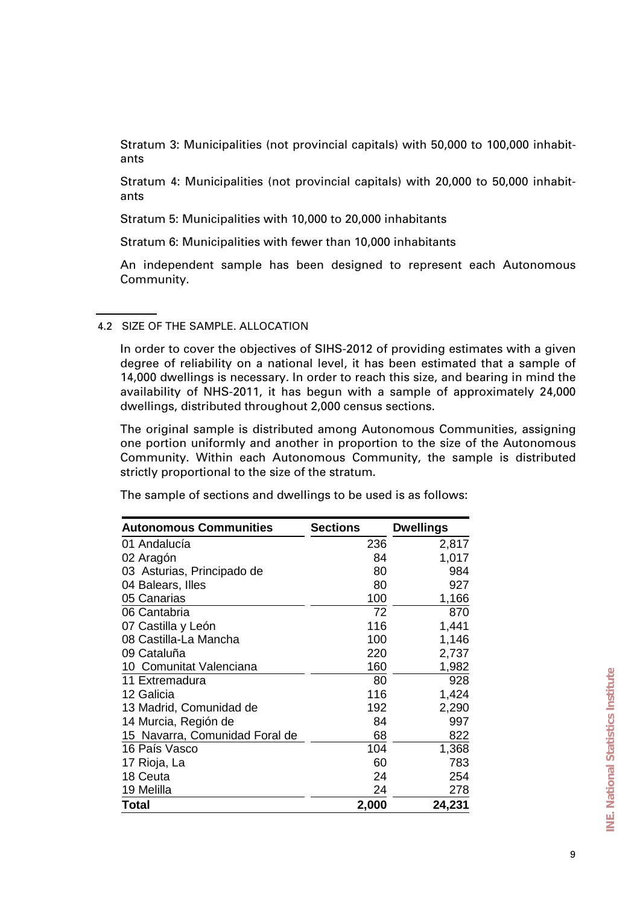Stratum 3: Municipalities (not provincial capitals) with 50,000 to 100,000 inhabitants

Stratum 4: Municipalities (not provincial capitals) with 20,000 to 50,000 inhabitants

Stratum 5: Municipalities with 10,000 to 20,000 inhabitants

Stratum 6: Municipalities with fewer than 10,000 inhabitants

An independent sample has been designed to represent each Autonomous Community.

### 4.2 SIZE OF THE SAMPLE. ALLOCATION

In order to cover the objectives of SIHS-2012 of providing estimates with a given degree of reliability on a national level, it has been estimated that a sample of 14,000 dwellings is necessary. In order to reach this size, and bearing in mind the availability of NHS-2011, it has begun with a sample of approximately 24,000 dwellings, distributed throughout 2,000 census sections.

The original sample is distributed among Autonomous Communities, assigning one portion uniformly and another in proportion to the size of the Autonomous Community. Within each Autonomous Community, the sample is distributed strictly proportional to the size of the stratum.

The sample of sections and dwellings to be used is as follows:

| Autonomous Communities | Sections | Dwellings |
|---|---|---|
| 01 Andalucía | 236 | 2,817 |
| 02 Aragón | 84 | 1,017 |
| 03 Asturias, Principado de | 80 | 984 |
| 04 Balears, Illes | 80 | 927 |
| 05 Canarias | 100 | 1,166 |
| 06 Cantabria | 72 | 870 |
| 07 Castilla y León | 116 | 1,441 |
| 08 Castilla-La Mancha | 100 | 1,146 |
| 09 Cataluña | 220 | 2,737 |
| 10 Comunitat Valenciana | 160 | 1,982 |
| 11 Extremadura | 80 | 928 |
| 12 Galicia | 116 | 1,424 |
| 13 Madrid, Comunidad de | 192 | 2,290 |
| 14 Murcia, Región de | 84 | 997 |
| 15 Navarra, Comunidad Foral de | 68 | 822 |
| 16 País Vasco | 104 | 1,368 |
| 17 Rioja, La | 60 | 783 |
| 18 Ceuta | 24 | 254 |
| 19 Melilla | 24 | 278 |
| **Total** | **2,000** | **24,231** |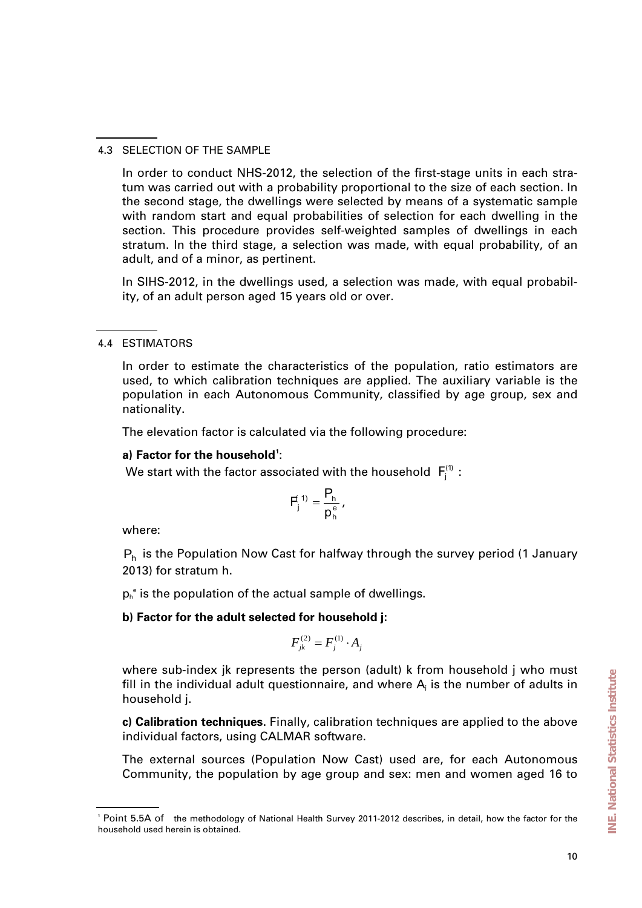## 4.3 SELECTION OF THE SAMPLE

In order to conduct NHS-2012, the selection of the first-stage units in each stratum was carried out with a probability proportional to the size of each section. In the second stage, the dwellings were selected by means of a systematic sample with random start and equal probabilities of selection for each dwelling in the section. This procedure provides self-weighted samples of dwellings in each stratum. In the third stage, a selection was made, with equal probability, of an adult, and of a minor, as pertinent.

In SIHS-2012, in the dwellings used, a selection was made, with equal probability, of an adult person aged 15 years old or over.

## 4.4 ESTIMATORS

In order to estimate the characteristics of the population, ratio estimators are used, to which calibration techniques are applied. The auxiliary variable is the population in each Autonomous Community, classified by age group, sex and nationality.

The elevation factor is calculated via the following procedure:

**a) Factor for the household[1]:**

We start with the factor associated with the household $F_j^{(1)}$ :

$$F_j^{(1)} = \frac{P_h}{p_h^e},$$

where:

$P_h$ is the Population Now Cast for halfway through the survey period (1 January 2013) for stratum h.

$p_h^e$ is the population of the actual sample of dwellings.

**b) Factor for the adult selected for household j:**

$$F_{jk}^{(2)} = F_j^{(1)} \cdot A_j$$

where sub-index jk represents the person (adult) k from household j who must fill in the individual adult questionnaire, and where $A_j$ is the number of adults in household j.

**c) Calibration techniques.** Finally, calibration techniques are applied to the above individual factors, using CALMAR software.

The external sources (Population Now Cast) used are, for each Autonomous Community, the population by age group and sex: men and women aged 16 to

[1] Point 5.5A of the methodology of National Health Survey 2011-2012 describes, in detail, how the factor for the household used herein is obtained.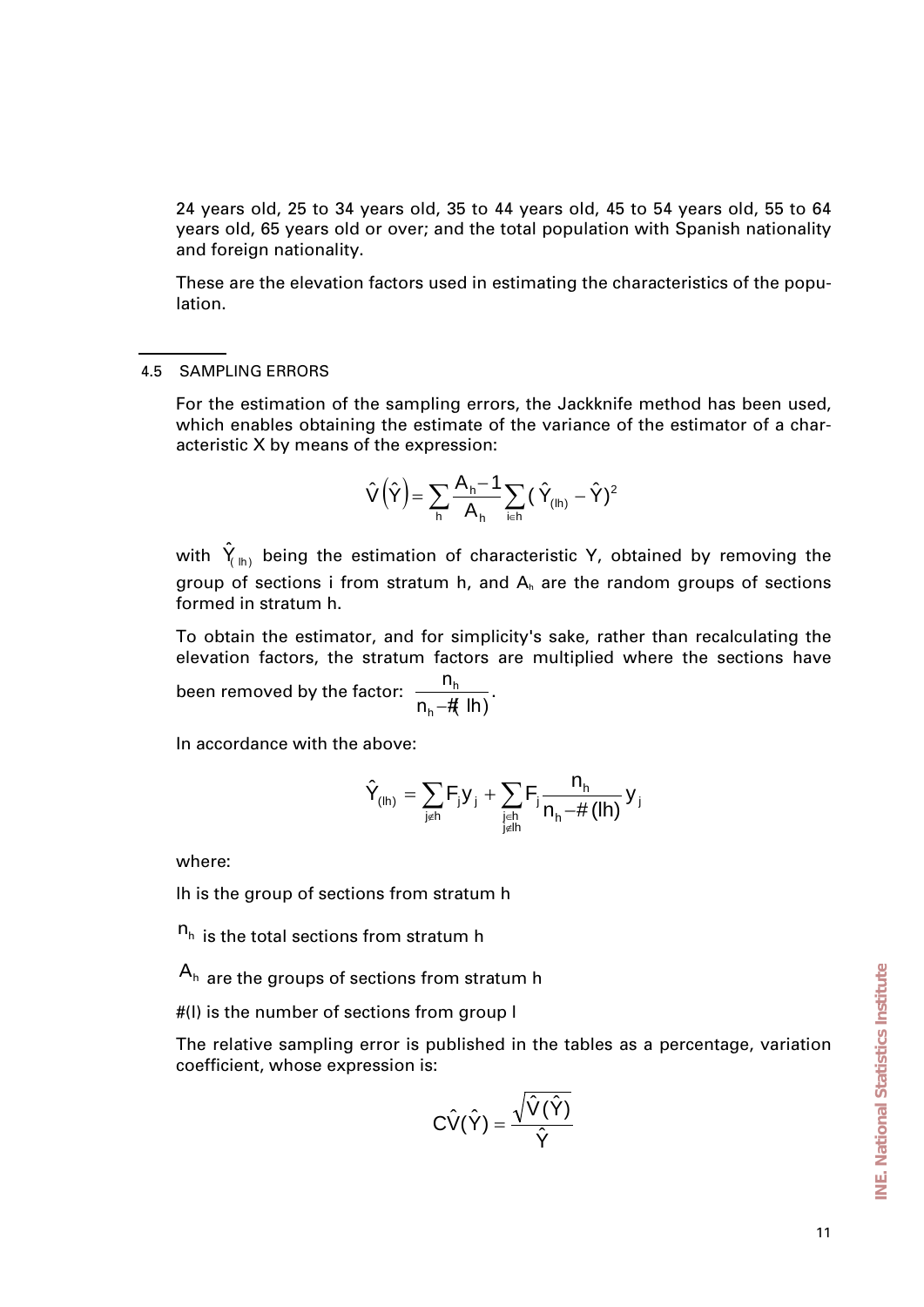24 years old, 25 to 34 years old, 35 to 44 years old, 45 to 54 years old, 55 to 64 years old, 65 years old or over; and the total population with Spanish nationality and foreign nationality.

These are the elevation factors used in estimating the characteristics of the population.

## 4.5 SAMPLING ERRORS

For the estimation of the sampling errors, the Jackknife method has been used, which enables obtaining the estimate of the variance of the estimator of a characteristic X by means of the expression:

$$\hat{V}\left(\hat{Y}\right) = \sum_{h} \frac{A_h - 1}{A_h} \sum_{i \in h} (\hat{Y}_{(lh)} - \hat{Y})^2$$

with $\hat{Y}_{(lh)}$ being the estimation of characteristic Y, obtained by removing the group of sections i from stratum h, and $A_h$ are the random groups of sections formed in stratum h.

To obtain the estimator, and for simplicity's sake, rather than recalculating the elevation factors, the stratum factors are multiplied where the sections have been removed by the factor: $\frac{n_h}{n_h - \#(lh)}$.

In accordance with the above:

$$\hat{Y}_{(lh)} = \sum_{j \notin h} F_j y_j + \sum_{\substack{j \in h \\ j \notin lh}} F_j \frac{n_h}{n_h - \#(lh)} y_j$$

where:

lh is the group of sections from stratum h

$n_h$ is the total sections from stratum h

$A_h$ are the groups of sections from stratum h

#(l) is the number of sections from group l

The relative sampling error is published in the tables as a percentage, variation coefficient, whose expression is:

$$\hat{CV}(\hat{Y}) = \frac{\sqrt{\hat{V}(\hat{Y})}}{\hat{Y}}$$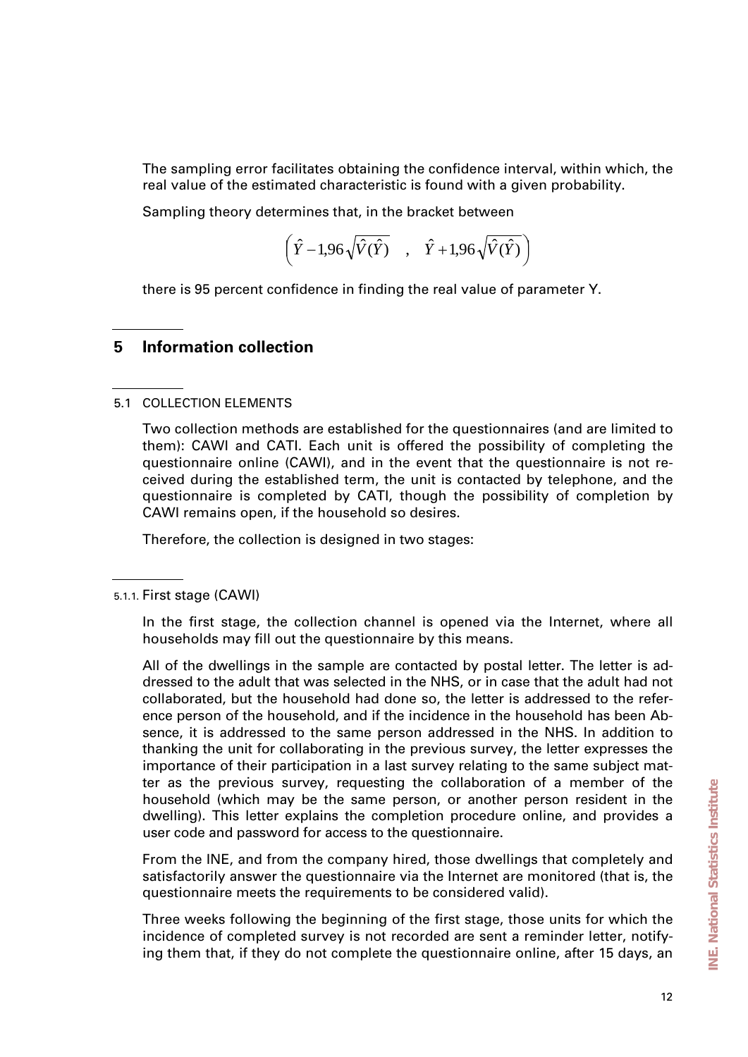The sampling error facilitates obtaining the confidence interval, within which, the real value of the estimated characteristic is found with a given probability.

Sampling theory determines that, in the bracket between

$$\left( \hat{Y} - 1{,}96\sqrt{\hat{V}(\hat{Y})} \quad , \quad \hat{Y} + 1{,}96\sqrt{\hat{V}(\hat{Y})} \right)$$

there is 95 percent confidence in finding the real value of parameter Y.

# 5 Information collection

## 5.1 COLLECTION ELEMENTS

Two collection methods are established for the questionnaires (and are limited to them): CAWI and CATI. Each unit is offered the possibility of completing the questionnaire online (CAWI), and in the event that the questionnaire is not received during the established term, the unit is contacted by telephone, and the questionnaire is completed by CATI, though the possibility of completion by CAWI remains open, if the household so desires.

Therefore, the collection is designed in two stages:

### 5.1.1. First stage (CAWI)

In the first stage, the collection channel is opened via the Internet, where all households may fill out the questionnaire by this means.

All of the dwellings in the sample are contacted by postal letter. The letter is addressed to the adult that was selected in the NHS, or in case that the adult had not collaborated, but the household had done so, the letter is addressed to the reference person of the household, and if the incidence in the household has been Absence, it is addressed to the same person addressed in the NHS. In addition to thanking the unit for collaborating in the previous survey, the letter expresses the importance of their participation in a last survey relating to the same subject matter as the previous survey, requesting the collaboration of a member of the household (which may be the same person, or another person resident in the dwelling). This letter explains the completion procedure online, and provides a user code and password for access to the questionnaire.

From the INE, and from the company hired, those dwellings that completely and satisfactorily answer the questionnaire via the Internet are monitored (that is, the questionnaire meets the requirements to be considered valid).

Three weeks following the beginning of the first stage, those units for which the incidence of completed survey is not recorded are sent a reminder letter, notifying them that, if they do not complete the questionnaire online, after 15 days, an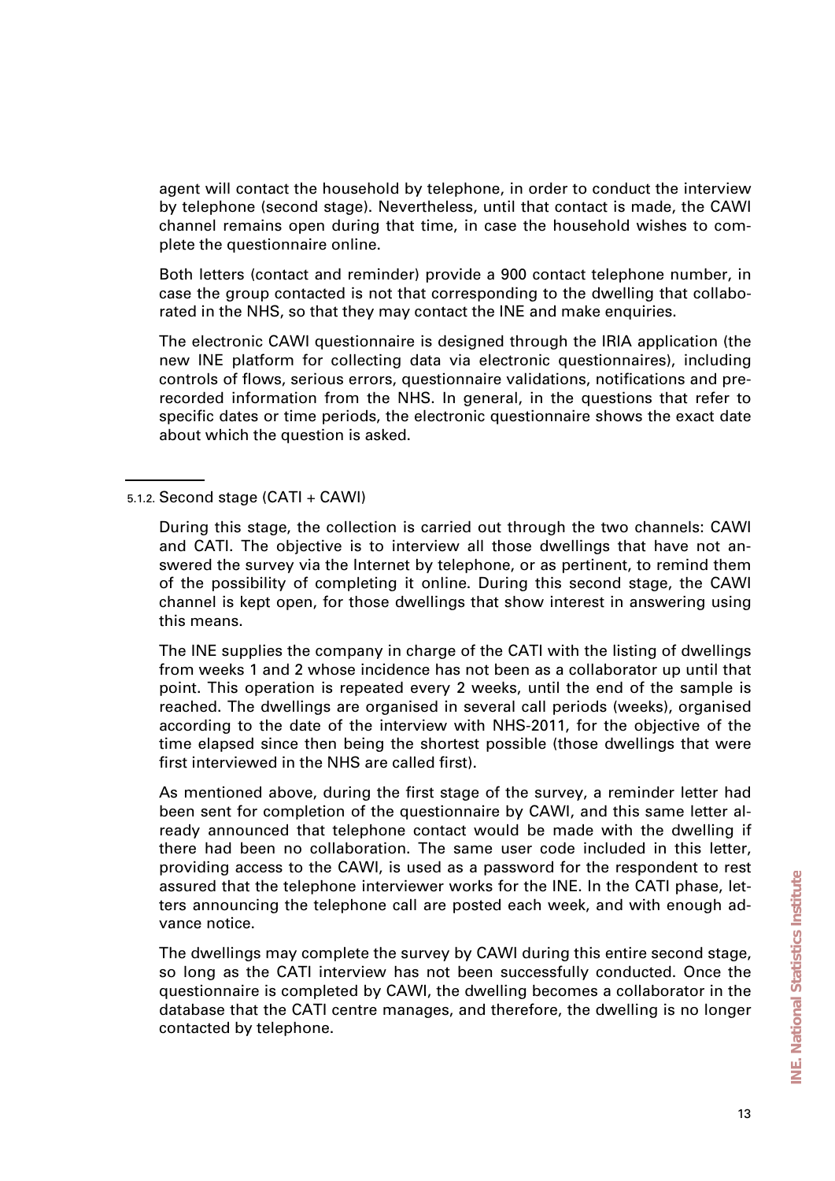agent will contact the household by telephone, in order to conduct the interview by telephone (second stage). Nevertheless, until that contact is made, the CAWI channel remains open during that time, in case the household wishes to complete the questionnaire online.

Both letters (contact and reminder) provide a 900 contact telephone number, in case the group contacted is not that corresponding to the dwelling that collaborated in the NHS, so that they may contact the INE and make enquiries.

The electronic CAWI questionnaire is designed through the IRIA application (the new INE platform for collecting data via electronic questionnaires), including controls of flows, serious errors, questionnaire validations, notifications and prerecorded information from the NHS. In general, in the questions that refer to specific dates or time periods, the electronic questionnaire shows the exact date about which the question is asked.

#### 5.1.2. Second stage (CATI + CAWI)

During this stage, the collection is carried out through the two channels: CAWI and CATI. The objective is to interview all those dwellings that have not answered the survey via the Internet by telephone, or as pertinent, to remind them of the possibility of completing it online. During this second stage, the CAWI channel is kept open, for those dwellings that show interest in answering using this means.

The INE supplies the company in charge of the CATI with the listing of dwellings from weeks 1 and 2 whose incidence has not been as a collaborator up until that point. This operation is repeated every 2 weeks, until the end of the sample is reached. The dwellings are organised in several call periods (weeks), organised according to the date of the interview with NHS-2011, for the objective of the time elapsed since then being the shortest possible (those dwellings that were first interviewed in the NHS are called first).

As mentioned above, during the first stage of the survey, a reminder letter had been sent for completion of the questionnaire by CAWI, and this same letter already announced that telephone contact would be made with the dwelling if there had been no collaboration. The same user code included in this letter, providing access to the CAWI, is used as a password for the respondent to rest assured that the telephone interviewer works for the INE. In the CATI phase, letters announcing the telephone call are posted each week, and with enough advance notice.

The dwellings may complete the survey by CAWI during this entire second stage, so long as the CATI interview has not been successfully conducted. Once the questionnaire is completed by CAWI, the dwelling becomes a collaborator in the database that the CATI centre manages, and therefore, the dwelling is no longer contacted by telephone.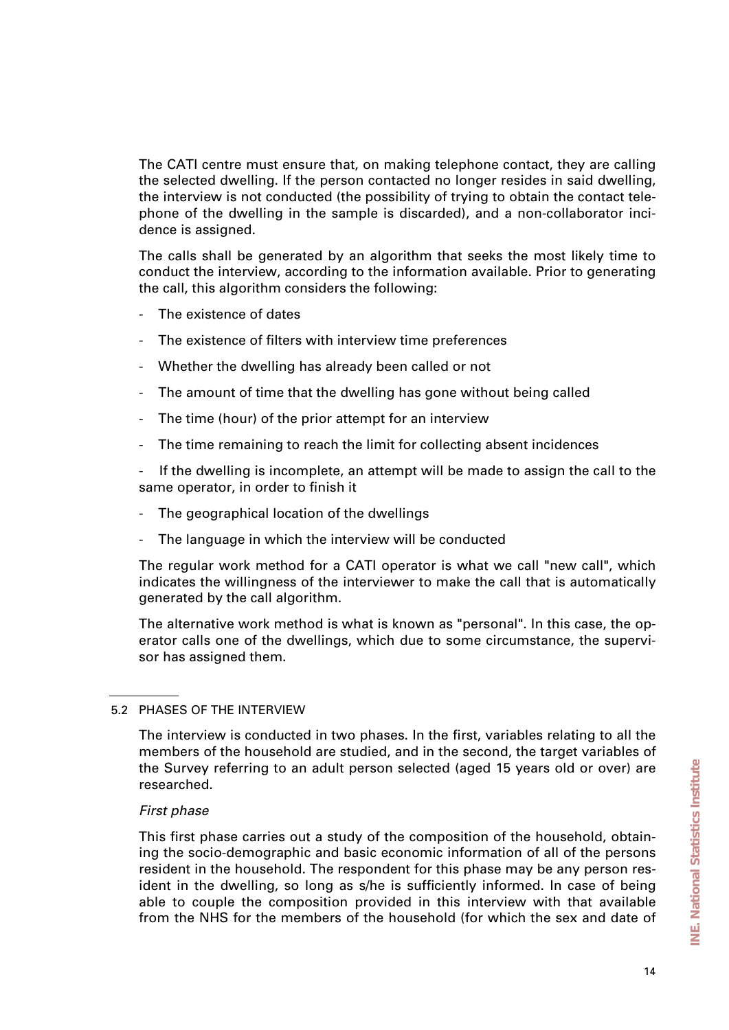The CATI centre must ensure that, on making telephone contact, they are calling the selected dwelling. If the person contacted no longer resides in said dwelling, the interview is not conducted (the possibility of trying to obtain the contact telephone of the dwelling in the sample is discarded), and a non-collaborator incidence is assigned.

The calls shall be generated by an algorithm that seeks the most likely time to conduct the interview, according to the information available. Prior to generating the call, this algorithm considers the following:

- The existence of dates
- The existence of filters with interview time preferences
- Whether the dwelling has already been called or not
- The amount of time that the dwelling has gone without being called
- The time (hour) of the prior attempt for an interview
- The time remaining to reach the limit for collecting absent incidences
- If the dwelling is incomplete, an attempt will be made to assign the call to the same operator, in order to finish it
- The geographical location of the dwellings
- The language in which the interview will be conducted

The regular work method for a CATI operator is what we call "new call", which indicates the willingness of the interviewer to make the call that is automatically generated by the call algorithm.

The alternative work method is what is known as "personal". In this case, the operator calls one of the dwellings, which due to some circumstance, the supervisor has assigned them.

## 5.2 PHASES OF THE INTERVIEW

The interview is conducted in two phases. In the first, variables relating to all the members of the household are studied, and in the second, the target variables of the Survey referring to an adult person selected (aged 15 years old or over) are researched.

*First phase*

This first phase carries out a study of the composition of the household, obtaining the socio-demographic and basic economic information of all of the persons resident in the household. The respondent for this phase may be any person resident in the dwelling, so long as s/he is sufficiently informed. In case of being able to couple the composition provided in this interview with that available from the NHS for the members of the household (for which the sex and date of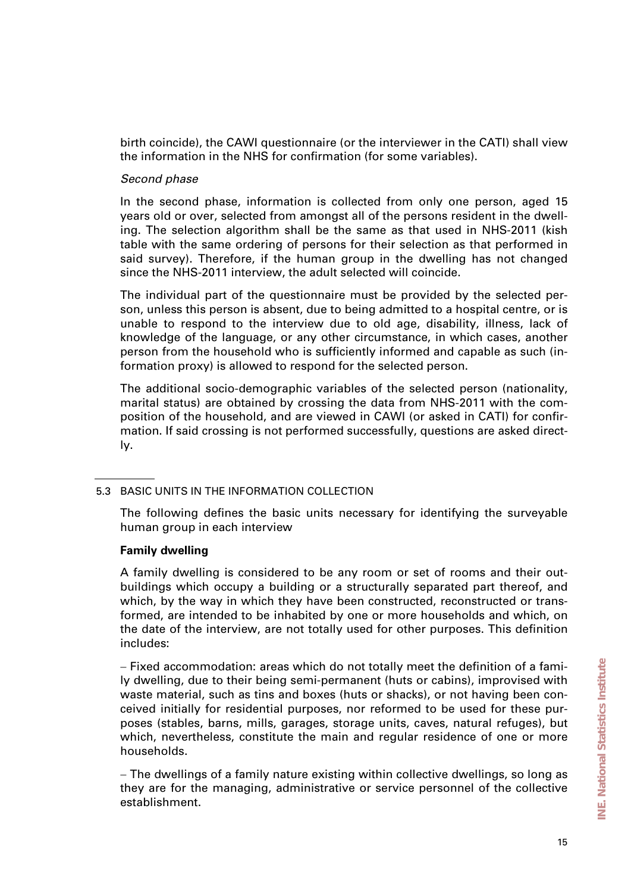birth coincide), the CAWI questionnaire (or the interviewer in the CATI) shall view the information in the NHS for confirmation (for some variables).

*Second phase*

In the second phase, information is collected from only one person, aged 15 years old or over, selected from amongst all of the persons resident in the dwelling. The selection algorithm shall be the same as that used in NHS-2011 (kish table with the same ordering of persons for their selection as that performed in said survey). Therefore, if the human group in the dwelling has not changed since the NHS-2011 interview, the adult selected will coincide.

The individual part of the questionnaire must be provided by the selected person, unless this person is absent, due to being admitted to a hospital centre, or is unable to respond to the interview due to old age, disability, illness, lack of knowledge of the language, or any other circumstance, in which cases, another person from the household who is sufficiently informed and capable as such (information proxy) is allowed to respond for the selected person.

The additional socio-demographic variables of the selected person (nationality, marital status) are obtained by crossing the data from NHS-2011 with the composition of the household, and are viewed in CAWI (or asked in CATI) for confirmation. If said crossing is not performed successfully, questions are asked directly.

## 5.3 BASIC UNITS IN THE INFORMATION COLLECTION

The following defines the basic units necessary for identifying the surveyable human group in each interview

**Family dwelling**

A family dwelling is considered to be any room or set of rooms and their outbuildings which occupy a building or a structurally separated part thereof, and which, by the way in which they have been constructed, reconstructed or transformed, are intended to be inhabited by one or more households and which, on the date of the interview, are not totally used for other purposes. This definition includes:

– Fixed accommodation: areas which do not totally meet the definition of a family dwelling, due to their being semi-permanent (huts or cabins), improvised with waste material, such as tins and boxes (huts or shacks), or not having been conceived initially for residential purposes, nor reformed to be used for these purposes (stables, barns, mills, garages, storage units, caves, natural refuges), but which, nevertheless, constitute the main and regular residence of one or more households.

– The dwellings of a family nature existing within collective dwellings, so long as they are for the managing, administrative or service personnel of the collective establishment.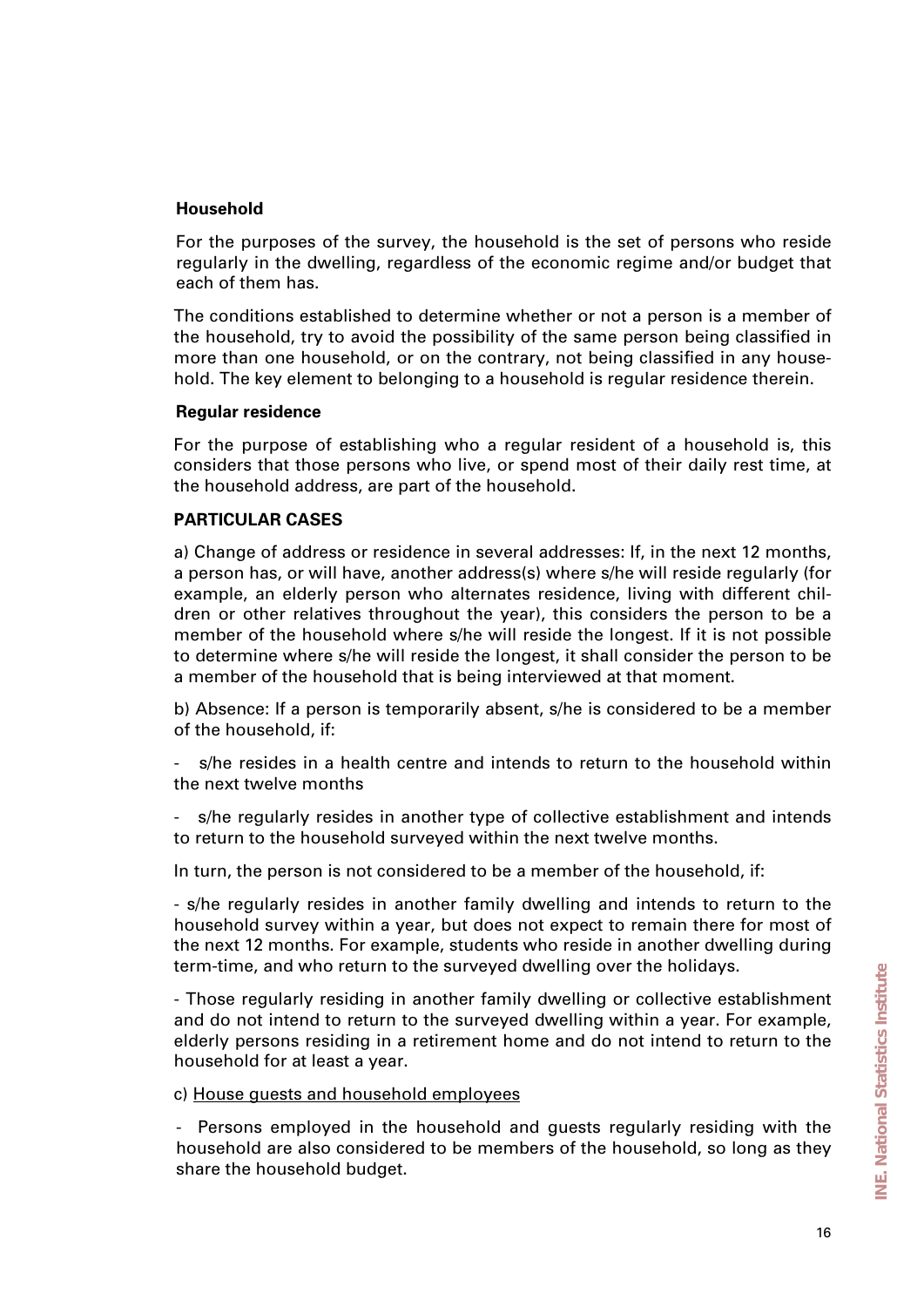**Household**

For the purposes of the survey, the household is the set of persons who reside regularly in the dwelling, regardless of the economic regime and/or budget that each of them has.

The conditions established to determine whether or not a person is a member of the household, try to avoid the possibility of the same person being classified in more than one household, or on the contrary, not being classified in any household. The key element to belonging to a household is regular residence therein.

**Regular residence**

For the purpose of establishing who a regular resident of a household is, this considers that those persons who live, or spend most of their daily rest time, at the household address, are part of the household.

**PARTICULAR CASES**

a) Change of address or residence in several addresses: If, in the next 12 months, a person has, or will have, another address(s) where s/he will reside regularly (for example, an elderly person who alternates residence, living with different children or other relatives throughout the year), this considers the person to be a member of the household where s/he will reside the longest. If it is not possible to determine where s/he will reside the longest, it shall consider the person to be a member of the household that is being interviewed at that moment.

b) Absence: If a person is temporarily absent, s/he is considered to be a member of the household, if:

- s/he resides in a health centre and intends to return to the household within the next twelve months
- s/he regularly resides in another type of collective establishment and intends to return to the household surveyed within the next twelve months.

In turn, the person is not considered to be a member of the household, if:

- s/he regularly resides in another family dwelling and intends to return to the household survey within a year, but does not expect to remain there for most of the next 12 months. For example, students who reside in another dwelling during term-time, and who return to the surveyed dwelling over the holidays.
- Those regularly residing in another family dwelling or collective establishment and do not intend to return to the surveyed dwelling within a year. For example, elderly persons residing in a retirement home and do not intend to return to the household for at least a year.

c) House guests and household employees

- Persons employed in the household and guests regularly residing with the household are also considered to be members of the household, so long as they share the household budget.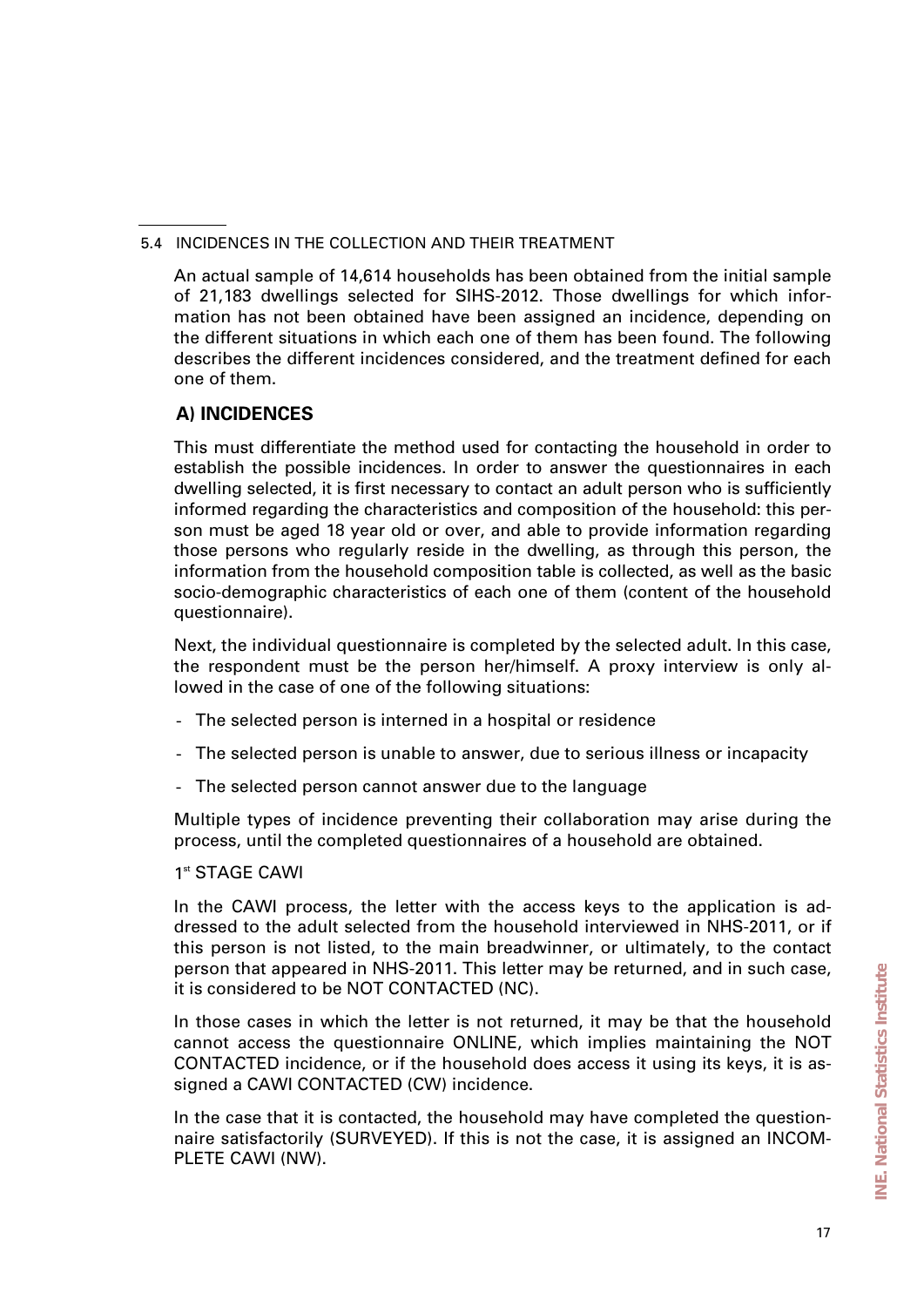## 5.4 INCIDENCES IN THE COLLECTION AND THEIR TREATMENT

An actual sample of 14,614 households has been obtained from the initial sample of 21,183 dwellings selected for SIHS-2012. Those dwellings for which information has not been obtained have been assigned an incidence, depending on the different situations in which each one of them has been found. The following describes the different incidences considered, and the treatment defined for each one of them.

### A) INCIDENCES

This must differentiate the method used for contacting the household in order to establish the possible incidences. In order to answer the questionnaires in each dwelling selected, it is first necessary to contact an adult person who is sufficiently informed regarding the characteristics and composition of the household: this person must be aged 18 year old or over, and able to provide information regarding those persons who regularly reside in the dwelling, as through this person, the information from the household composition table is collected, as well as the basic socio-demographic characteristics of each one of them (content of the household questionnaire).

Next, the individual questionnaire is completed by the selected adult. In this case, the respondent must be the person her/himself. A proxy interview is only allowed in the case of one of the following situations:

- The selected person is interned in a hospital or residence
- The selected person is unable to answer, due to serious illness or incapacity
- The selected person cannot answer due to the language

Multiple types of incidence preventing their collaboration may arise during the process, until the completed questionnaires of a household are obtained.

1st STAGE CAWI

In the CAWI process, the letter with the access keys to the application is addressed to the adult selected from the household interviewed in NHS-2011, or if this person is not listed, to the main breadwinner, or ultimately, to the contact person that appeared in NHS-2011. This letter may be returned, and in such case, it is considered to be NOT CONTACTED (NC).

In those cases in which the letter is not returned, it may be that the household cannot access the questionnaire ONLINE, which implies maintaining the NOT CONTACTED incidence, or if the household does access it using its keys, it is assigned a CAWI CONTACTED (CW) incidence.

In the case that it is contacted, the household may have completed the questionnaire satisfactorily (SURVEYED). If this is not the case, it is assigned an INCOMPLETE CAWI (NW).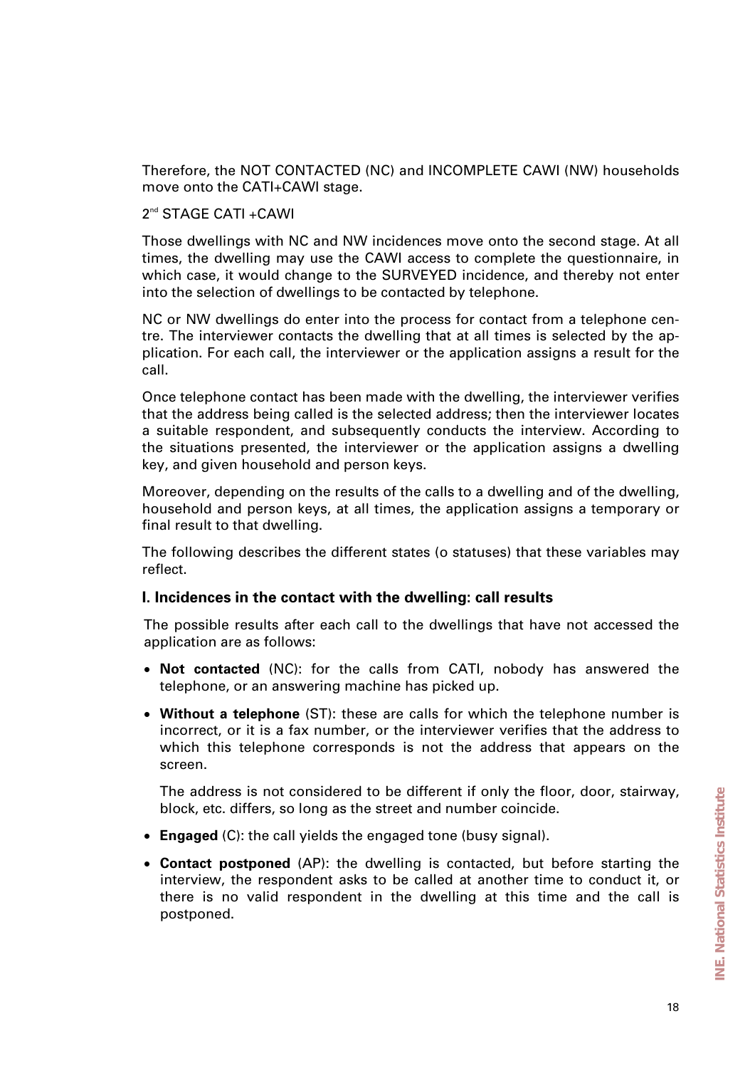Therefore, the NOT CONTACTED (NC) and INCOMPLETE CAWI (NW) households move onto the CATI+CAWI stage.

2nd STAGE CATI +CAWI

Those dwellings with NC and NW incidences move onto the second stage. At all times, the dwelling may use the CAWI access to complete the questionnaire, in which case, it would change to the SURVEYED incidence, and thereby not enter into the selection of dwellings to be contacted by telephone.

NC or NW dwellings do enter into the process for contact from a telephone centre. The interviewer contacts the dwelling that at all times is selected by the application. For each call, the interviewer or the application assigns a result for the call.

Once telephone contact has been made with the dwelling, the interviewer verifies that the address being called is the selected address; then the interviewer locates a suitable respondent, and subsequently conducts the interview. According to the situations presented, the interviewer or the application assigns a dwelling key, and given household and person keys.

Moreover, depending on the results of the calls to a dwelling and of the dwelling, household and person keys, at all times, the application assigns a temporary or final result to that dwelling.

The following describes the different states (o statuses) that these variables may reflect.

### I. Incidences in the contact with the dwelling: call results

The possible results after each call to the dwellings that have not accessed the application are as follows:

- **Not contacted** (NC): for the calls from CATI, nobody has answered the telephone, or an answering machine has picked up.
- **Without a telephone** (ST): these are calls for which the telephone number is incorrect, or it is a fax number, or the interviewer verifies that the address to which this telephone corresponds is not the address that appears on the screen.

  The address is not considered to be different if only the floor, door, stairway, block, etc. differs, so long as the street and number coincide.

- **Engaged** (C): the call yields the engaged tone (busy signal).
- **Contact postponed** (AP): the dwelling is contacted, but before starting the interview, the respondent asks to be called at another time to conduct it, or there is no valid respondent in the dwelling at this time and the call is postponed.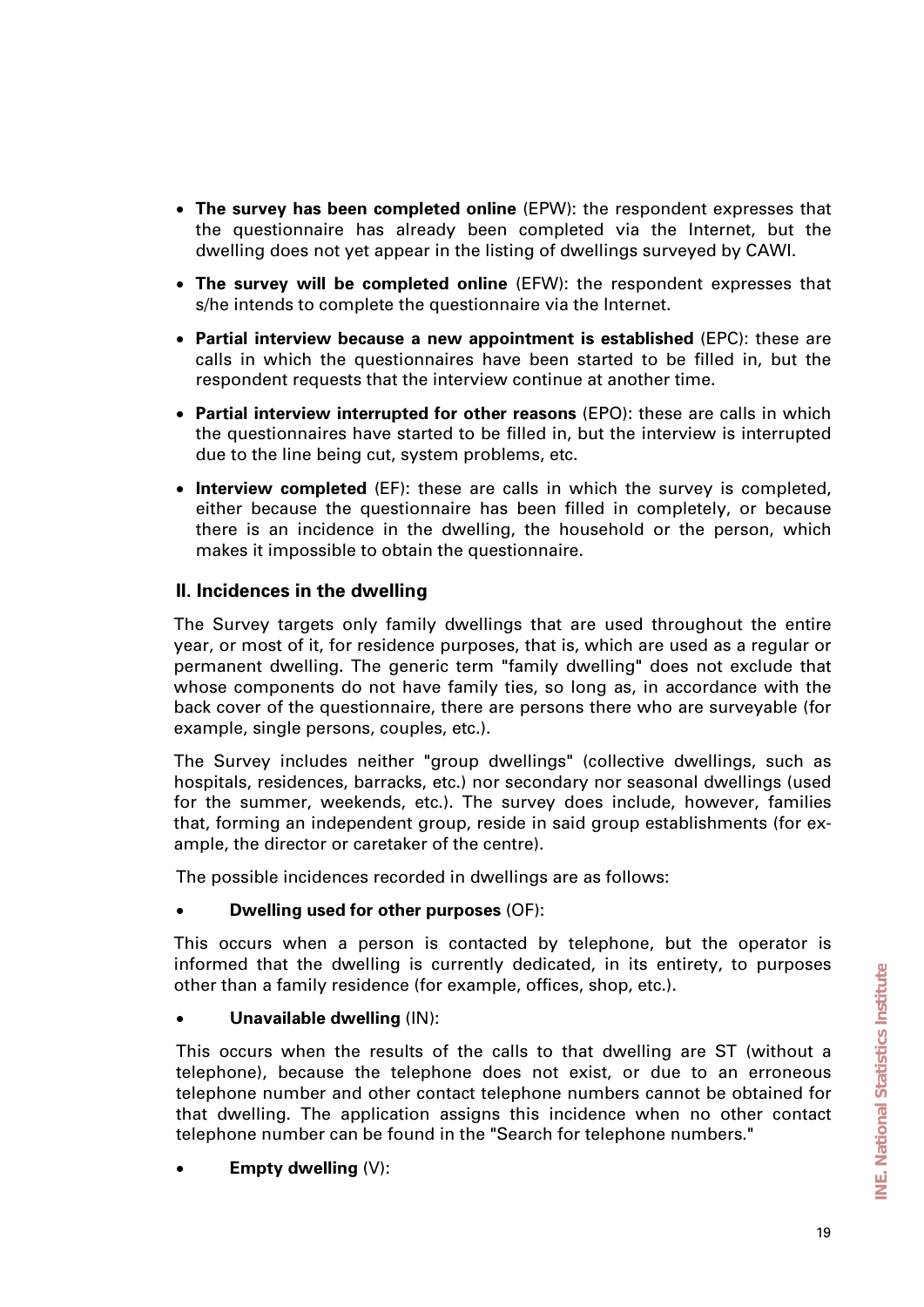- **The survey has been completed online** (EPW): the respondent expresses that the questionnaire has already been completed via the Internet, but the dwelling does not yet appear in the listing of dwellings surveyed by CAWI.
- **The survey will be completed online** (EFW): the respondent expresses that s/he intends to complete the questionnaire via the Internet.
- **Partial interview because a new appointment is established** (EPC): these are calls in which the questionnaires have been started to be filled in, but the respondent requests that the interview continue at another time.
- **Partial interview interrupted for other reasons** (EPO): these are calls in which the questionnaires have started to be filled in, but the interview is interrupted due to the line being cut, system problems, etc.
- **Interview completed** (EF): these are calls in which the survey is completed, either because the questionnaire has been filled in completely, or because there is an incidence in the dwelling, the household or the person, which makes it impossible to obtain the questionnaire.

### II. Incidences in the dwelling

The Survey targets only family dwellings that are used throughout the entire year, or most of it, for residence purposes, that is, which are used as a regular or permanent dwelling. The generic term "family dwelling" does not exclude that whose components do not have family ties, so long as, in accordance with the back cover of the questionnaire, there are persons there who are surveyable (for example, single persons, couples, etc.).

The Survey includes neither "group dwellings" (collective dwellings, such as hospitals, residences, barracks, etc.) nor secondary nor seasonal dwellings (used for the summer, weekends, etc.). The survey does include, however, families that, forming an independent group, reside in said group establishments (for example, the director or caretaker of the centre).

The possible incidences recorded in dwellings are as follows:

- **Dwelling used for other purposes** (OF):

This occurs when a person is contacted by telephone, but the operator is informed that the dwelling is currently dedicated, in its entirety, to purposes other than a family residence (for example, offices, shop, etc.).

- **Unavailable dwelling** (IN):

This occurs when the results of the calls to that dwelling are ST (without a telephone), because the telephone does not exist, or due to an erroneous telephone number and other contact telephone numbers cannot be obtained for that dwelling. The application assigns this incidence when no other contact telephone number can be found in the "Search for telephone numbers."

- **Empty dwelling** (V):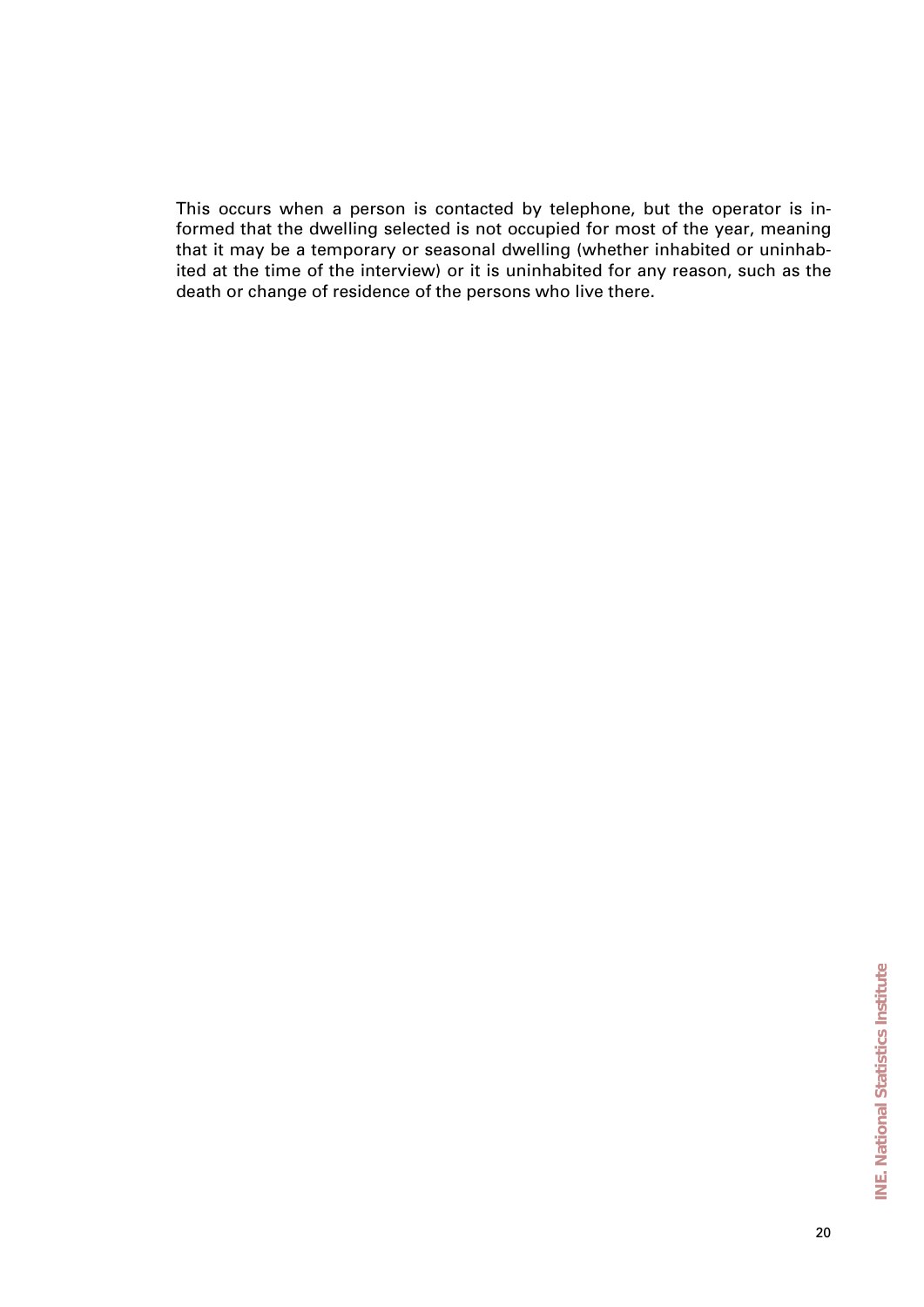This occurs when a person is contacted by telephone, but the operator is informed that the dwelling selected is not occupied for most of the year, meaning that it may be a temporary or seasonal dwelling (whether inhabited or uninhabited at the time of the interview) or it is uninhabited for any reason, such as the death or change of residence of the persons who live there.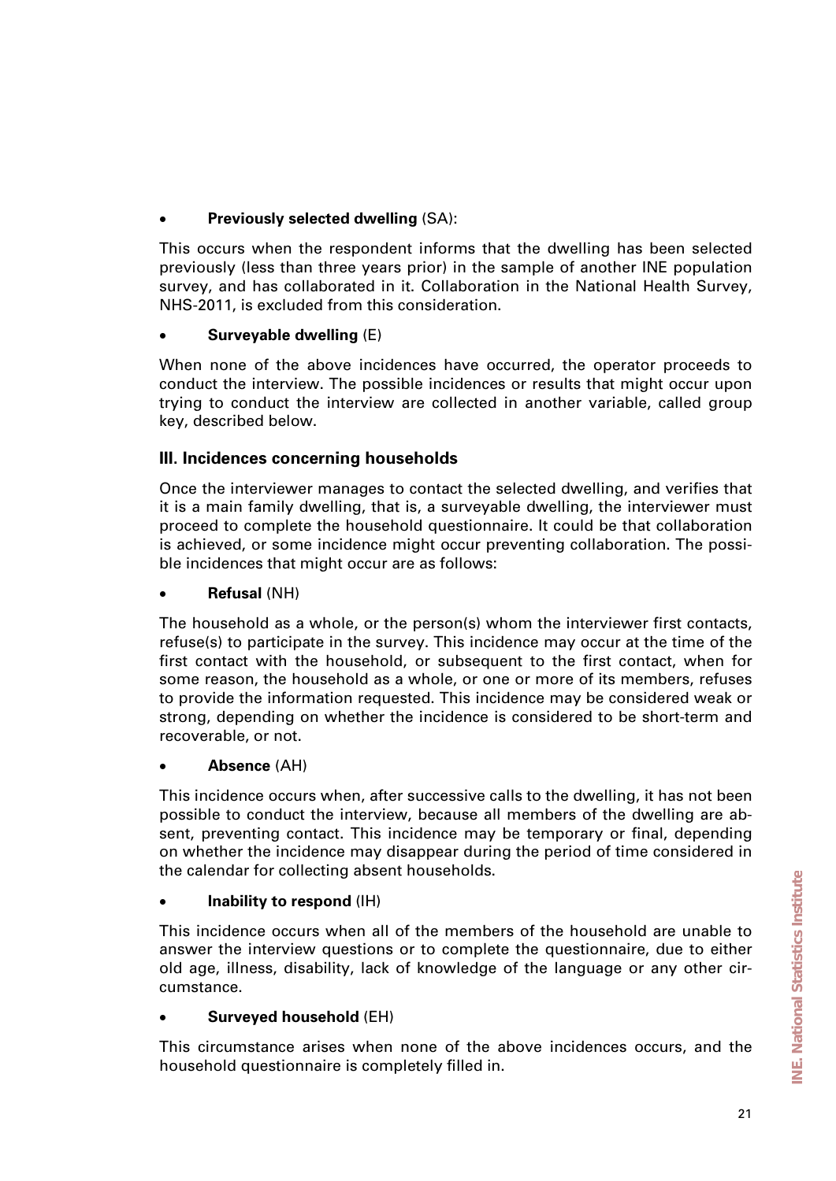- **Previously selected dwelling** (SA):

This occurs when the respondent informs that the dwelling has been selected previously (less than three years prior) in the sample of another INE population survey, and has collaborated in it. Collaboration in the National Health Survey, NHS-2011, is excluded from this consideration.

- **Surveyable dwelling** (E)

When none of the above incidences have occurred, the operator proceeds to conduct the interview. The possible incidences or results that might occur upon trying to conduct the interview are collected in another variable, called group key, described below.

### III. Incidences concerning households

Once the interviewer manages to contact the selected dwelling, and verifies that it is a main family dwelling, that is, a surveyable dwelling, the interviewer must proceed to complete the household questionnaire. It could be that collaboration is achieved, or some incidence might occur preventing collaboration. The possible incidences that might occur are as follows:

- **Refusal** (NH)

The household as a whole, or the person(s) whom the interviewer first contacts, refuse(s) to participate in the survey. This incidence may occur at the time of the first contact with the household, or subsequent to the first contact, when for some reason, the household as a whole, or one or more of its members, refuses to provide the information requested. This incidence may be considered weak or strong, depending on whether the incidence is considered to be short-term and recoverable, or not.

- **Absence** (AH)

This incidence occurs when, after successive calls to the dwelling, it has not been possible to conduct the interview, because all members of the dwelling are absent, preventing contact. This incidence may be temporary or final, depending on whether the incidence may disappear during the period of time considered in the calendar for collecting absent households.

- **Inability to respond** (IH)

This incidence occurs when all of the members of the household are unable to answer the interview questions or to complete the questionnaire, due to either old age, illness, disability, lack of knowledge of the language or any other circumstance.

- **Surveyed household** (EH)

This circumstance arises when none of the above incidences occurs, and the household questionnaire is completely filled in.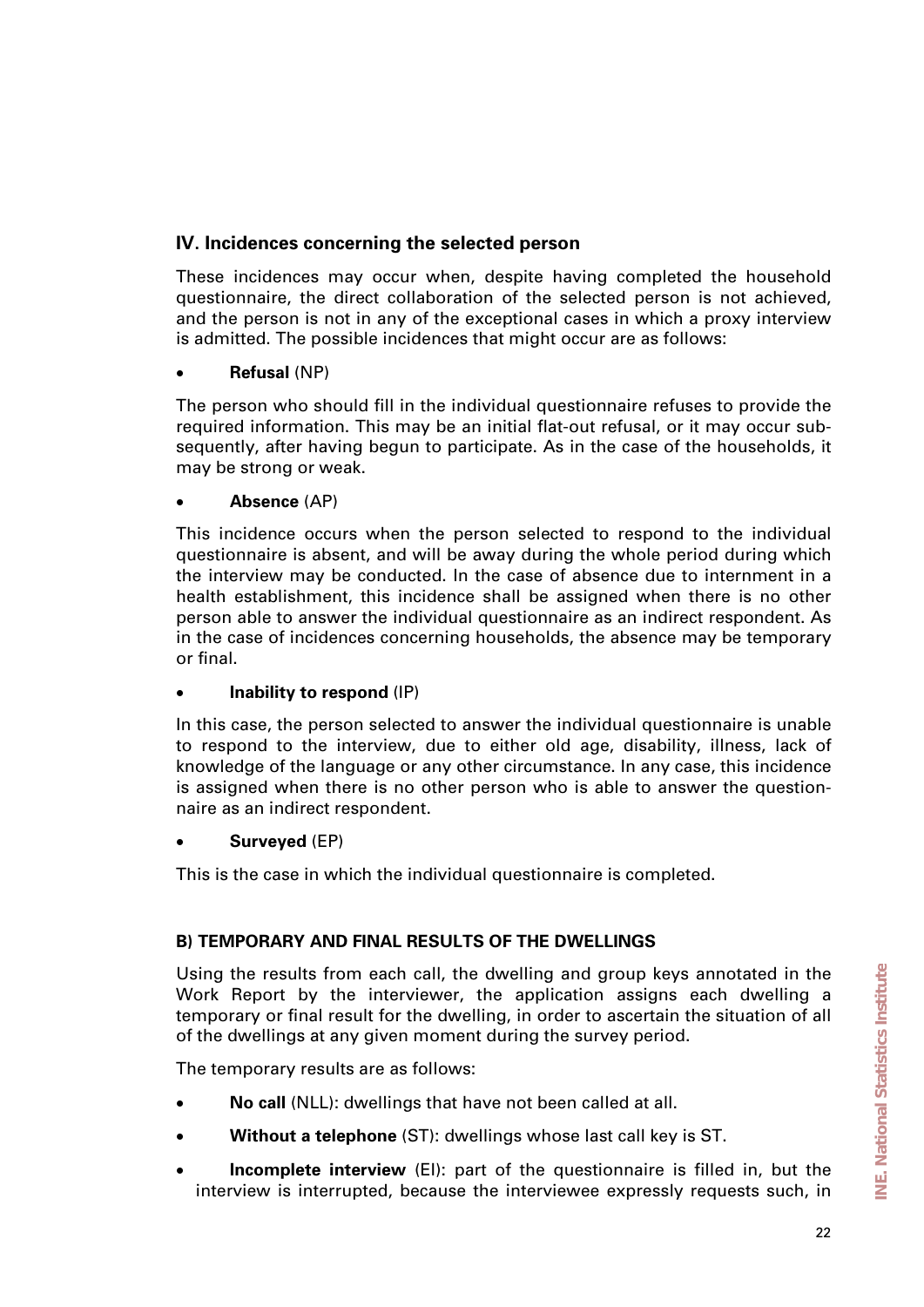### IV. Incidences concerning the selected person

These incidences may occur when, despite having completed the household questionnaire, the direct collaboration of the selected person is not achieved, and the person is not in any of the exceptional cases in which a proxy interview is admitted. The possible incidences that might occur are as follows:

- **Refusal** (NP)

The person who should fill in the individual questionnaire refuses to provide the required information. This may be an initial flat-out refusal, or it may occur subsequently, after having begun to participate. As in the case of the households, it may be strong or weak.

- **Absence** (AP)

This incidence occurs when the person selected to respond to the individual questionnaire is absent, and will be away during the whole period during which the interview may be conducted. In the case of absence due to internment in a health establishment, this incidence shall be assigned when there is no other person able to answer the individual questionnaire as an indirect respondent. As in the case of incidences concerning households, the absence may be temporary or final.

- **Inability to respond** (IP)

In this case, the person selected to answer the individual questionnaire is unable to respond to the interview, due to either old age, disability, illness, lack of knowledge of the language or any other circumstance. In any case, this incidence is assigned when there is no other person who is able to answer the questionnaire as an indirect respondent.

- **Surveyed** (EP)

This is the case in which the individual questionnaire is completed.

#### B) TEMPORARY AND FINAL RESULTS OF THE DWELLINGS

Using the results from each call, the dwelling and group keys annotated in the Work Report by the interviewer, the application assigns each dwelling a temporary or final result for the dwelling, in order to ascertain the situation of all of the dwellings at any given moment during the survey period.

The temporary results are as follows:

- **No call** (NLL): dwellings that have not been called at all.
- **Without a telephone** (ST): dwellings whose last call key is ST.
- **Incomplete interview** (EI): part of the questionnaire is filled in, but the interview is interrupted, because the interviewee expressly requests such, in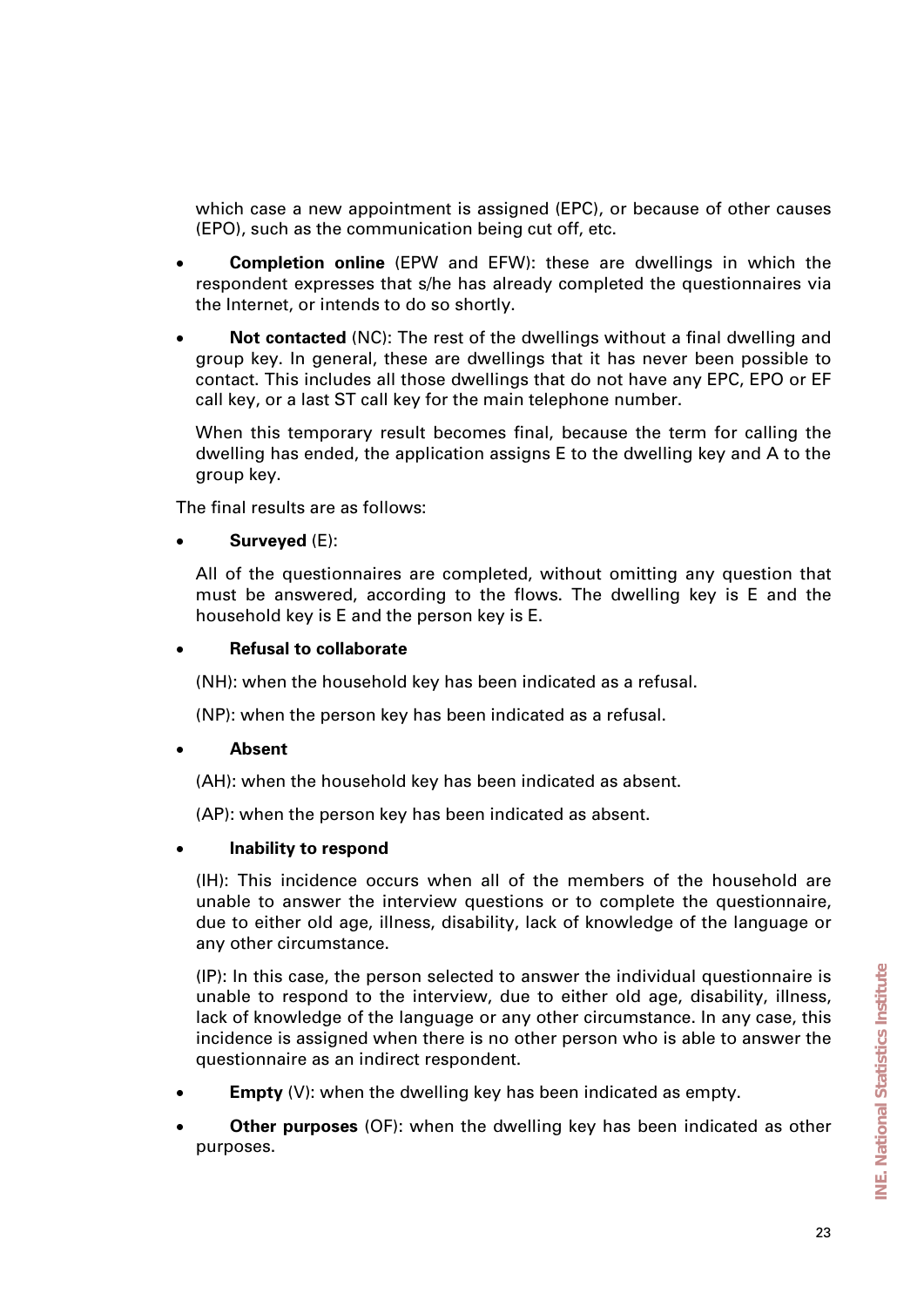which case a new appointment is assigned (EPC), or because of other causes (EPO), such as the communication being cut off, etc.

- **Completion online** (EPW and EFW): these are dwellings in which the respondent expresses that s/he has already completed the questionnaires via the Internet, or intends to do so shortly.

- **Not contacted** (NC): The rest of the dwellings without a final dwelling and group key. In general, these are dwellings that it has never been possible to contact. This includes all those dwellings that do not have any EPC, EPO or EF call key, or a last ST call key for the main telephone number.

  When this temporary result becomes final, because the term for calling the dwelling has ended, the application assigns E to the dwelling key and A to the group key.

The final results are as follows:

- **Surveyed** (E):

  All of the questionnaires are completed, without omitting any question that must be answered, according to the flows. The dwelling key is E and the household key is E and the person key is E.

- **Refusal to collaborate**

  (NH): when the household key has been indicated as a refusal.

  (NP): when the person key has been indicated as a refusal.

- **Absent**

  (AH): when the household key has been indicated as absent.

  (AP): when the person key has been indicated as absent.

- **Inability to respond**

  (IH): This incidence occurs when all of the members of the household are unable to answer the interview questions or to complete the questionnaire, due to either old age, illness, disability, lack of knowledge of the language or any other circumstance.

  (IP): In this case, the person selected to answer the individual questionnaire is unable to respond to the interview, due to either old age, disability, illness, lack of knowledge of the language or any other circumstance. In any case, this incidence is assigned when there is no other person who is able to answer the questionnaire as an indirect respondent.

- **Empty** (V): when the dwelling key has been indicated as empty.

- **Other purposes** (OF): when the dwelling key has been indicated as other purposes.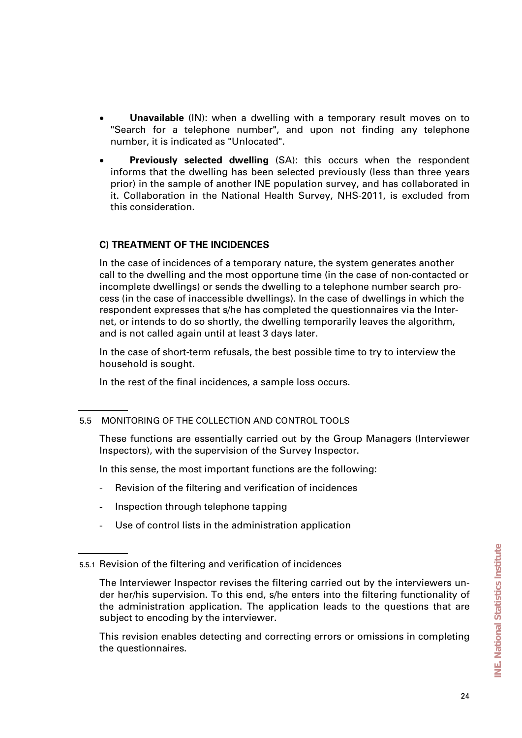- **Unavailable** (IN): when a dwelling with a temporary result moves on to "Search for a telephone number", and upon not finding any telephone number, it is indicated as "Unlocated".
- **Previously selected dwelling** (SA): this occurs when the respondent informs that the dwelling has been selected previously (less than three years prior) in the sample of another INE population survey, and has collaborated in it. Collaboration in the National Health Survey, NHS-2011, is excluded from this consideration.

**C) TREATMENT OF THE INCIDENCES**

In the case of incidences of a temporary nature, the system generates another call to the dwelling and the most opportune time (in the case of non-contacted or incomplete dwellings) or sends the dwelling to a telephone number search process (in the case of inaccessible dwellings). In the case of dwellings in which the respondent expresses that s/he has completed the questionnaires via the Internet, or intends to do so shortly, the dwelling temporarily leaves the algorithm, and is not called again until at least 3 days later.

In the case of short-term refusals, the best possible time to try to interview the household is sought.

In the rest of the final incidences, a sample loss occurs.

## 5.5 MONITORING OF THE COLLECTION AND CONTROL TOOLS

These functions are essentially carried out by the Group Managers (Interviewer Inspectors), with the supervision of the Survey Inspector.

In this sense, the most important functions are the following:

- Revision of the filtering and verification of incidences
- Inspection through telephone tapping
- Use of control lists in the administration application

### 5.5.1 Revision of the filtering and verification of incidences

The Interviewer Inspector revises the filtering carried out by the interviewers under her/his supervision. To this end, s/he enters into the filtering functionality of the administration application. The application leads to the questions that are subject to encoding by the interviewer.

This revision enables detecting and correcting errors or omissions in completing the questionnaires.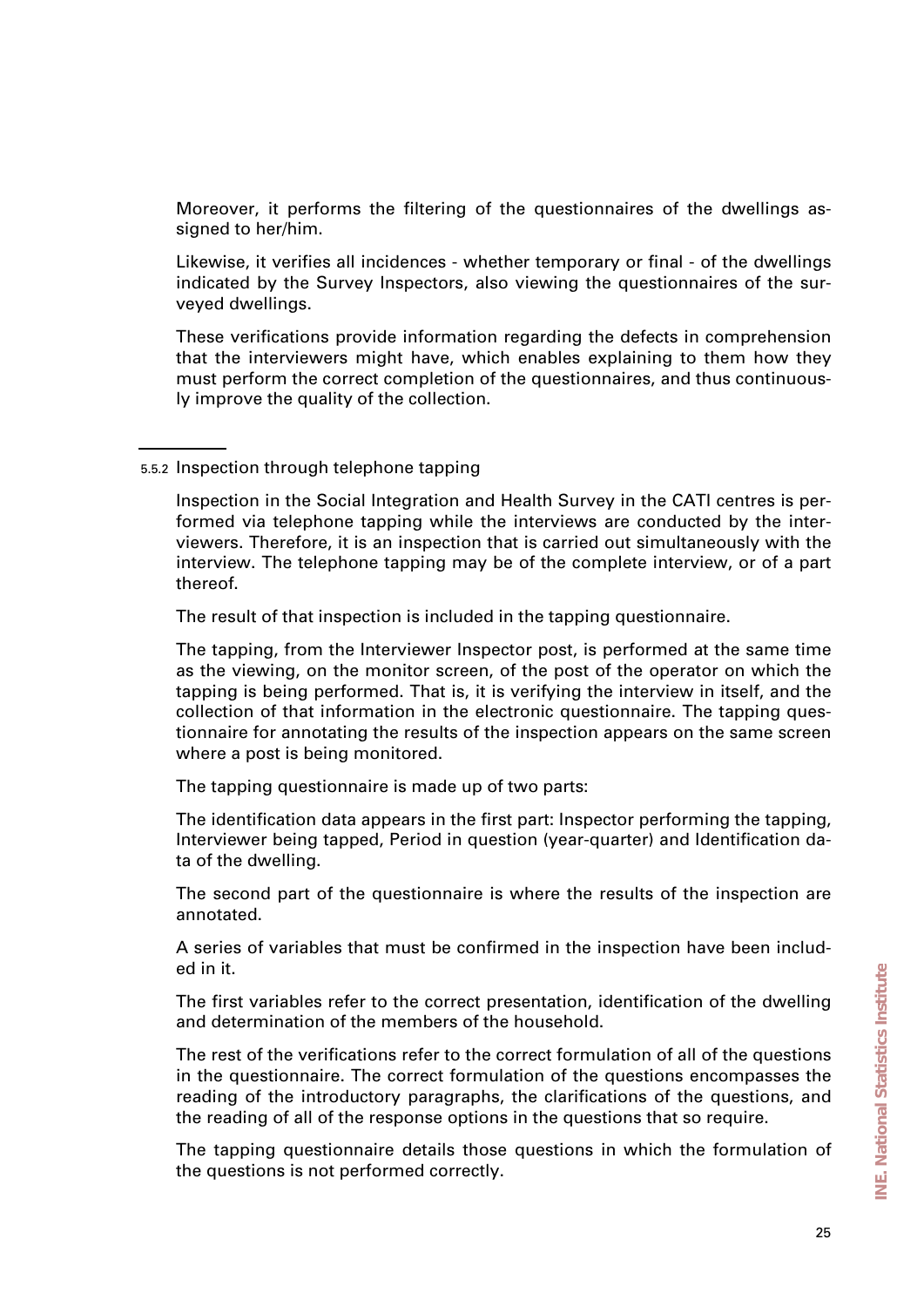Moreover, it performs the filtering of the questionnaires of the dwellings assigned to her/him.

Likewise, it verifies all incidences - whether temporary or final - of the dwellings indicated by the Survey Inspectors, also viewing the questionnaires of the surveyed dwellings.

These verifications provide information regarding the defects in comprehension that the interviewers might have, which enables explaining to them how they must perform the correct completion of the questionnaires, and thus continuously improve the quality of the collection.

### 5.5.2 Inspection through telephone tapping

Inspection in the Social Integration and Health Survey in the CATI centres is performed via telephone tapping while the interviews are conducted by the interviewers. Therefore, it is an inspection that is carried out simultaneously with the interview. The telephone tapping may be of the complete interview, or of a part thereof.

The result of that inspection is included in the tapping questionnaire.

The tapping, from the Interviewer Inspector post, is performed at the same time as the viewing, on the monitor screen, of the post of the operator on which the tapping is being performed. That is, it is verifying the interview in itself, and the collection of that information in the electronic questionnaire. The tapping questionnaire for annotating the results of the inspection appears on the same screen where a post is being monitored.

The tapping questionnaire is made up of two parts:

The identification data appears in the first part: Inspector performing the tapping, Interviewer being tapped, Period in question (year-quarter) and Identification data of the dwelling.

The second part of the questionnaire is where the results of the inspection are annotated.

A series of variables that must be confirmed in the inspection have been included in it.

The first variables refer to the correct presentation, identification of the dwelling and determination of the members of the household.

The rest of the verifications refer to the correct formulation of all of the questions in the questionnaire. The correct formulation of the questions encompasses the reading of the introductory paragraphs, the clarifications of the questions, and the reading of all of the response options in the questions that so require.

The tapping questionnaire details those questions in which the formulation of the questions is not performed correctly.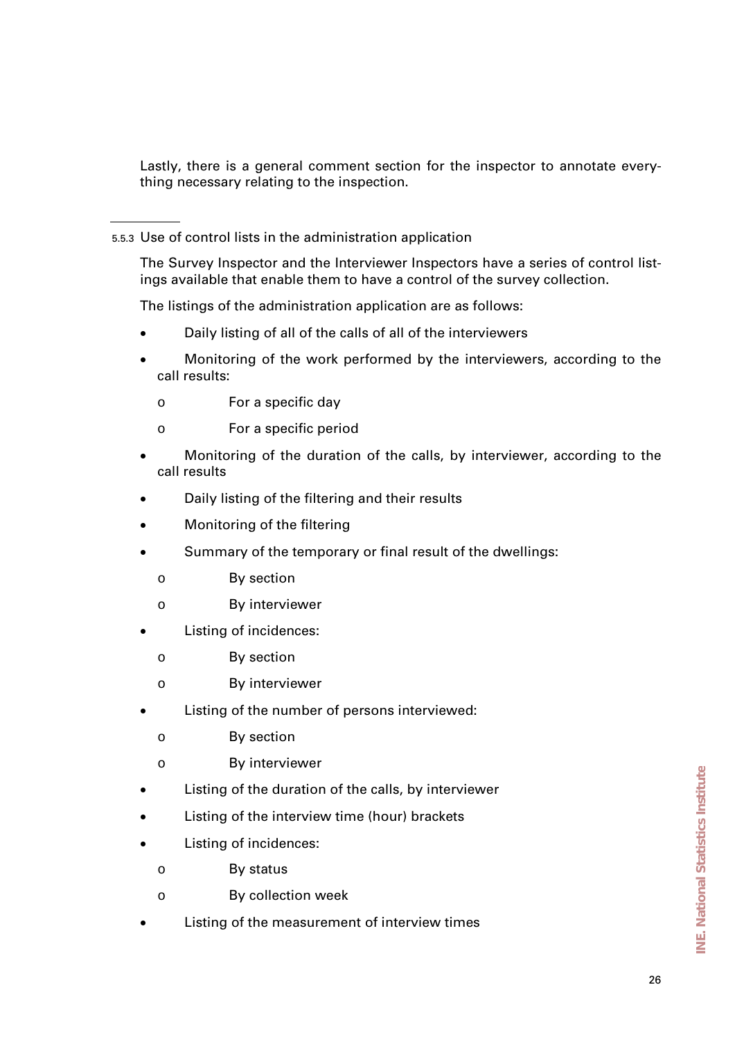Lastly, there is a general comment section for the inspector to annotate everything necessary relating to the inspection.

### 5.5.3 Use of control lists in the administration application

The Survey Inspector and the Interviewer Inspectors have a series of control listings available that enable them to have a control of the survey collection.

The listings of the administration application are as follows:

- Daily listing of all of the calls of all of the interviewers
- Monitoring of the work performed by the interviewers, according to the call results:
  - For a specific day
  - For a specific period
- Monitoring of the duration of the calls, by interviewer, according to the call results
- Daily listing of the filtering and their results
- Monitoring of the filtering
- Summary of the temporary or final result of the dwellings:
  - By section
  - By interviewer
- Listing of incidences:
  - By section
  - By interviewer
- Listing of the number of persons interviewed:
  - By section
  - By interviewer
- Listing of the duration of the calls, by interviewer
- Listing of the interview time (hour) brackets
- Listing of incidences:
  - By status
  - By collection week
- Listing of the measurement of interview times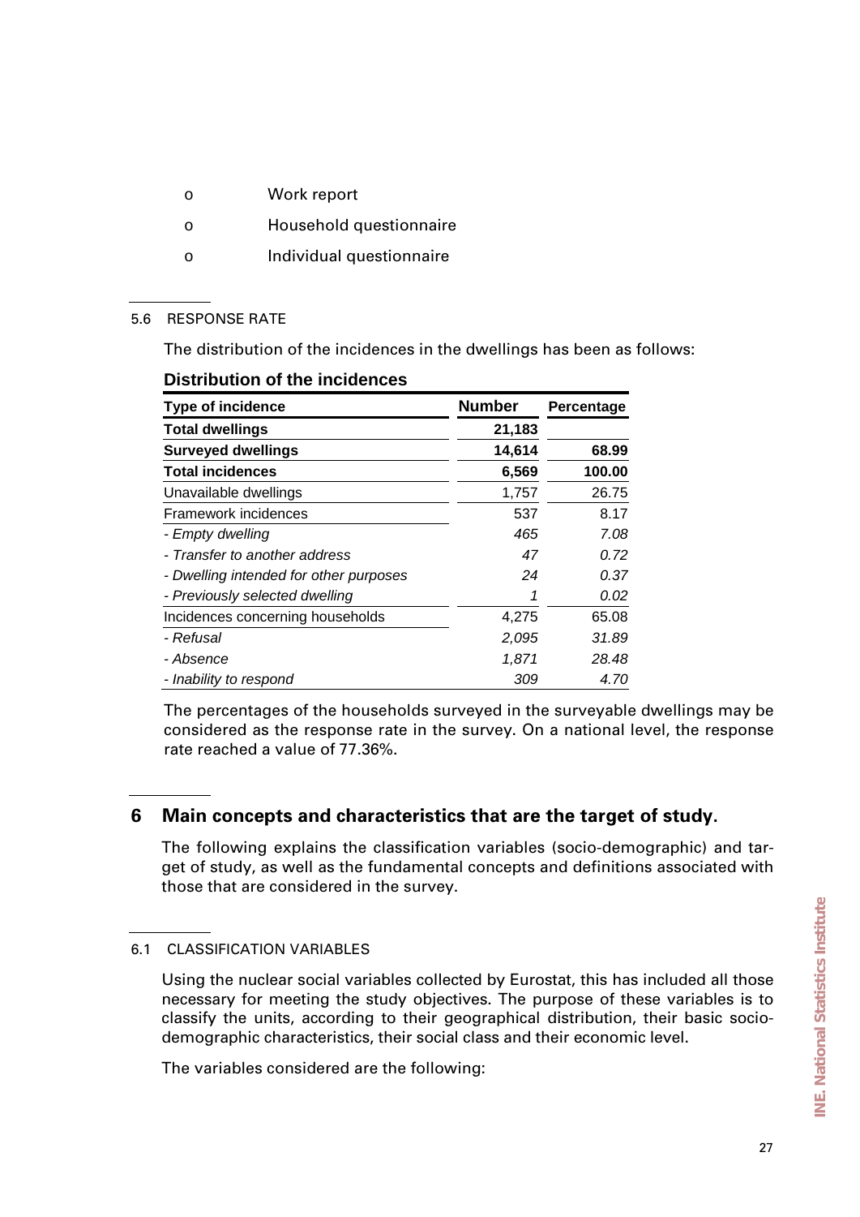- Work report
- Household questionnaire
- Individual questionnaire

### 5.6 RESPONSE RATE

The distribution of the incidences in the dwellings has been as follows:

**Distribution of the incidences**

| Type of incidence | Number | Percentage |
|---|---|---|
| **Total dwellings** | **21,183** | |
| **Surveyed dwellings** | **14,614** | **68.99** |
| **Total incidences** | **6,569** | **100.00** |
| Unavailable dwellings | 1,757 | 26.75 |
| Framework incidences | 537 | 8.17 |
| *- Empty dwelling* | *465* | *7.08* |
| *- Transfer to another address* | *47* | *0.72* |
| *- Dwelling intended for other purposes* | *24* | *0.37* |
| *- Previously selected dwelling* | *1* | *0.02* |
| Incidences concerning households | 4,275 | 65.08 |
| *- Refusal* | *2,095* | *31.89* |
| *- Absence* | *1,871* | *28.48* |
| *- Inability to respond* | *309* | *4.70* |

The percentages of the households surveyed in the surveyable dwellings may be considered as the response rate in the survey. On a national level, the response rate reached a value of 77.36%.

## 6 Main concepts and characteristics that are the target of study.

The following explains the classification variables (socio-demographic) and target of study, as well as the fundamental concepts and definitions associated with those that are considered in the survey.

### 6.1 CLASSIFICATION VARIABLES

Using the nuclear social variables collected by Eurostat, this has included all those necessary for meeting the study objectives. The purpose of these variables is to classify the units, according to their geographical distribution, their basic socio-demographic characteristics, their social class and their economic level.

The variables considered are the following: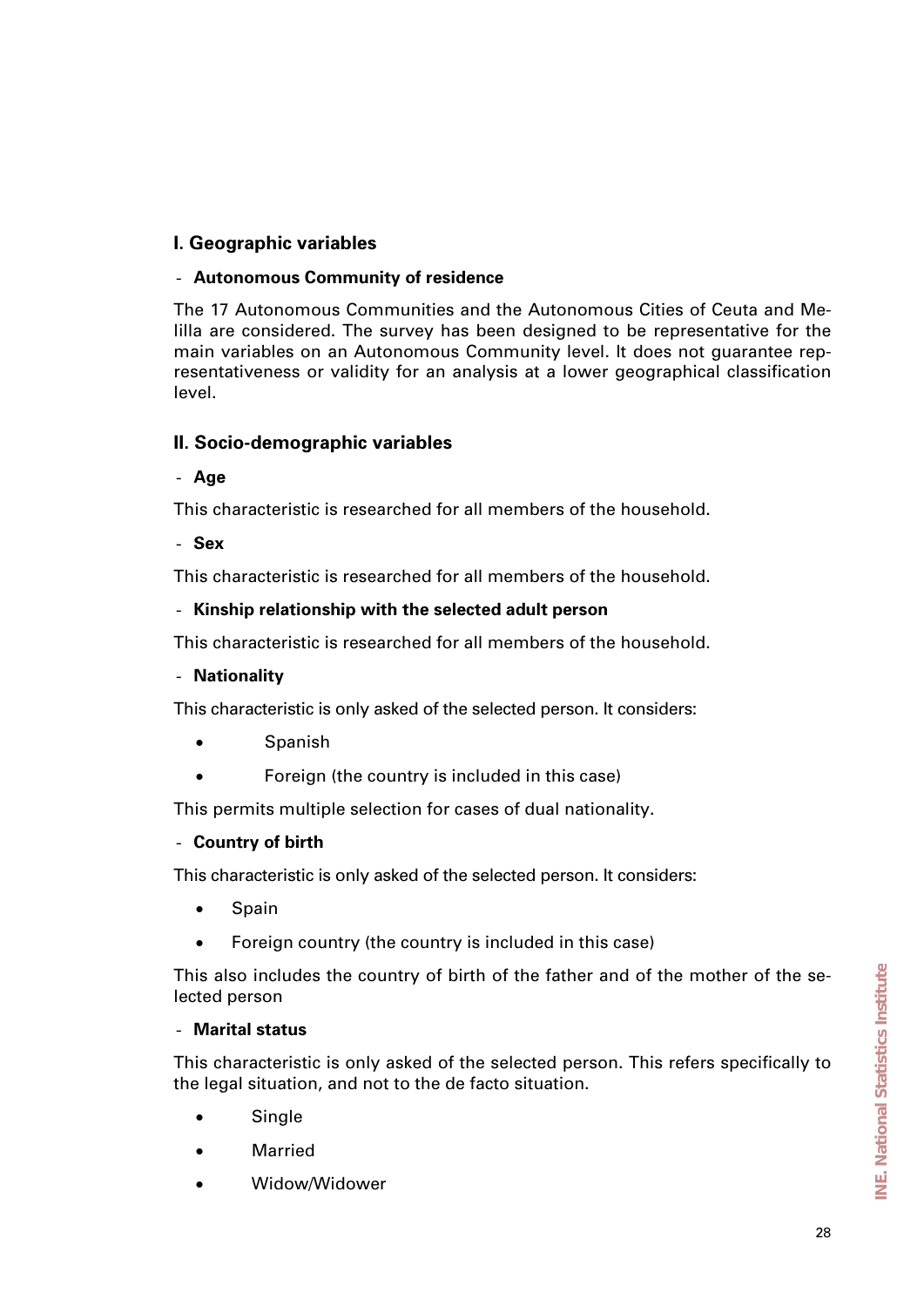## I. Geographic variables

- **Autonomous Community of residence**

The 17 Autonomous Communities and the Autonomous Cities of Ceuta and Melilla are considered. The survey has been designed to be representative for the main variables on an Autonomous Community level. It does not guarantee representativeness or validity for an analysis at a lower geographical classification level.

## II. Socio-demographic variables

- **Age**

This characteristic is researched for all members of the household.

- **Sex**

This characteristic is researched for all members of the household.

- **Kinship relationship with the selected adult person**

This characteristic is researched for all members of the household.

- **Nationality**

This characteristic is only asked of the selected person. It considers:

- Spanish
- Foreign (the country is included in this case)

This permits multiple selection for cases of dual nationality.

- **Country of birth**

This characteristic is only asked of the selected person. It considers:

- Spain
- Foreign country (the country is included in this case)

This also includes the country of birth of the father and of the mother of the selected person

- **Marital status**

This characteristic is only asked of the selected person. This refers specifically to the legal situation, and not to the de facto situation.

- Single
- Married
- Widow/Widower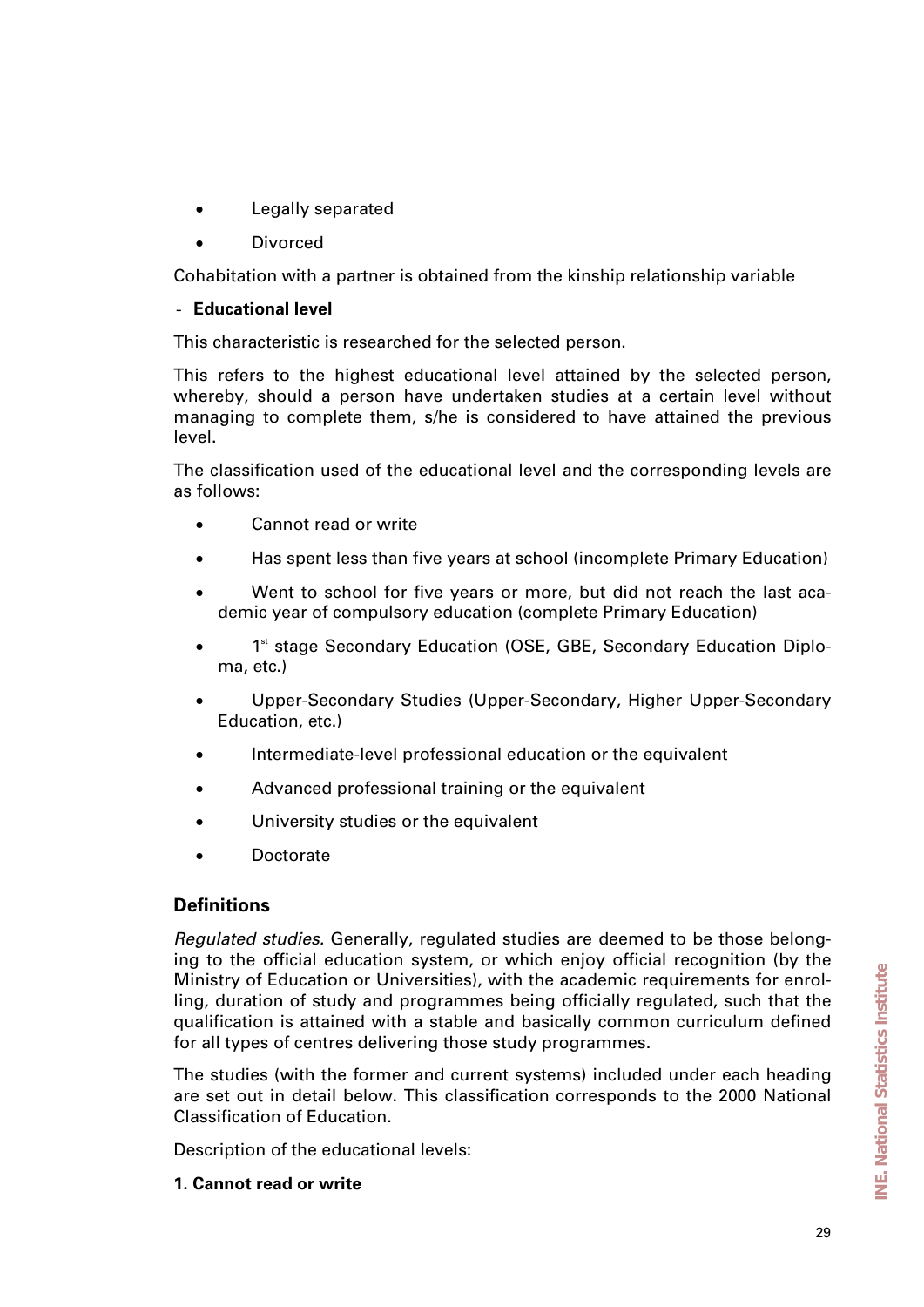- Legally separated
- Divorced

Cohabitation with a partner is obtained from the kinship relationship variable

- **Educational level**

This characteristic is researched for the selected person.

This refers to the highest educational level attained by the selected person, whereby, should a person have undertaken studies at a certain level without managing to complete them, s/he is considered to have attained the previous level.

The classification used of the educational level and the corresponding levels are as follows:

- Cannot read or write
- Has spent less than five years at school (incomplete Primary Education)
- Went to school for five years or more, but did not reach the last academic year of compulsory education (complete Primary Education)
- 1st stage Secondary Education (OSE, GBE, Secondary Education Diploma, etc.)
- Upper-Secondary Studies (Upper-Secondary, Higher Upper-Secondary Education, etc.)
- Intermediate-level professional education or the equivalent
- Advanced professional training or the equivalent
- University studies or the equivalent
- Doctorate

### Definitions

*Regulated studies.* Generally, regulated studies are deemed to be those belonging to the official education system, or which enjoy official recognition (by the Ministry of Education or Universities), with the academic requirements for enrolling, duration of study and programmes being officially regulated, such that the qualification is attained with a stable and basically common curriculum defined for all types of centres delivering those study programmes.

The studies (with the former and current systems) included under each heading are set out in detail below. This classification corresponds to the 2000 National Classification of Education.

Description of the educational levels:

**1. Cannot read or write**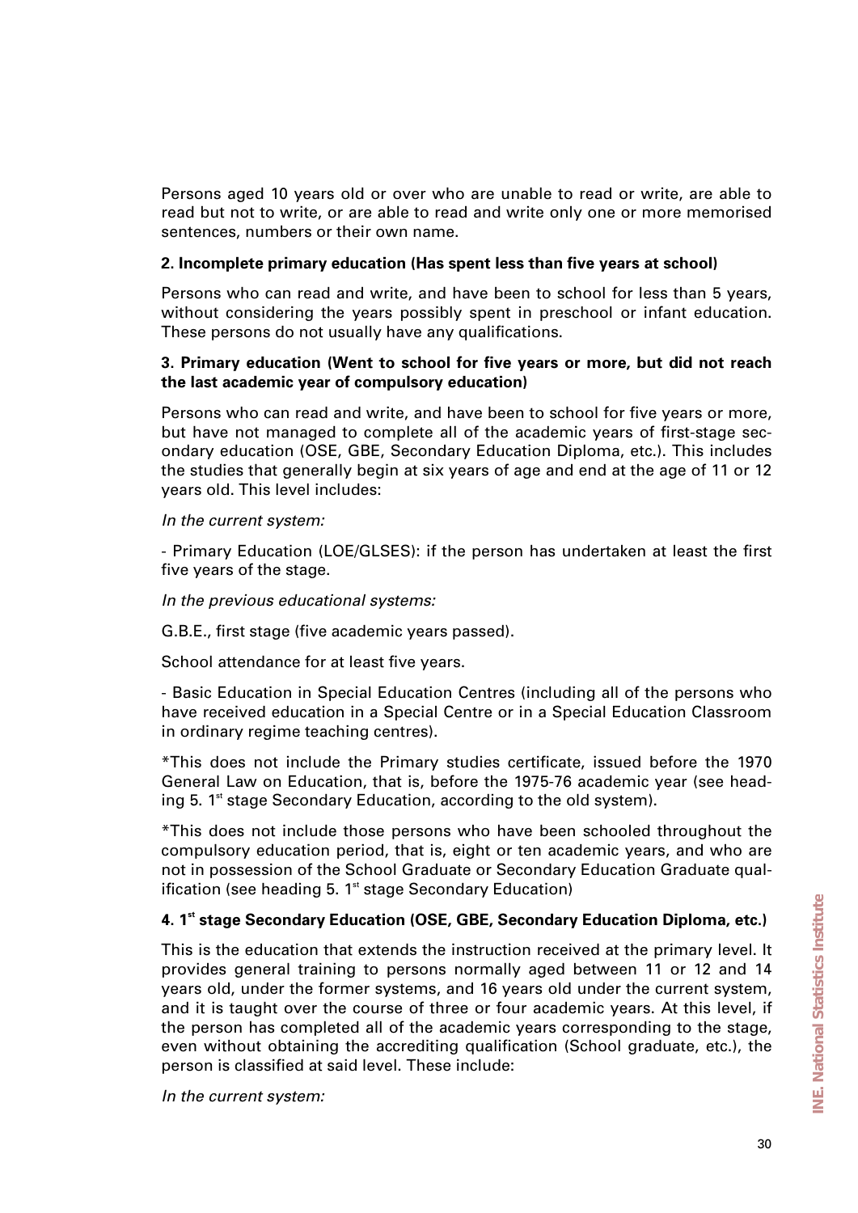Persons aged 10 years old or over who are unable to read or write, are able to read but not to write, or are able to read and write only one or more memorised sentences, numbers or their own name.

**2. Incomplete primary education (Has spent less than five years at school)**

Persons who can read and write, and have been to school for less than 5 years, without considering the years possibly spent in preschool or infant education. These persons do not usually have any qualifications.

**3. Primary education (Went to school for five years or more, but did not reach the last academic year of compulsory education)**

Persons who can read and write, and have been to school for five years or more, but have not managed to complete all of the academic years of first-stage secondary education (OSE, GBE, Secondary Education Diploma, etc.). This includes the studies that generally begin at six years of age and end at the age of 11 or 12 years old. This level includes:

*In the current system:*

- Primary Education (LOE/GLSES): if the person has undertaken at least the first five years of the stage.

*In the previous educational systems:*

G.B.E., first stage (five academic years passed).

School attendance for at least five years.

- Basic Education in Special Education Centres (including all of the persons who have received education in a Special Centre or in a Special Education Classroom in ordinary regime teaching centres).

*This does not include the Primary studies certificate, issued before the 1970 General Law on Education, that is, before the 1975-76 academic year (see heading 5. 1st stage Secondary Education, according to the old system).

*This does not include those persons who have been schooled throughout the compulsory education period, that is, eight or ten academic years, and who are not in possession of the School Graduate or Secondary Education Graduate qualification (see heading 5. 1st stage Secondary Education)

**4. 1st stage Secondary Education (OSE, GBE, Secondary Education Diploma, etc.)**

This is the education that extends the instruction received at the primary level. It provides general training to persons normally aged between 11 or 12 and 14 years old, under the former systems, and 16 years old under the current system, and it is taught over the course of three or four academic years. At this level, if the person has completed all of the academic years corresponding to the stage, even without obtaining the accrediting qualification (School graduate, etc.), the person is classified at said level. These include:

*In the current system:*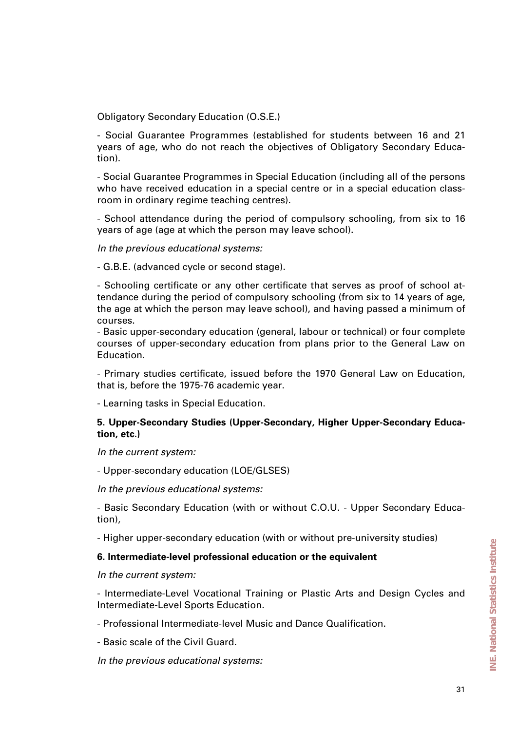Obligatory Secondary Education (O.S.E.)

- Social Guarantee Programmes (established for students between 16 and 21 years of age, who do not reach the objectives of Obligatory Secondary Education).

- Social Guarantee Programmes in Special Education (including all of the persons who have received education in a special centre or in a special education classroom in ordinary regime teaching centres).

- School attendance during the period of compulsory schooling, from six to 16 years of age (age at which the person may leave school).

*In the previous educational systems:*

- G.B.E. (advanced cycle or second stage).

- Schooling certificate or any other certificate that serves as proof of school attendance during the period of compulsory schooling (from six to 14 years of age, the age at which the person may leave school), and having passed a minimum of courses.

- Basic upper-secondary education (general, labour or technical) or four complete courses of upper-secondary education from plans prior to the General Law on Education.

- Primary studies certificate, issued before the 1970 General Law on Education, that is, before the 1975-76 academic year.

- Learning tasks in Special Education.

**5. Upper-Secondary Studies (Upper-Secondary, Higher Upper-Secondary Education, etc.)**

*In the current system:*

- Upper-secondary education (LOE/GLSES)

*In the previous educational systems:*

- Basic Secondary Education (with or without C.O.U. - Upper Secondary Education),

- Higher upper-secondary education (with or without pre-university studies)

**6. Intermediate-level professional education or the equivalent**

*In the current system:*

- Intermediate-Level Vocational Training or Plastic Arts and Design Cycles and Intermediate-Level Sports Education.

- Professional Intermediate-level Music and Dance Qualification.

- Basic scale of the Civil Guard.

*In the previous educational systems:*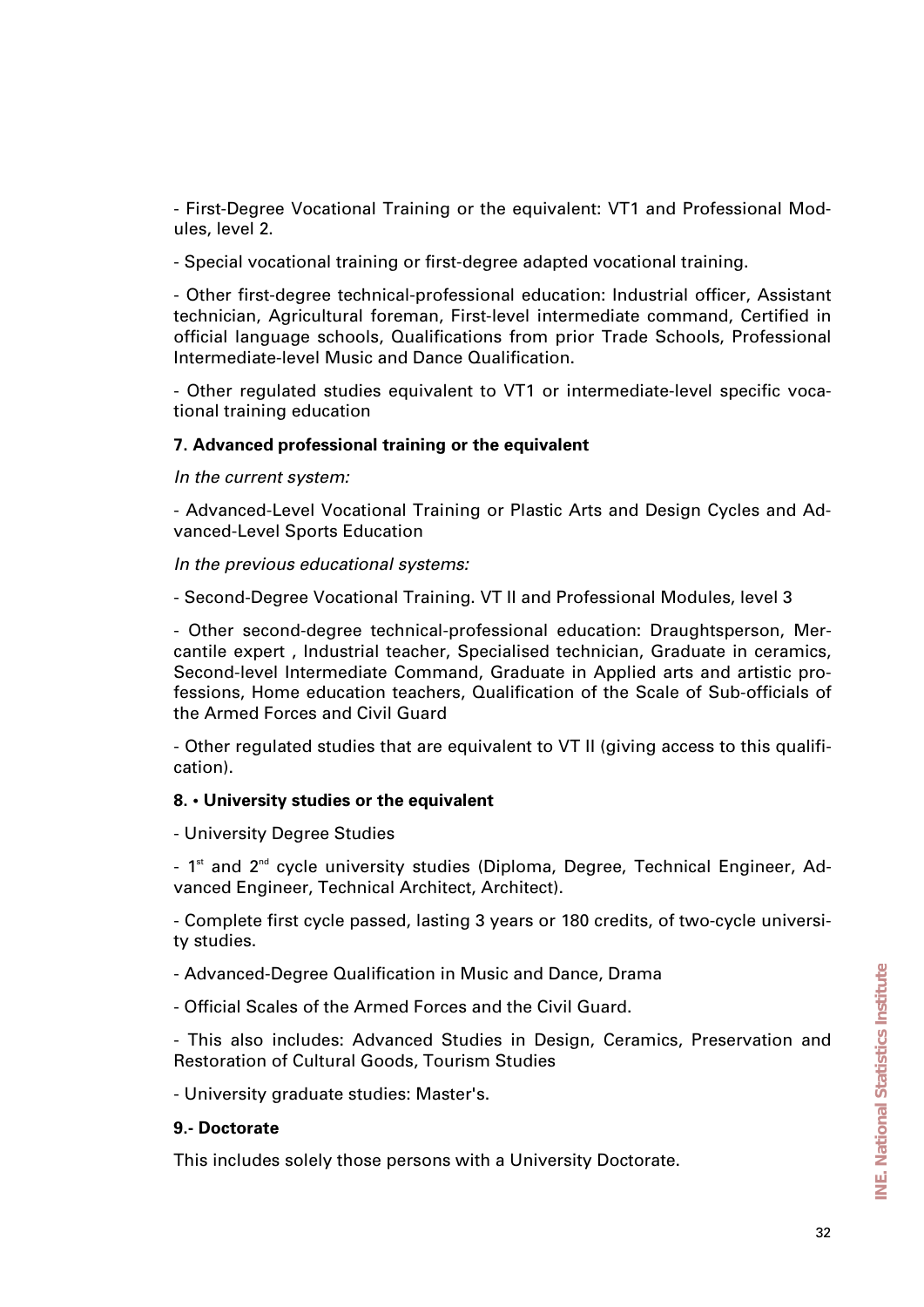- First-Degree Vocational Training or the equivalent: VT1 and Professional Modules, level 2.

- Special vocational training or first-degree adapted vocational training.

- Other first-degree technical-professional education: Industrial officer, Assistant technician, Agricultural foreman, First-level intermediate command, Certified in official language schools, Qualifications from prior Trade Schools, Professional Intermediate-level Music and Dance Qualification.

- Other regulated studies equivalent to VT1 or intermediate-level specific vocational training education

**7. Advanced professional training or the equivalent**

*In the current system:*

- Advanced-Level Vocational Training or Plastic Arts and Design Cycles and Advanced-Level Sports Education

*In the previous educational systems:*

- Second-Degree Vocational Training. VT II and Professional Modules, level 3

- Other second-degree technical-professional education: Draughtsperson, Mercantile expert , Industrial teacher, Specialised technician, Graduate in ceramics, Second-level Intermediate Command, Graduate in Applied arts and artistic professions, Home education teachers, Qualification of the Scale of Sub-officials of the Armed Forces and Civil Guard

- Other regulated studies that are equivalent to VT II (giving access to this qualification).

**8. • University studies or the equivalent**

- University Degree Studies

- 1st and 2nd cycle university studies (Diploma, Degree, Technical Engineer, Advanced Engineer, Technical Architect, Architect).

- Complete first cycle passed, lasting 3 years or 180 credits, of two-cycle university studies.

- Advanced-Degree Qualification in Music and Dance, Drama

- Official Scales of the Armed Forces and the Civil Guard.

- This also includes: Advanced Studies in Design, Ceramics, Preservation and Restoration of Cultural Goods, Tourism Studies

- University graduate studies: Master's.

**9.- Doctorate**

This includes solely those persons with a University Doctorate.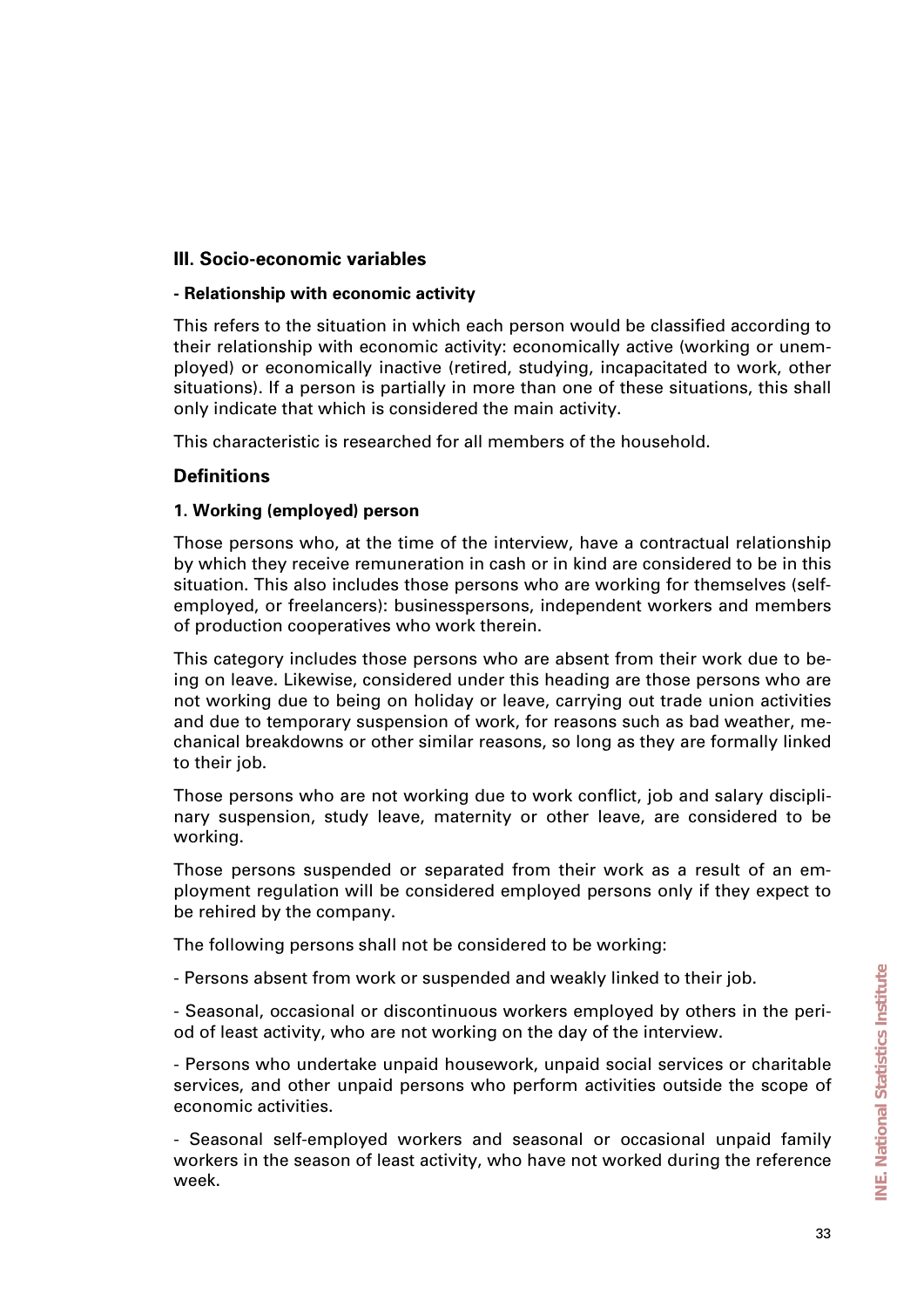## III. Socio-economic variables

### - Relationship with economic activity

This refers to the situation in which each person would be classified according to their relationship with economic activity: economically active (working or unemployed) or economically inactive (retired, studying, incapacitated to work, other situations). If a person is partially in more than one of these situations, this shall only indicate that which is considered the main activity.

This characteristic is researched for all members of the household.

## Definitions

### 1. Working (employed) person

Those persons who, at the time of the interview, have a contractual relationship by which they receive remuneration in cash or in kind are considered to be in this situation. This also includes those persons who are working for themselves (self-employed, or freelancers): businesspersons, independent workers and members of production cooperatives who work therein.

This category includes those persons who are absent from their work due to being on leave. Likewise, considered under this heading are those persons who are not working due to being on holiday or leave, carrying out trade union activities and due to temporary suspension of work, for reasons such as bad weather, mechanical breakdowns or other similar reasons, so long as they are formally linked to their job.

Those persons who are not working due to work conflict, job and salary disciplinary suspension, study leave, maternity or other leave, are considered to be working.

Those persons suspended or separated from their work as a result of an employment regulation will be considered employed persons only if they expect to be rehired by the company.

The following persons shall not be considered to be working:

- Persons absent from work or suspended and weakly linked to their job.

- Seasonal, occasional or discontinuous workers employed by others in the period of least activity, who are not working on the day of the interview.

- Persons who undertake unpaid housework, unpaid social services or charitable services, and other unpaid persons who perform activities outside the scope of economic activities.

- Seasonal self-employed workers and seasonal or occasional unpaid family workers in the season of least activity, who have not worked during the reference week.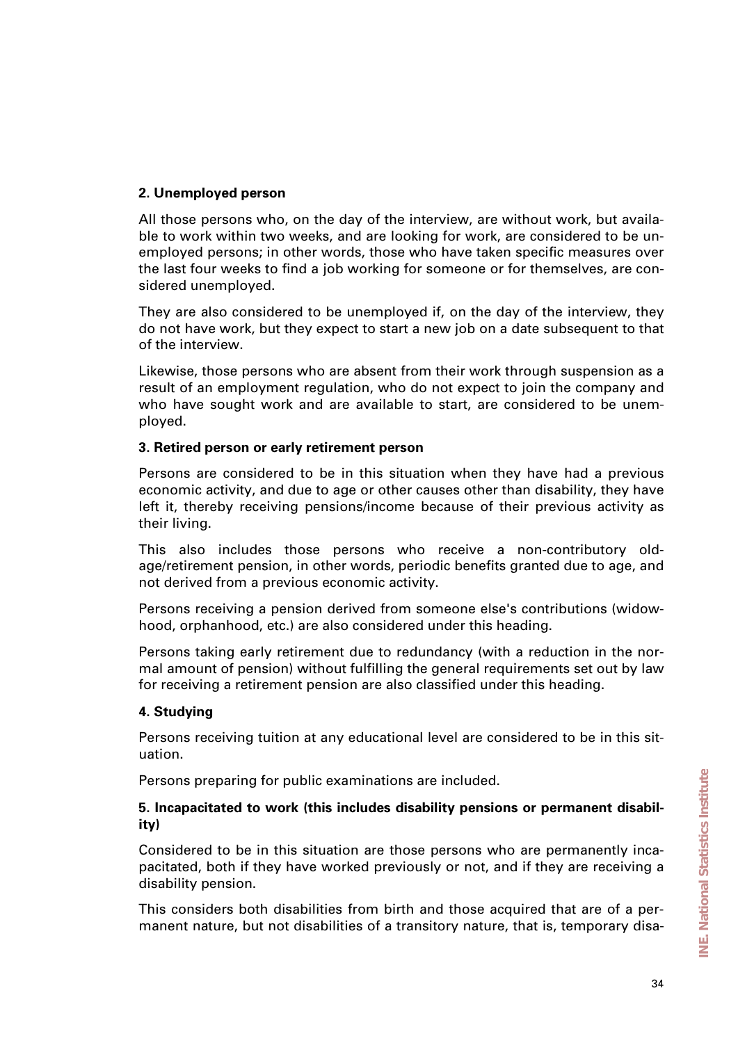**2. Unemployed person**

All those persons who, on the day of the interview, are without work, but available to work within two weeks, and are looking for work, are considered to be unemployed persons; in other words, those who have taken specific measures over the last four weeks to find a job working for someone or for themselves, are considered unemployed.

They are also considered to be unemployed if, on the day of the interview, they do not have work, but they expect to start a new job on a date subsequent to that of the interview.

Likewise, those persons who are absent from their work through suspension as a result of an employment regulation, who do not expect to join the company and who have sought work and are available to start, are considered to be unemployed.

**3. Retired person or early retirement person**

Persons are considered to be in this situation when they have had a previous economic activity, and due to age or other causes other than disability, they have left it, thereby receiving pensions/income because of their previous activity as their living.

This also includes those persons who receive a non-contributory old-age/retirement pension, in other words, periodic benefits granted due to age, and not derived from a previous economic activity.

Persons receiving a pension derived from someone else's contributions (widowhood, orphanhood, etc.) are also considered under this heading.

Persons taking early retirement due to redundancy (with a reduction in the normal amount of pension) without fulfilling the general requirements set out by law for receiving a retirement pension are also classified under this heading.

**4. Studying**

Persons receiving tuition at any educational level are considered to be in this situation.

Persons preparing for public examinations are included.

**5. Incapacitated to work (this includes disability pensions or permanent disability)**

Considered to be in this situation are those persons who are permanently incapacitated, both if they have worked previously or not, and if they are receiving a disability pension.

This considers both disabilities from birth and those acquired that are of a permanent nature, but not disabilities of a transitory nature, that is, temporary disa-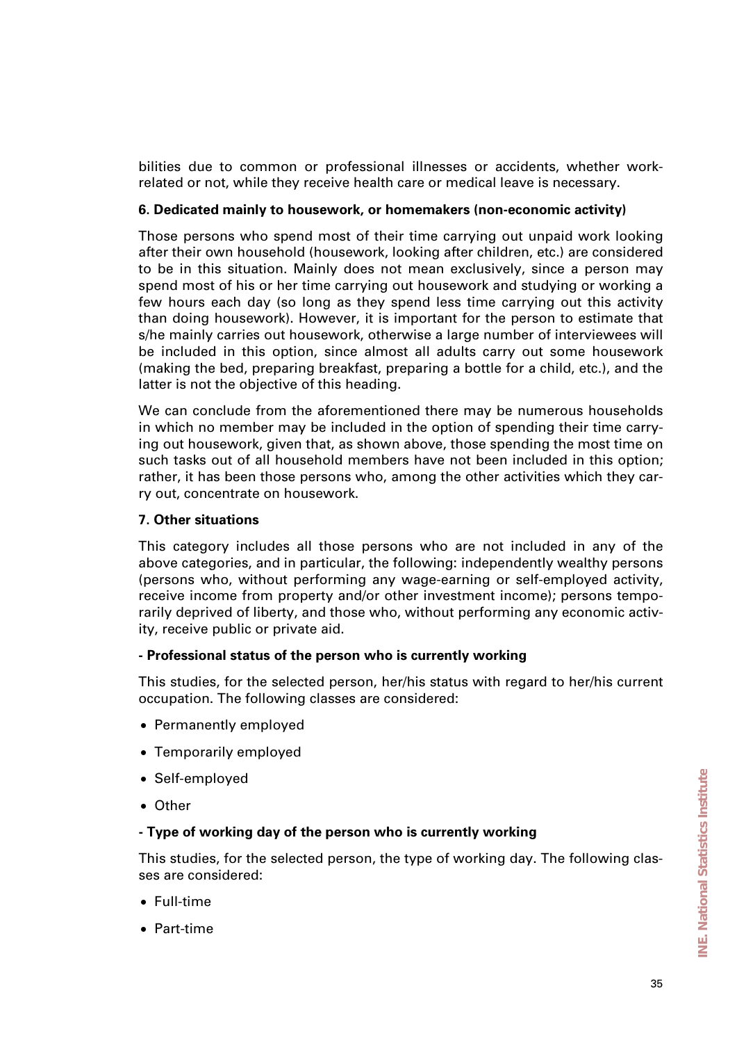bilities due to common or professional illnesses or accidents, whether work-related or not, while they receive health care or medical leave is necessary.

**6. Dedicated mainly to housework, or homemakers (non-economic activity)**

Those persons who spend most of their time carrying out unpaid work looking after their own household (housework, looking after children, etc.) are considered to be in this situation. Mainly does not mean exclusively, since a person may spend most of his or her time carrying out housework and studying or working a few hours each day (so long as they spend less time carrying out this activity than doing housework). However, it is important for the person to estimate that s/he mainly carries out housework, otherwise a large number of interviewees will be included in this option, since almost all adults carry out some housework (making the bed, preparing breakfast, preparing a bottle for a child, etc.), and the latter is not the objective of this heading.

We can conclude from the aforementioned there may be numerous households in which no member may be included in the option of spending their time carrying out housework, given that, as shown above, those spending the most time on such tasks out of all household members have not been included in this option; rather, it has been those persons who, among the other activities which they carry out, concentrate on housework.

**7. Other situations**

This category includes all those persons who are not included in any of the above categories, and in particular, the following: independently wealthy persons (persons who, without performing any wage-earning or self-employed activity, receive income from property and/or other investment income); persons temporarily deprived of liberty, and those who, without performing any economic activity, receive public or private aid.

**- Professional status of the person who is currently working**

This studies, for the selected person, her/his status with regard to her/his current occupation. The following classes are considered:

- Permanently employed
- Temporarily employed
- Self-employed
- Other

**- Type of working day of the person who is currently working**

This studies, for the selected person, the type of working day. The following classes are considered:

- Full-time
- Part-time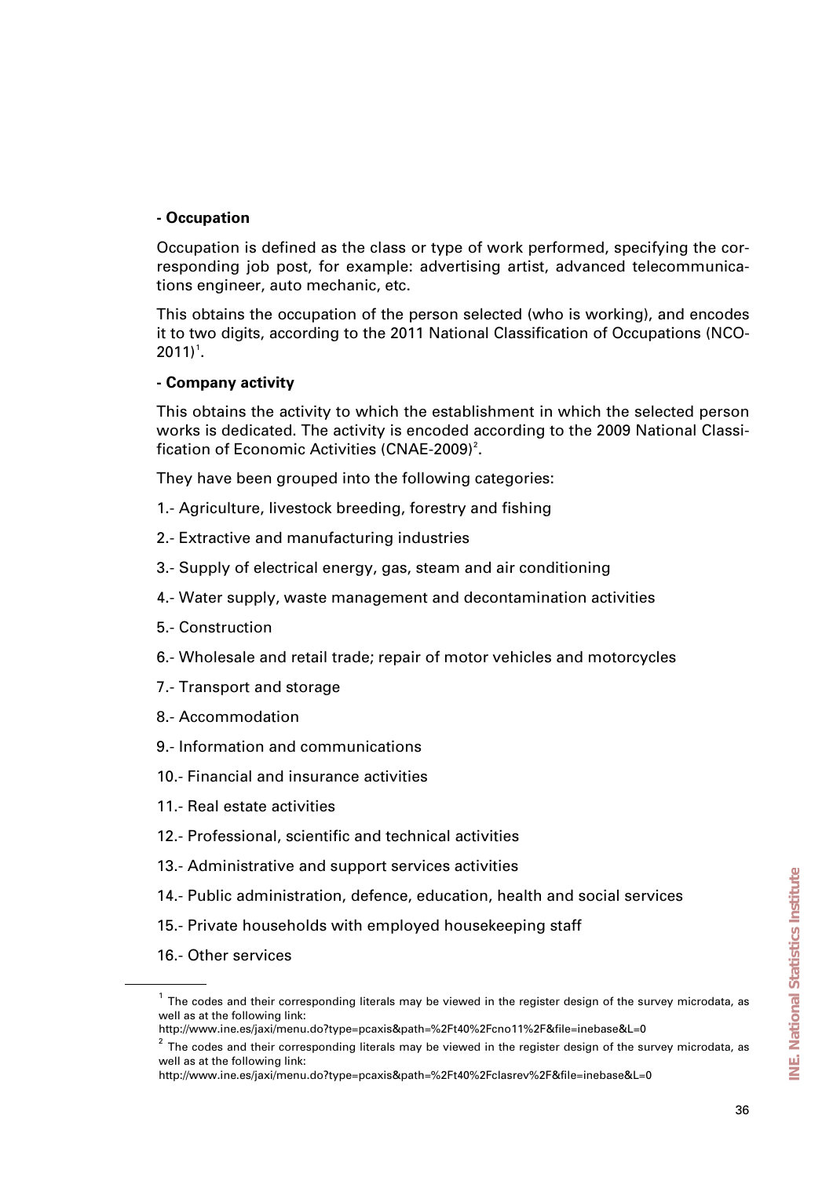**- Occupation**

Occupation is defined as the class or type of work performed, specifying the corresponding job post, for example: advertising artist, advanced telecommunications engineer, auto mechanic, etc.

This obtains the occupation of the person selected (who is working), and encodes it to two digits, according to the 2011 National Classification of Occupations (NCO-2011)[1].

**- Company activity**

This obtains the activity to which the establishment in which the selected person works is dedicated. The activity is encoded according to the 2009 National Classification of Economic Activities (CNAE-2009)[2].

They have been grouped into the following categories:

1.- Agriculture, livestock breeding, forestry and fishing

2.- Extractive and manufacturing industries

3.- Supply of electrical energy, gas, steam and air conditioning

4.- Water supply, waste management and decontamination activities

5.- Construction

6.- Wholesale and retail trade; repair of motor vehicles and motorcycles

7.- Transport and storage

8.- Accommodation

9.- Information and communications

10.- Financial and insurance activities

11.- Real estate activities

12.- Professional, scientific and technical activities

13.- Administrative and support services activities

14.- Public administration, defence, education, health and social services

15.- Private households with employed housekeeping staff

16.- Other services

---

[1] The codes and their corresponding literals may be viewed in the register design of the survey microdata, as well as at the following link:
http://www.ine.es/jaxi/menu.do?type=pcaxis&path=%2Ft40%2Fcno11%2F&file=inebase&L=0

[2] The codes and their corresponding literals may be viewed in the register design of the survey microdata, as well as at the following link:
http://www.ine.es/jaxi/menu.do?type=pcaxis&path=%2Ft40%2Fclasrev%2F&file=inebase&L=0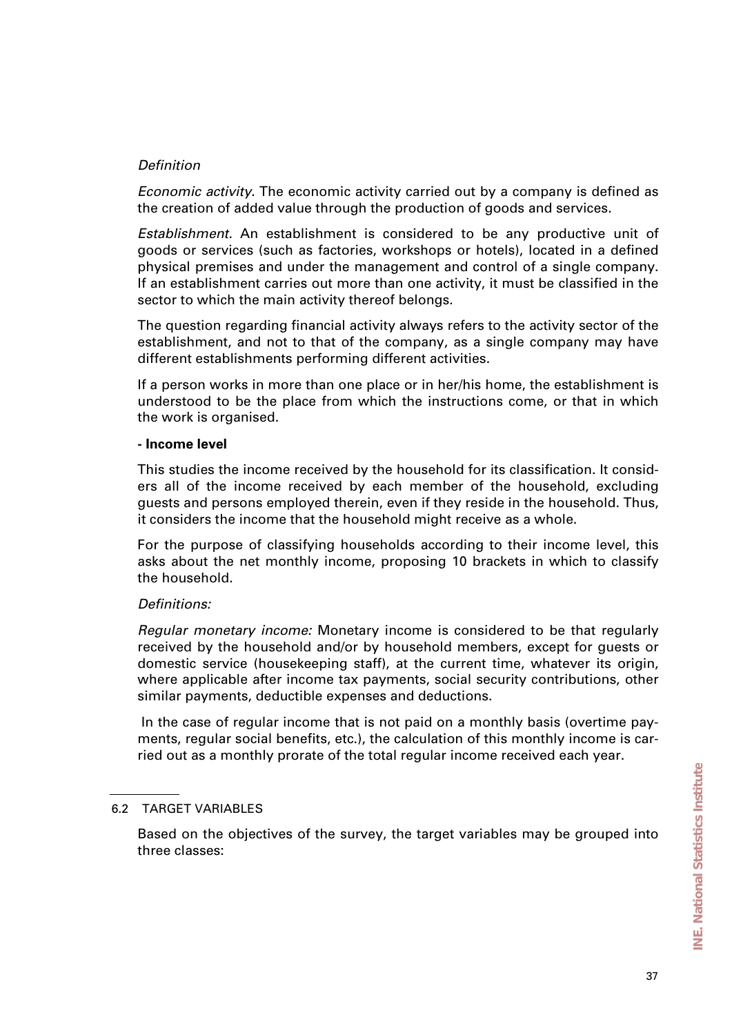*Definition*

*Economic activity.* The economic activity carried out by a company is defined as the creation of added value through the production of goods and services.

*Establishment.* An establishment is considered to be any productive unit of goods or services (such as factories, workshops or hotels), located in a defined physical premises and under the management and control of a single company. If an establishment carries out more than one activity, it must be classified in the sector to which the main activity thereof belongs.

The question regarding financial activity always refers to the activity sector of the establishment, and not to that of the company, as a single company may have different establishments performing different activities.

If a person works in more than one place or in her/his home, the establishment is understood to be the place from which the instructions come, or that in which the work is organised.

**- Income level**

This studies the income received by the household for its classification. It considers all of the income received by each member of the household, excluding guests and persons employed therein, even if they reside in the household. Thus, it considers the income that the household might receive as a whole.

For the purpose of classifying households according to their income level, this asks about the net monthly income, proposing 10 brackets in which to classify the household.

*Definitions:*

*Regular monetary income:* Monetary income is considered to be that regularly received by the household and/or by household members, except for guests or domestic service (housekeeping staff), at the current time, whatever its origin, where applicable after income tax payments, social security contributions, other similar payments, deductible expenses and deductions.

In the case of regular income that is not paid on a monthly basis (overtime payments, regular social benefits, etc.), the calculation of this monthly income is carried out as a monthly prorate of the total regular income received each year.

## 6.2 TARGET VARIABLES

Based on the objectives of the survey, the target variables may be grouped into three classes: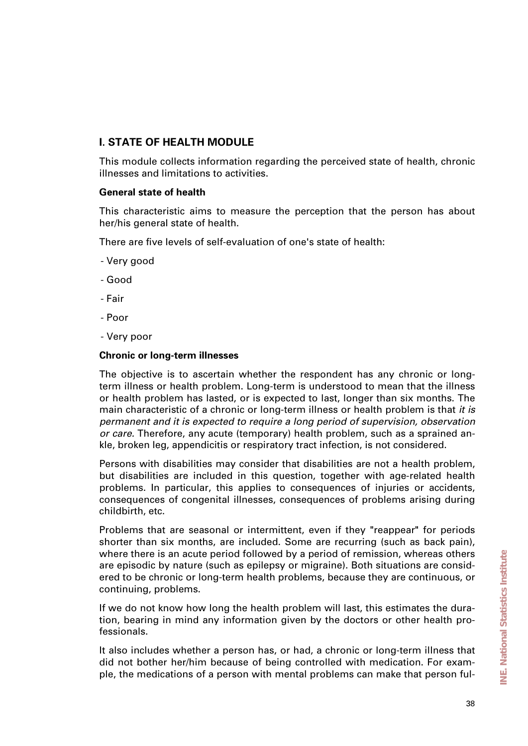## I. STATE OF HEALTH MODULE

This module collects information regarding the perceived state of health, chronic illnesses and limitations to activities.

**General state of health**

This characteristic aims to measure the perception that the person has about her/his general state of health.

There are five levels of self-evaluation of one's state of health:

- Very good
- Good
- Fair
- Poor
- Very poor

**Chronic or long-term illnesses**

The objective is to ascertain whether the respondent has any chronic or long-term illness or health problem. Long-term is understood to mean that the illness or health problem has lasted, or is expected to last, longer than six months. The main characteristic of a chronic or long-term illness or health problem is that *it is permanent and it is expected to require a long period of supervision, observation or care.* Therefore, any acute (temporary) health problem, such as a sprained ankle, broken leg, appendicitis or respiratory tract infection, is not considered.

Persons with disabilities may consider that disabilities are not a health problem, but disabilities are included in this question, together with age-related health problems. In particular, this applies to consequences of injuries or accidents, consequences of congenital illnesses, consequences of problems arising during childbirth, etc.

Problems that are seasonal or intermittent, even if they "reappear" for periods shorter than six months, are included. Some are recurring (such as back pain), where there is an acute period followed by a period of remission, whereas others are episodic by nature (such as epilepsy or migraine). Both situations are considered to be chronic or long-term health problems, because they are continuous, or continuing, problems.

If we do not know how long the health problem will last, this estimates the duration, bearing in mind any information given by the doctors or other health professionals.

It also includes whether a person has, or had, a chronic or long-term illness that did not bother her/him because of being controlled with medication. For example, the medications of a person with mental problems can make that person ful-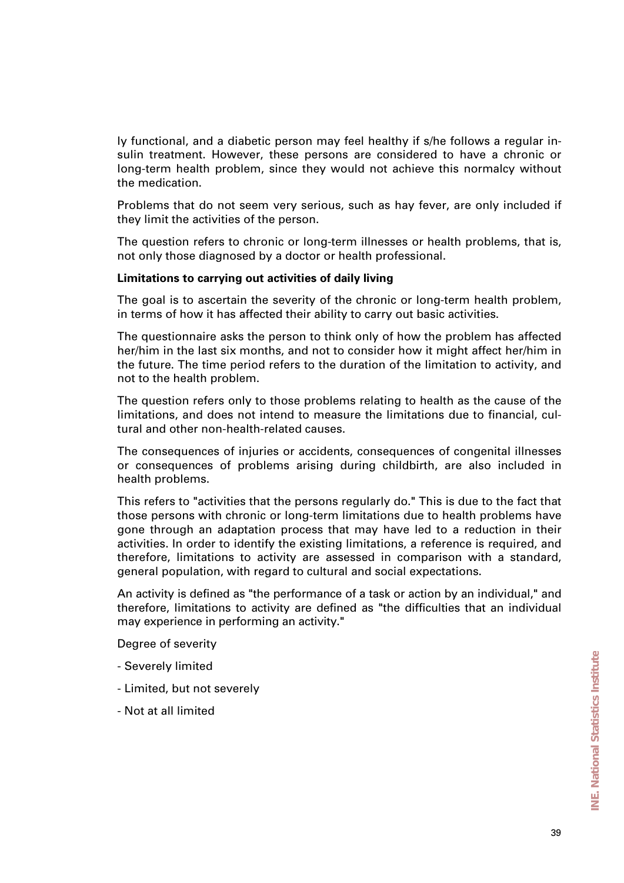ly functional, and a diabetic person may feel healthy if s/he follows a regular insulin treatment. However, these persons are considered to have a chronic or long-term health problem, since they would not achieve this normalcy without the medication.

Problems that do not seem very serious, such as hay fever, are only included if they limit the activities of the person.

The question refers to chronic or long-term illnesses or health problems, that is, not only those diagnosed by a doctor or health professional.

**Limitations to carrying out activities of daily living**

The goal is to ascertain the severity of the chronic or long-term health problem, in terms of how it has affected their ability to carry out basic activities.

The questionnaire asks the person to think only of how the problem has affected her/him in the last six months, and not to consider how it might affect her/him in the future. The time period refers to the duration of the limitation to activity, and not to the health problem.

The question refers only to those problems relating to health as the cause of the limitations, and does not intend to measure the limitations due to financial, cultural and other non-health-related causes.

The consequences of injuries or accidents, consequences of congenital illnesses or consequences of problems arising during childbirth, are also included in health problems.

This refers to "activities that the persons regularly do." This is due to the fact that those persons with chronic or long-term limitations due to health problems have gone through an adaptation process that may have led to a reduction in their activities. In order to identify the existing limitations, a reference is required, and therefore, limitations to activity are assessed in comparison with a standard, general population, with regard to cultural and social expectations.

An activity is defined as "the performance of a task or action by an individual," and therefore, limitations to activity are defined as "the difficulties that an individual may experience in performing an activity."

Degree of severity

- Severely limited
- Limited, but not severely
- Not at all limited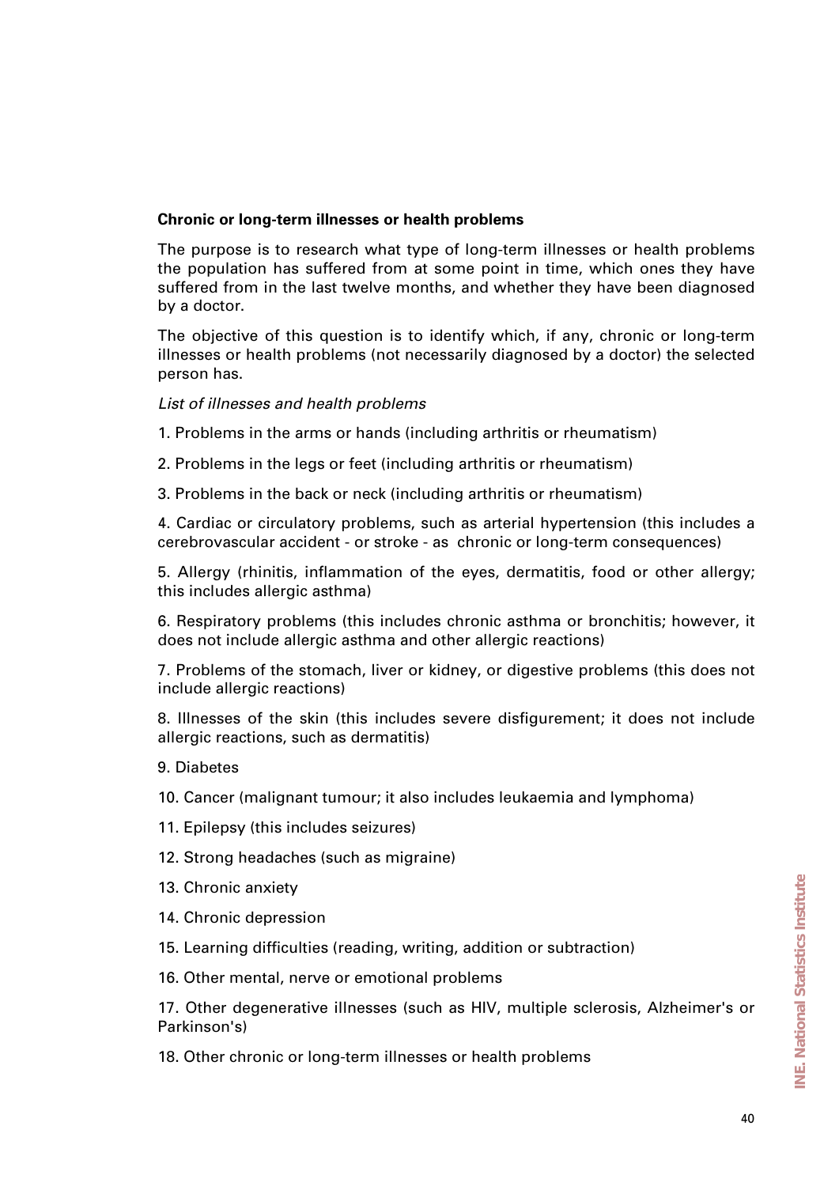**Chronic or long-term illnesses or health problems**

The purpose is to research what type of long-term illnesses or health problems the population has suffered from at some point in time, which ones they have suffered from in the last twelve months, and whether they have been diagnosed by a doctor.

The objective of this question is to identify which, if any, chronic or long-term illnesses or health problems (not necessarily diagnosed by a doctor) the selected person has.

*List of illnesses and health problems*

1. Problems in the arms or hands (including arthritis or rheumatism)

2. Problems in the legs or feet (including arthritis or rheumatism)

3. Problems in the back or neck (including arthritis or rheumatism)

4. Cardiac or circulatory problems, such as arterial hypertension (this includes a cerebrovascular accident - or stroke - as chronic or long-term consequences)

5. Allergy (rhinitis, inflammation of the eyes, dermatitis, food or other allergy; this includes allergic asthma)

6. Respiratory problems (this includes chronic asthma or bronchitis; however, it does not include allergic asthma and other allergic reactions)

7. Problems of the stomach, liver or kidney, or digestive problems (this does not include allergic reactions)

8. Illnesses of the skin (this includes severe disfigurement; it does not include allergic reactions, such as dermatitis)

9. Diabetes

10. Cancer (malignant tumour; it also includes leukaemia and lymphoma)

11. Epilepsy (this includes seizures)

12. Strong headaches (such as migraine)

13. Chronic anxiety

14. Chronic depression

15. Learning difficulties (reading, writing, addition or subtraction)

16. Other mental, nerve or emotional problems

17. Other degenerative illnesses (such as HIV, multiple sclerosis, Alzheimer's or Parkinson's)

18. Other chronic or long-term illnesses or health problems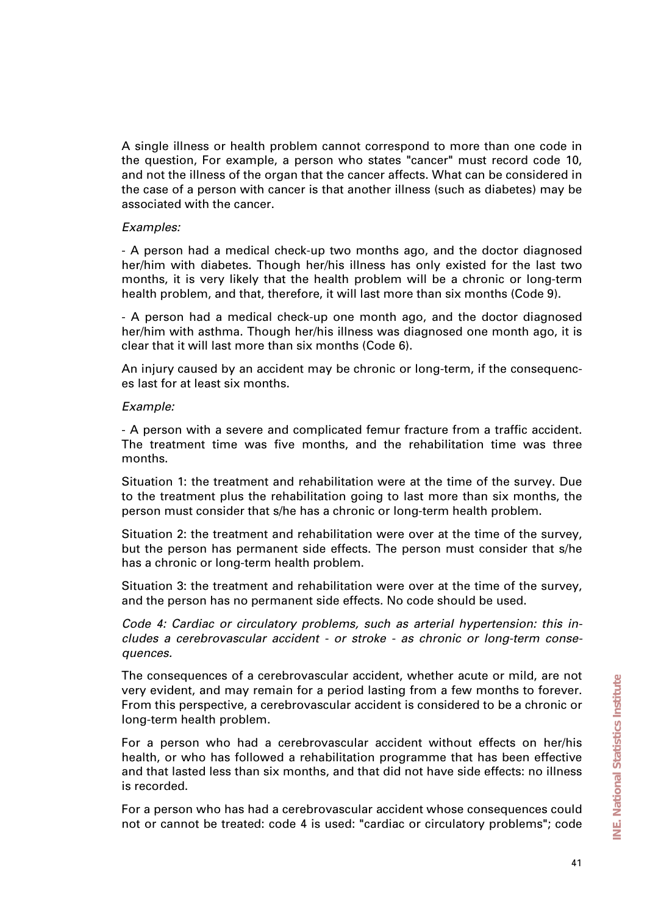A single illness or health problem cannot correspond to more than one code in the question, For example, a person who states "cancer" must record code 10, and not the illness of the organ that the cancer affects. What can be considered in the case of a person with cancer is that another illness (such as diabetes) may be associated with the cancer.

*Examples:*

- A person had a medical check-up two months ago, and the doctor diagnosed her/him with diabetes. Though her/his illness has only existed for the last two months, it is very likely that the health problem will be a chronic or long-term health problem, and that, therefore, it will last more than six months (Code 9).

- A person had a medical check-up one month ago, and the doctor diagnosed her/him with asthma. Though her/his illness was diagnosed one month ago, it is clear that it will last more than six months (Code 6).

An injury caused by an accident may be chronic or long-term, if the consequences last for at least six months.

*Example:*

- A person with a severe and complicated femur fracture from a traffic accident. The treatment time was five months, and the rehabilitation time was three months.

Situation 1: the treatment and rehabilitation were at the time of the survey. Due to the treatment plus the rehabilitation going to last more than six months, the person must consider that s/he has a chronic or long-term health problem.

Situation 2: the treatment and rehabilitation were over at the time of the survey, but the person has permanent side effects. The person must consider that s/he has a chronic or long-term health problem.

Situation 3: the treatment and rehabilitation were over at the time of the survey, and the person has no permanent side effects. No code should be used.

*Code 4: Cardiac or circulatory problems, such as arterial hypertension: this includes a cerebrovascular accident - or stroke - as chronic or long-term consequences.*

The consequences of a cerebrovascular accident, whether acute or mild, are not very evident, and may remain for a period lasting from a few months to forever. From this perspective, a cerebrovascular accident is considered to be a chronic or long-term health problem.

For a person who had a cerebrovascular accident without effects on her/his health, or who has followed a rehabilitation programme that has been effective and that lasted less than six months, and that did not have side effects: no illness is recorded.

For a person who has had a cerebrovascular accident whose consequences could not or cannot be treated: code 4 is used: "cardiac or circulatory problems"; code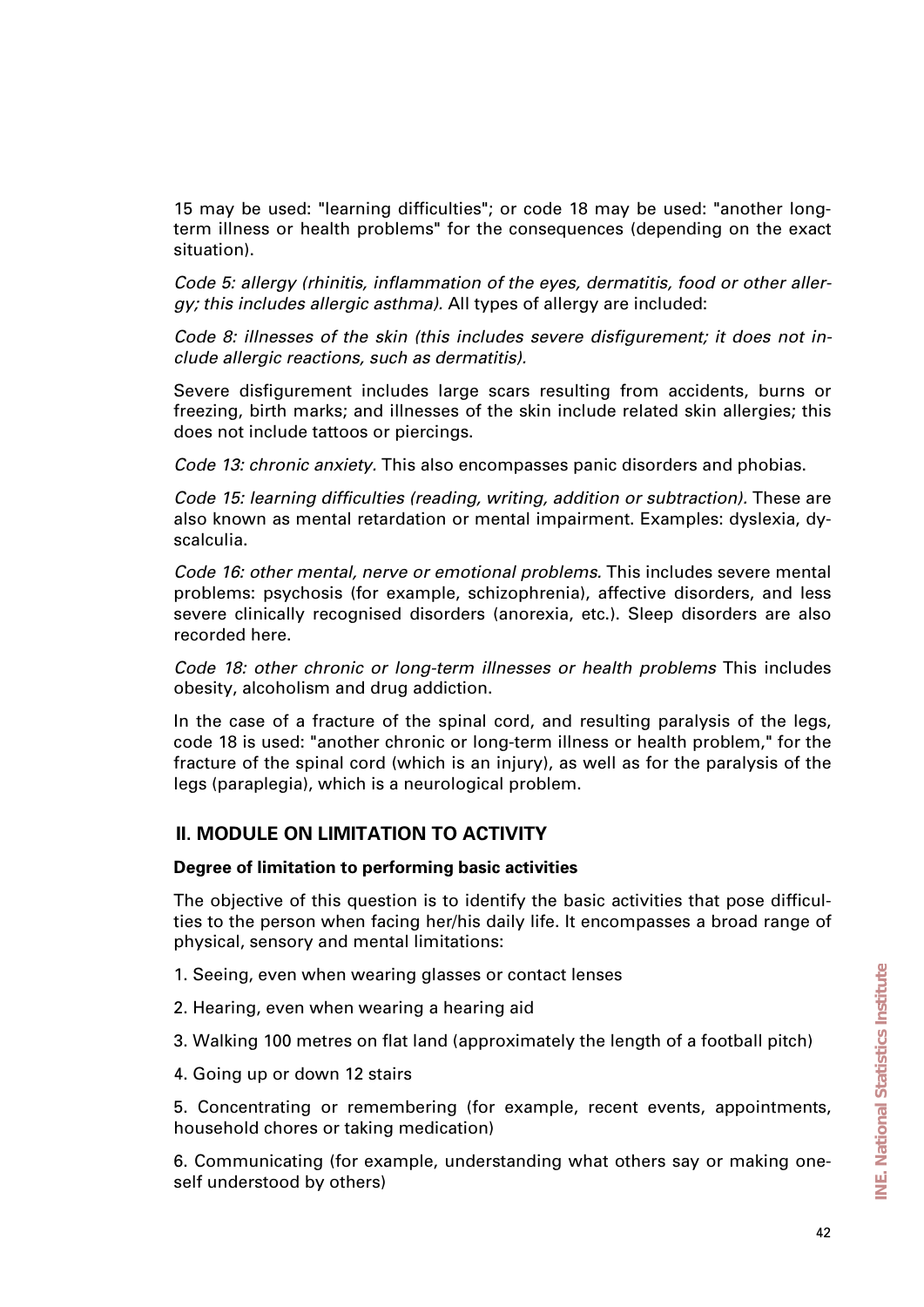15 may be used: "learning difficulties"; or code 18 may be used: "another long-term illness or health problems" for the consequences (depending on the exact situation).

*Code 5: allergy (rhinitis, inflammation of the eyes, dermatitis, food or other allergy; this includes allergic asthma).* All types of allergy are included:

*Code 8: illnesses of the skin (this includes severe disfigurement; it does not include allergic reactions, such as dermatitis).*

Severe disfigurement includes large scars resulting from accidents, burns or freezing, birth marks; and illnesses of the skin include related skin allergies; this does not include tattoos or piercings.

*Code 13: chronic anxiety.* This also encompasses panic disorders and phobias.

*Code 15: learning difficulties (reading, writing, addition or subtraction).* These are also known as mental retardation or mental impairment. Examples: dyslexia, dyscalculia.

*Code 16: other mental, nerve or emotional problems.* This includes severe mental problems: psychosis (for example, schizophrenia), affective disorders, and less severe clinically recognised disorders (anorexia, etc.). Sleep disorders are also recorded here.

*Code 18: other chronic or long-term illnesses or health problems* This includes obesity, alcoholism and drug addiction.

In the case of a fracture of the spinal cord, and resulting paralysis of the legs, code 18 is used: "another chronic or long-term illness or health problem," for the fracture of the spinal cord (which is an injury), as well as for the paralysis of the legs (paraplegia), which is a neurological problem.

## II. MODULE ON LIMITATION TO ACTIVITY

**Degree of limitation to performing basic activities**

The objective of this question is to identify the basic activities that pose difficulties to the person when facing her/his daily life. It encompasses a broad range of physical, sensory and mental limitations:

1. Seeing, even when wearing glasses or contact lenses

2. Hearing, even when wearing a hearing aid

3. Walking 100 metres on flat land (approximately the length of a football pitch)

4. Going up or down 12 stairs

5. Concentrating or remembering (for example, recent events, appointments, household chores or taking medication)

6. Communicating (for example, understanding what others say or making oneself understood by others)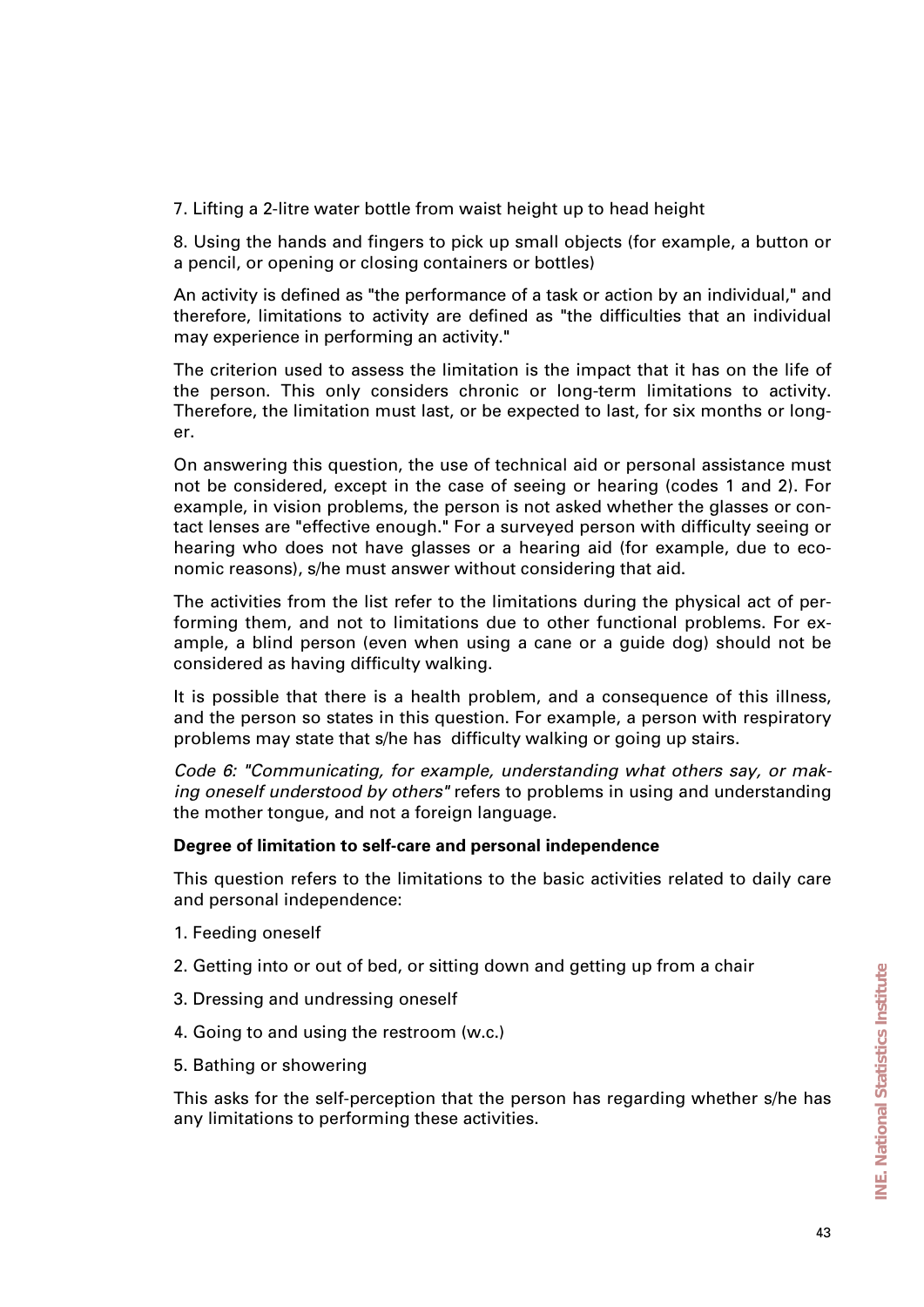7. Lifting a 2-litre water bottle from waist height up to head height

8. Using the hands and fingers to pick up small objects (for example, a button or a pencil, or opening or closing containers or bottles)

An activity is defined as "the performance of a task or action by an individual," and therefore, limitations to activity are defined as "the difficulties that an individual may experience in performing an activity."

The criterion used to assess the limitation is the impact that it has on the life of the person. This only considers chronic or long-term limitations to activity. Therefore, the limitation must last, or be expected to last, for six months or longer.

On answering this question, the use of technical aid or personal assistance must not be considered, except in the case of seeing or hearing (codes 1 and 2). For example, in vision problems, the person is not asked whether the glasses or contact lenses are "effective enough." For a surveyed person with difficulty seeing or hearing who does not have glasses or a hearing aid (for example, due to economic reasons), s/he must answer without considering that aid.

The activities from the list refer to the limitations during the physical act of performing them, and not to limitations due to other functional problems. For example, a blind person (even when using a cane or a guide dog) should not be considered as having difficulty walking.

It is possible that there is a health problem, and a consequence of this illness, and the person so states in this question. For example, a person with respiratory problems may state that s/he has difficulty walking or going up stairs.

*Code 6: "Communicating, for example, understanding what others say, or making oneself understood by others"* refers to problems in using and understanding the mother tongue, and not a foreign language.

**Degree of limitation to self-care and personal independence**

This question refers to the limitations to the basic activities related to daily care and personal independence:

1. Feeding oneself
2. Getting into or out of bed, or sitting down and getting up from a chair
3. Dressing and undressing oneself
4. Going to and using the restroom (w.c.)
5. Bathing or showering

This asks for the self-perception that the person has regarding whether s/he has any limitations to performing these activities.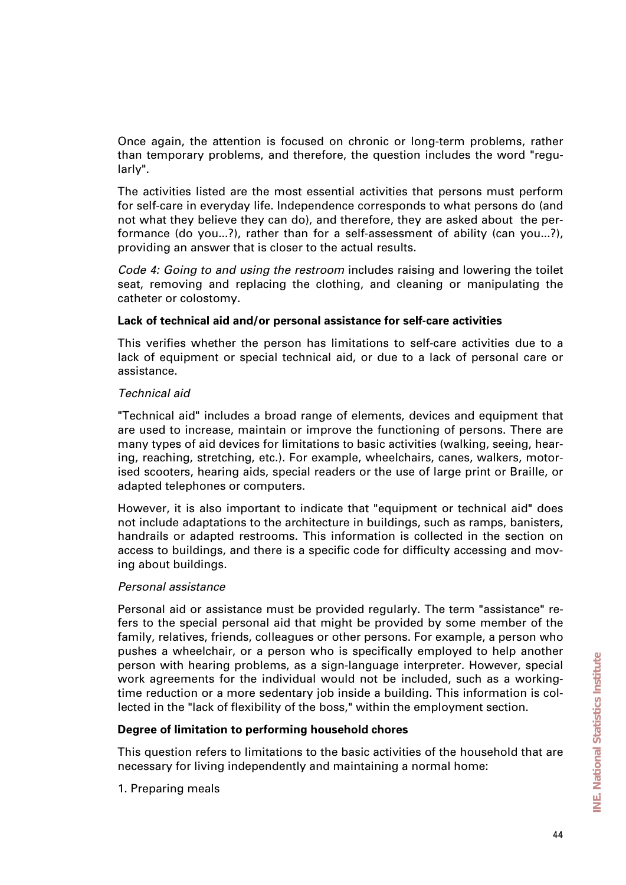Once again, the attention is focused on chronic or long-term problems, rather than temporary problems, and therefore, the question includes the word "regularly".

The activities listed are the most essential activities that persons must perform for self-care in everyday life. Independence corresponds to what persons do (and not what they believe they can do), and therefore, they are asked about the performance (do you...?), rather than for a self-assessment of ability (can you...?), providing an answer that is closer to the actual results.

*Code 4: Going to and using the restroom* includes raising and lowering the toilet seat, removing and replacing the clothing, and cleaning or manipulating the catheter or colostomy.

**Lack of technical aid and/or personal assistance for self-care activities**

This verifies whether the person has limitations to self-care activities due to a lack of equipment or special technical aid, or due to a lack of personal care or assistance.

*Technical aid*

"Technical aid" includes a broad range of elements, devices and equipment that are used to increase, maintain or improve the functioning of persons. There are many types of aid devices for limitations to basic activities (walking, seeing, hearing, reaching, stretching, etc.). For example, wheelchairs, canes, walkers, motorised scooters, hearing aids, special readers or the use of large print or Braille, or adapted telephones or computers.

However, it is also important to indicate that "equipment or technical aid" does not include adaptations to the architecture in buildings, such as ramps, banisters, handrails or adapted restrooms. This information is collected in the section on access to buildings, and there is a specific code for difficulty accessing and moving about buildings.

*Personal assistance*

Personal aid or assistance must be provided regularly. The term "assistance" refers to the special personal aid that might be provided by some member of the family, relatives, friends, colleagues or other persons. For example, a person who pushes a wheelchair, or a person who is specifically employed to help another person with hearing problems, as a sign-language interpreter. However, special work agreements for the individual would not be included, such as a working-time reduction or a more sedentary job inside a building. This information is collected in the "lack of flexibility of the boss," within the employment section.

**Degree of limitation to performing household chores**

This question refers to limitations to the basic activities of the household that are necessary for living independently and maintaining a normal home:

1. Preparing meals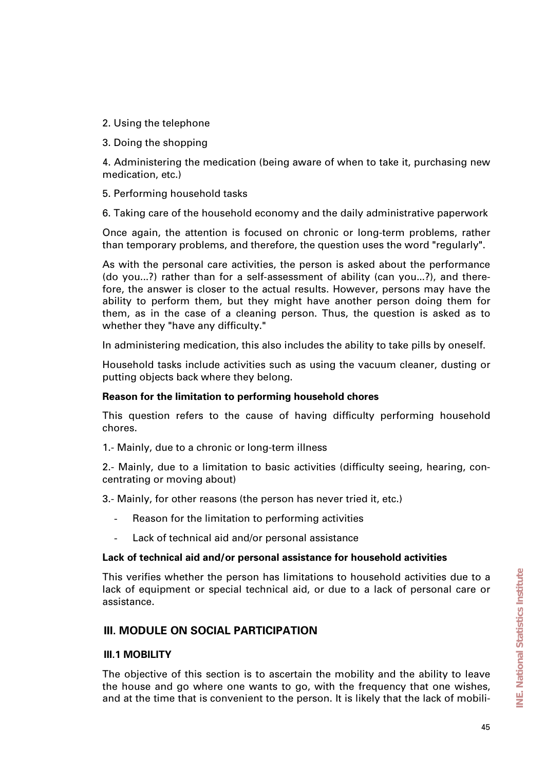2. Using the telephone

3. Doing the shopping

4. Administering the medication (being aware of when to take it, purchasing new medication, etc.)

5. Performing household tasks

6. Taking care of the household economy and the daily administrative paperwork

Once again, the attention is focused on chronic or long-term problems, rather than temporary problems, and therefore, the question uses the word "regularly".

As with the personal care activities, the person is asked about the performance (do you...?) rather than for a self-assessment of ability (can you...?), and therefore, the answer is closer to the actual results. However, persons may have the ability to perform them, but they might have another person doing them for them, as in the case of a cleaning person. Thus, the question is asked as to whether they "have any difficulty."

In administering medication, this also includes the ability to take pills by oneself.

Household tasks include activities such as using the vacuum cleaner, dusting or putting objects back where they belong.

**Reason for the limitation to performing household chores**

This question refers to the cause of having difficulty performing household chores.

1.- Mainly, due to a chronic or long-term illness

2.- Mainly, due to a limitation to basic activities (difficulty seeing, hearing, concentrating or moving about)

3.- Mainly, for other reasons (the person has never tried it, etc.)

- Reason for the limitation to performing activities
- Lack of technical aid and/or personal assistance

**Lack of technical aid and/or personal assistance for household activities**

This verifies whether the person has limitations to household activities due to a lack of equipment or special technical aid, or due to a lack of personal care or assistance.

## III. MODULE ON SOCIAL PARTICIPATION

### III.1 MOBILITY

The objective of this section is to ascertain the mobility and the ability to leave the house and go where one wants to go, with the frequency that one wishes, and at the time that is convenient to the person. It is likely that the lack of mobili-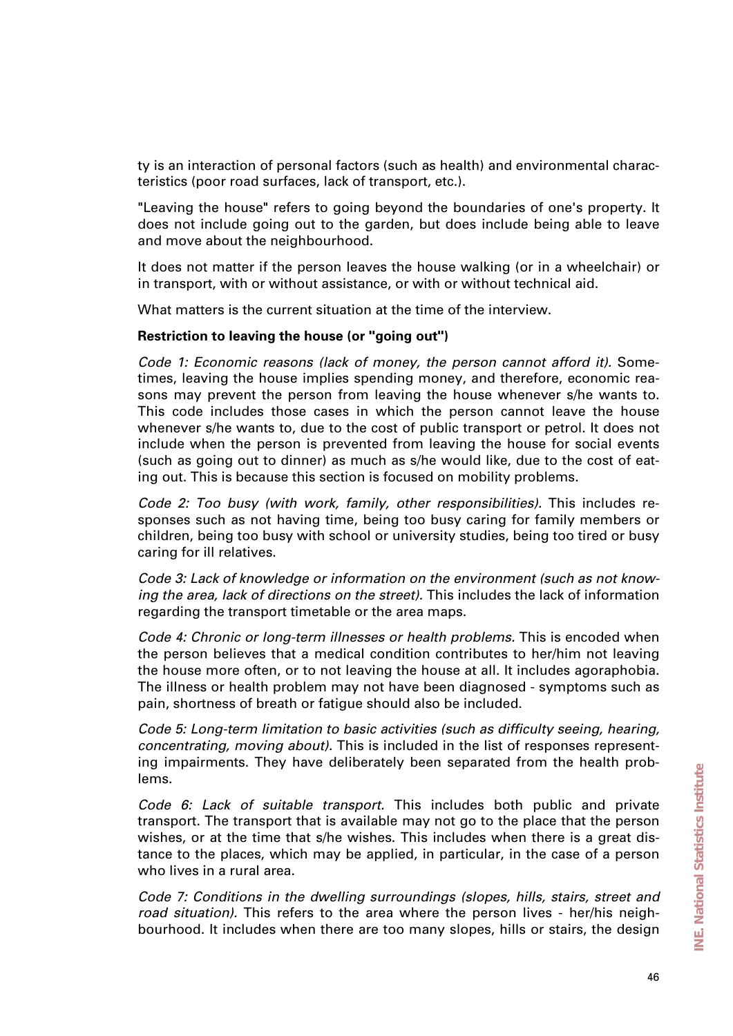ty is an interaction of personal factors (such as health) and environmental characteristics (poor road surfaces, lack of transport, etc.).

"Leaving the house" refers to going beyond the boundaries of one's property. It does not include going out to the garden, but does include being able to leave and move about the neighbourhood.

It does not matter if the person leaves the house walking (or in a wheelchair) or in transport, with or without assistance, or with or without technical aid.

What matters is the current situation at the time of the interview.

**Restriction to leaving the house (or "going out")**

*Code 1: Economic reasons (lack of money, the person cannot afford it).* Sometimes, leaving the house implies spending money, and therefore, economic reasons may prevent the person from leaving the house whenever s/he wants to. This code includes those cases in which the person cannot leave the house whenever s/he wants to, due to the cost of public transport or petrol. It does not include when the person is prevented from leaving the house for social events (such as going out to dinner) as much as s/he would like, due to the cost of eating out. This is because this section is focused on mobility problems.

*Code 2: Too busy (with work, family, other responsibilities).* This includes responses such as not having time, being too busy caring for family members or children, being too busy with school or university studies, being too tired or busy caring for ill relatives.

*Code 3: Lack of knowledge or information on the environment (such as not knowing the area, lack of directions on the street).* This includes the lack of information regarding the transport timetable or the area maps.

*Code 4: Chronic or long-term illnesses or health problems.* This is encoded when the person believes that a medical condition contributes to her/him not leaving the house more often, or to not leaving the house at all. It includes agoraphobia. The illness or health problem may not have been diagnosed - symptoms such as pain, shortness of breath or fatigue should also be included.

*Code 5: Long-term limitation to basic activities (such as difficulty seeing, hearing, concentrating, moving about).* This is included in the list of responses representing impairments. They have deliberately been separated from the health problems.

*Code 6: Lack of suitable transport.* This includes both public and private transport. The transport that is available may not go to the place that the person wishes, or at the time that s/he wishes. This includes when there is a great distance to the places, which may be applied, in particular, in the case of a person who lives in a rural area.

*Code 7: Conditions in the dwelling surroundings (slopes, hills, stairs, street and road situation).* This refers to the area where the person lives - her/his neighbourhood. It includes when there are too many slopes, hills or stairs, the design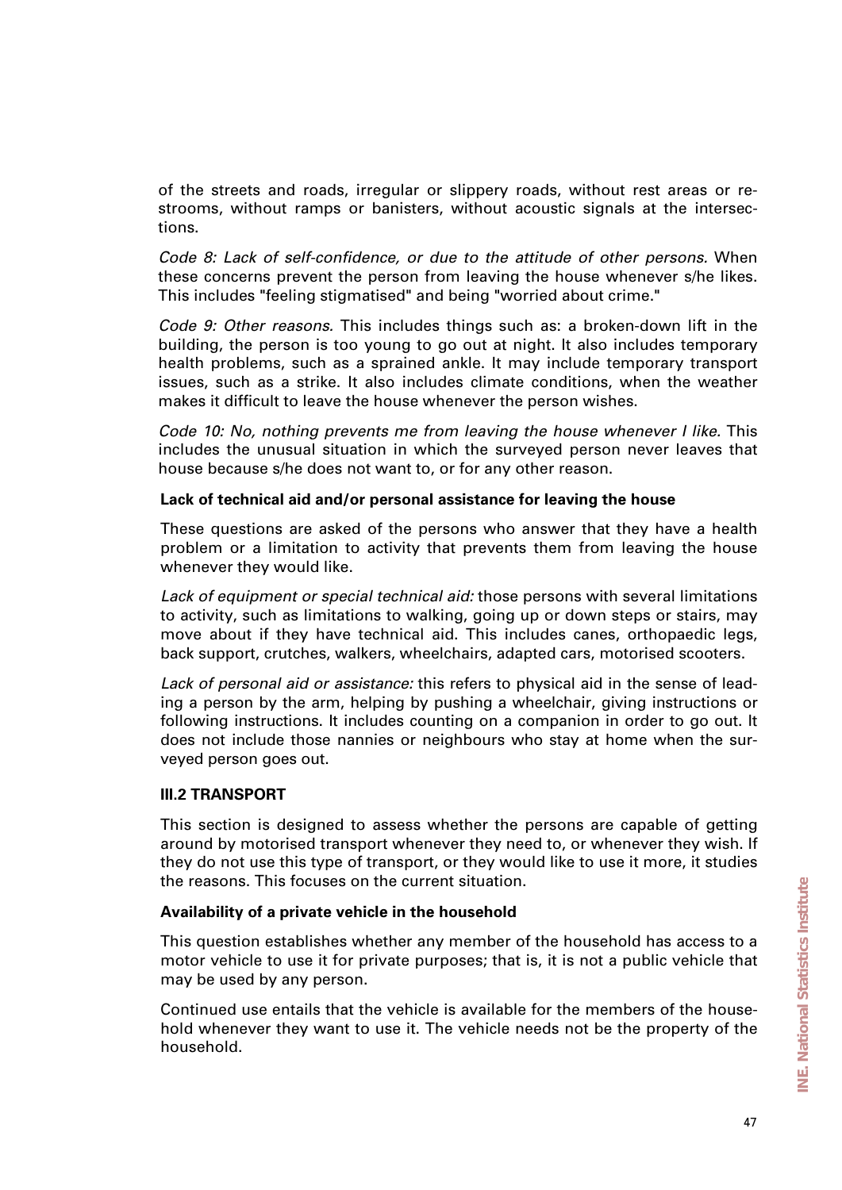of the streets and roads, irregular or slippery roads, without rest areas or restrooms, without ramps or banisters, without acoustic signals at the intersections.

*Code 8: Lack of self-confidence, or due to the attitude of other persons.* When these concerns prevent the person from leaving the house whenever s/he likes. This includes "feeling stigmatised" and being "worried about crime."

*Code 9: Other reasons.* This includes things such as: a broken-down lift in the building, the person is too young to go out at night. It also includes temporary health problems, such as a sprained ankle. It may include temporary transport issues, such as a strike. It also includes climate conditions, when the weather makes it difficult to leave the house whenever the person wishes.

*Code 10: No, nothing prevents me from leaving the house whenever I like.* This includes the unusual situation in which the surveyed person never leaves that house because s/he does not want to, or for any other reason.

**Lack of technical aid and/or personal assistance for leaving the house**

These questions are asked of the persons who answer that they have a health problem or a limitation to activity that prevents them from leaving the house whenever they would like.

*Lack of equipment or special technical aid:* those persons with several limitations to activity, such as limitations to walking, going up or down steps or stairs, may move about if they have technical aid. This includes canes, orthopaedic legs, back support, crutches, walkers, wheelchairs, adapted cars, motorised scooters.

*Lack of personal aid or assistance:* this refers to physical aid in the sense of leading a person by the arm, helping by pushing a wheelchair, giving instructions or following instructions. It includes counting on a companion in order to go out. It does not include those nannies or neighbours who stay at home when the surveyed person goes out.

### III.2 TRANSPORT

This section is designed to assess whether the persons are capable of getting around by motorised transport whenever they need to, or whenever they wish. If they do not use this type of transport, or they would like to use it more, it studies the reasons. This focuses on the current situation.

**Availability of a private vehicle in the household**

This question establishes whether any member of the household has access to a motor vehicle to use it for private purposes; that is, it is not a public vehicle that may be used by any person.

Continued use entails that the vehicle is available for the members of the household whenever they want to use it. The vehicle needs not be the property of the household.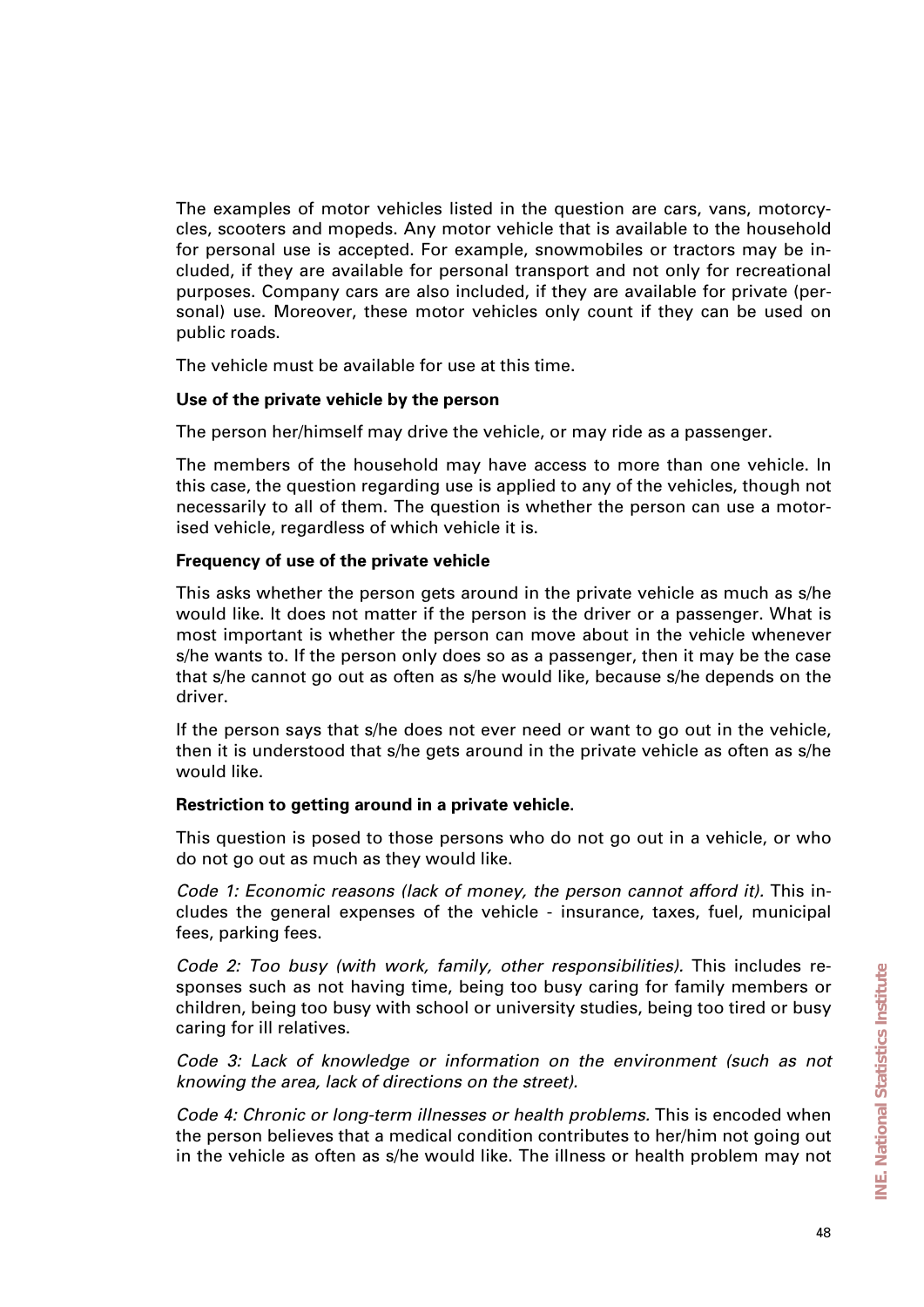The examples of motor vehicles listed in the question are cars, vans, motorcycles, scooters and mopeds. Any motor vehicle that is available to the household for personal use is accepted. For example, snowmobiles or tractors may be included, if they are available for personal transport and not only for recreational purposes. Company cars are also included, if they are available for private (personal) use. Moreover, these motor vehicles only count if they can be used on public roads.

The vehicle must be available for use at this time.

**Use of the private vehicle by the person**

The person her/himself may drive the vehicle, or may ride as a passenger.

The members of the household may have access to more than one vehicle. In this case, the question regarding use is applied to any of the vehicles, though not necessarily to all of them. The question is whether the person can use a motorised vehicle, regardless of which vehicle it is.

**Frequency of use of the private vehicle**

This asks whether the person gets around in the private vehicle as much as s/he would like. It does not matter if the person is the driver or a passenger. What is most important is whether the person can move about in the vehicle whenever s/he wants to. If the person only does so as a passenger, then it may be the case that s/he cannot go out as often as s/he would like, because s/he depends on the driver.

If the person says that s/he does not ever need or want to go out in the vehicle, then it is understood that s/he gets around in the private vehicle as often as s/he would like.

**Restriction to getting around in a private vehicle.**

This question is posed to those persons who do not go out in a vehicle, or who do not go out as much as they would like.

*Code 1: Economic reasons (lack of money, the person cannot afford it).* This includes the general expenses of the vehicle - insurance, taxes, fuel, municipal fees, parking fees.

*Code 2: Too busy (with work, family, other responsibilities).* This includes responses such as not having time, being too busy caring for family members or children, being too busy with school or university studies, being too tired or busy caring for ill relatives.

*Code 3: Lack of knowledge or information on the environment (such as not knowing the area, lack of directions on the street).*

*Code 4: Chronic or long-term illnesses or health problems.* This is encoded when the person believes that a medical condition contributes to her/him not going out in the vehicle as often as s/he would like. The illness or health problem may not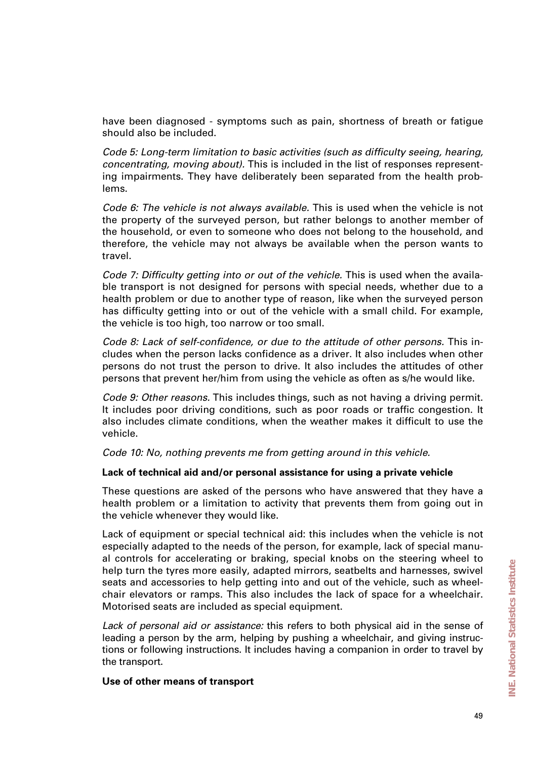have been diagnosed - symptoms such as pain, shortness of breath or fatigue should also be included.

*Code 5: Long-term limitation to basic activities (such as difficulty seeing, hearing, concentrating, moving about).* This is included in the list of responses representing impairments. They have deliberately been separated from the health problems.

*Code 6: The vehicle is not always available.* This is used when the vehicle is not the property of the surveyed person, but rather belongs to another member of the household, or even to someone who does not belong to the household, and therefore, the vehicle may not always be available when the person wants to travel.

*Code 7: Difficulty getting into or out of the vehicle.* This is used when the available transport is not designed for persons with special needs, whether due to a health problem or due to another type of reason, like when the surveyed person has difficulty getting into or out of the vehicle with a small child. For example, the vehicle is too high, too narrow or too small.

*Code 8: Lack of self-confidence, or due to the attitude of other persons.* This includes when the person lacks confidence as a driver. It also includes when other persons do not trust the person to drive. It also includes the attitudes of other persons that prevent her/him from using the vehicle as often as s/he would like.

*Code 9: Other reasons.* This includes things, such as not having a driving permit. It includes poor driving conditions, such as poor roads or traffic congestion. It also includes climate conditions, when the weather makes it difficult to use the vehicle.

*Code 10: No, nothing prevents me from getting around in this vehicle.*

**Lack of technical aid and/or personal assistance for using a private vehicle**

These questions are asked of the persons who have answered that they have a health problem or a limitation to activity that prevents them from going out in the vehicle whenever they would like.

Lack of equipment or special technical aid: this includes when the vehicle is not especially adapted to the needs of the person, for example, lack of special manual controls for accelerating or braking, special knobs on the steering wheel to help turn the tyres more easily, adapted mirrors, seatbelts and harnesses, swivel seats and accessories to help getting into and out of the vehicle, such as wheelchair elevators or ramps. This also includes the lack of space for a wheelchair. Motorised seats are included as special equipment.

*Lack of personal aid or assistance:* this refers to both physical aid in the sense of leading a person by the arm, helping by pushing a wheelchair, and giving instructions or following instructions. It includes having a companion in order to travel by the transport.

**Use of other means of transport**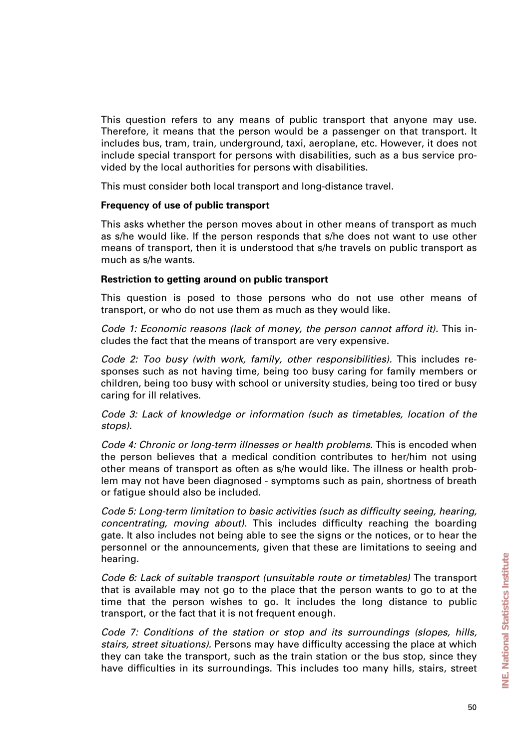This question refers to any means of public transport that anyone may use. Therefore, it means that the person would be a passenger on that transport. It includes bus, tram, train, underground, taxi, aeroplane, etc. However, it does not include special transport for persons with disabilities, such as a bus service provided by the local authorities for persons with disabilities.

This must consider both local transport and long-distance travel.

**Frequency of use of public transport**

This asks whether the person moves about in other means of transport as much as s/he would like. If the person responds that s/he does not want to use other means of transport, then it is understood that s/he travels on public transport as much as s/he wants.

**Restriction to getting around on public transport**

This question is posed to those persons who do not use other means of transport, or who do not use them as much as they would like.

*Code 1: Economic reasons (lack of money, the person cannot afford it).* This includes the fact that the means of transport are very expensive.

*Code 2: Too busy (with work, family, other responsibilities).* This includes responses such as not having time, being too busy caring for family members or children, being too busy with school or university studies, being too tired or busy caring for ill relatives.

*Code 3: Lack of knowledge or information (such as timetables, location of the stops).*

*Code 4: Chronic or long-term illnesses or health problems.* This is encoded when the person believes that a medical condition contributes to her/him not using other means of transport as often as s/he would like. The illness or health problem may not have been diagnosed - symptoms such as pain, shortness of breath or fatigue should also be included.

*Code 5: Long-term limitation to basic activities (such as difficulty seeing, hearing, concentrating, moving about).* This includes difficulty reaching the boarding gate. It also includes not being able to see the signs or the notices, or to hear the personnel or the announcements, given that these are limitations to seeing and hearing.

*Code 6: Lack of suitable transport (unsuitable route or timetables)* The transport that is available may not go to the place that the person wants to go to at the time that the person wishes to go. It includes the long distance to public transport, or the fact that it is not frequent enough.

*Code 7: Conditions of the station or stop and its surroundings (slopes, hills, stairs, street situations).* Persons may have difficulty accessing the place at which they can take the transport, such as the train station or the bus stop, since they have difficulties in its surroundings. This includes too many hills, stairs, street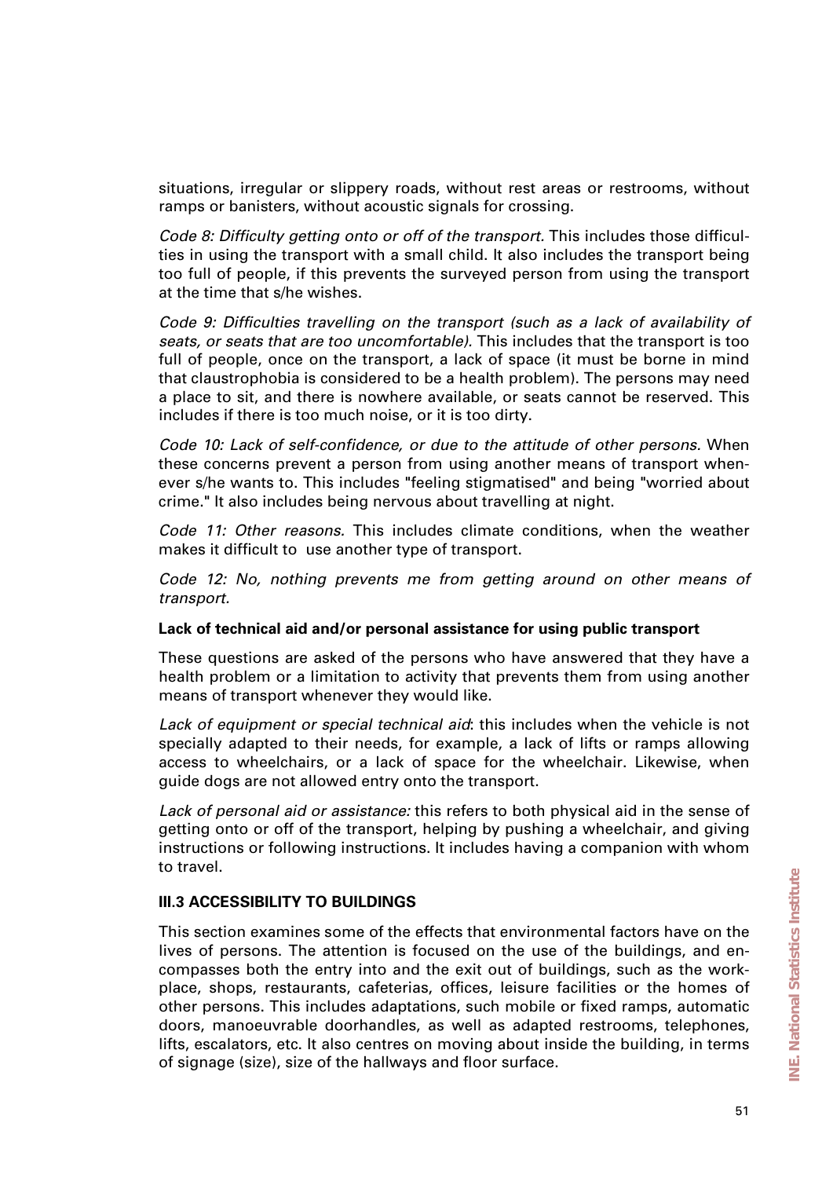situations, irregular or slippery roads, without rest areas or restrooms, without ramps or banisters, without acoustic signals for crossing.

*Code 8: Difficulty getting onto or off of the transport.* This includes those difficulties in using the transport with a small child. It also includes the transport being too full of people, if this prevents the surveyed person from using the transport at the time that s/he wishes.

*Code 9: Difficulties travelling on the transport (such as a lack of availability of seats, or seats that are too uncomfortable).* This includes that the transport is too full of people, once on the transport, a lack of space (it must be borne in mind that claustrophobia is considered to be a health problem). The persons may need a place to sit, and there is nowhere available, or seats cannot be reserved. This includes if there is too much noise, or it is too dirty.

*Code 10: Lack of self-confidence, or due to the attitude of other persons.* When these concerns prevent a person from using another means of transport whenever s/he wants to. This includes "feeling stigmatised" and being "worried about crime." It also includes being nervous about travelling at night.

*Code 11: Other reasons.* This includes climate conditions, when the weather makes it difficult to use another type of transport.

*Code 12: No, nothing prevents me from getting around on other means of transport.*

**Lack of technical aid and/or personal assistance for using public transport**

These questions are asked of the persons who have answered that they have a health problem or a limitation to activity that prevents them from using another means of transport whenever they would like.

*Lack of equipment or special technical aid*: this includes when the vehicle is not specially adapted to their needs, for example, a lack of lifts or ramps allowing access to wheelchairs, or a lack of space for the wheelchair. Likewise, when guide dogs are not allowed entry onto the transport.

*Lack of personal aid or assistance:* this refers to both physical aid in the sense of getting onto or off of the transport, helping by pushing a wheelchair, and giving instructions or following instructions. It includes having a companion with whom to travel.

### III.3 ACCESSIBILITY TO BUILDINGS

This section examines some of the effects that environmental factors have on the lives of persons. The attention is focused on the use of the buildings, and encompasses both the entry into and the exit out of buildings, such as the workplace, shops, restaurants, cafeterias, offices, leisure facilities or the homes of other persons. This includes adaptations, such mobile or fixed ramps, automatic doors, manoeuvrable doorhandles, as well as adapted restrooms, telephones, lifts, escalators, etc. It also centres on moving about inside the building, in terms of signage (size), size of the hallways and floor surface.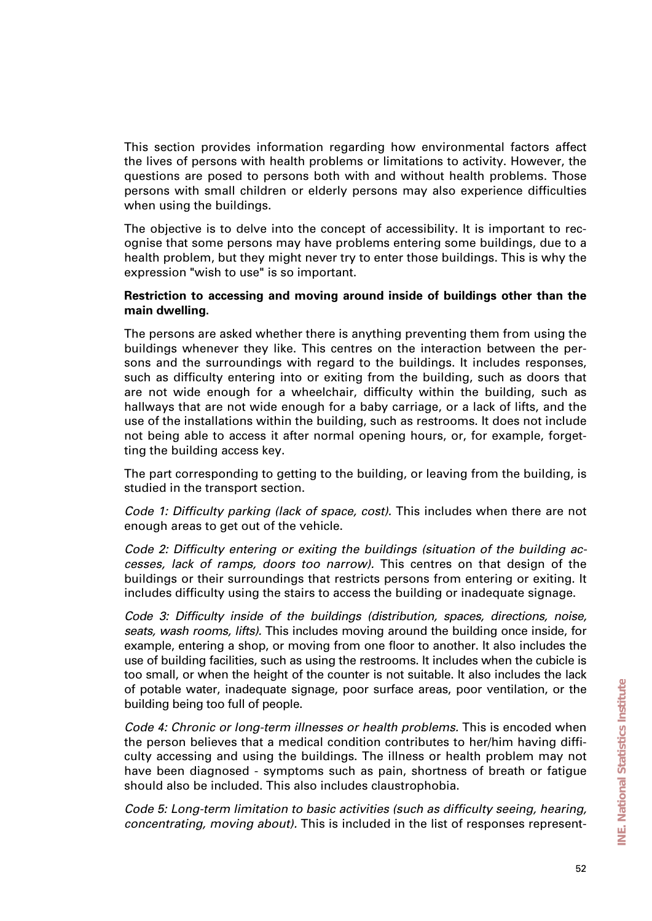This section provides information regarding how environmental factors affect the lives of persons with health problems or limitations to activity. However, the questions are posed to persons both with and without health problems. Those persons with small children or elderly persons may also experience difficulties when using the buildings.

The objective is to delve into the concept of accessibility. It is important to recognise that some persons may have problems entering some buildings, due to a health problem, but they might never try to enter those buildings. This is why the expression "wish to use" is so important.

**Restriction to accessing and moving around inside of buildings other than the main dwelling.**

The persons are asked whether there is anything preventing them from using the buildings whenever they like. This centres on the interaction between the persons and the surroundings with regard to the buildings. It includes responses, such as difficulty entering into or exiting from the building, such as doors that are not wide enough for a wheelchair, difficulty within the building, such as hallways that are not wide enough for a baby carriage, or a lack of lifts, and the use of the installations within the building, such as restrooms. It does not include not being able to access it after normal opening hours, or, for example, forgetting the building access key.

The part corresponding to getting to the building, or leaving from the building, is studied in the transport section.

*Code 1: Difficulty parking (lack of space, cost).* This includes when there are not enough areas to get out of the vehicle.

*Code 2: Difficulty entering or exiting the buildings (situation of the building accesses, lack of ramps, doors too narrow).* This centres on that design of the buildings or their surroundings that restricts persons from entering or exiting. It includes difficulty using the stairs to access the building or inadequate signage.

*Code 3: Difficulty inside of the buildings (distribution, spaces, directions, noise, seats, wash rooms, lifts).* This includes moving around the building once inside, for example, entering a shop, or moving from one floor to another. It also includes the use of building facilities, such as using the restrooms. It includes when the cubicle is too small, or when the height of the counter is not suitable. It also includes the lack of potable water, inadequate signage, poor surface areas, poor ventilation, or the building being too full of people.

*Code 4: Chronic or long-term illnesses or health problems.* This is encoded when the person believes that a medical condition contributes to her/him having difficulty accessing and using the buildings. The illness or health problem may not have been diagnosed - symptoms such as pain, shortness of breath or fatigue should also be included. This also includes claustrophobia.

*Code 5: Long-term limitation to basic activities (such as difficulty seeing, hearing, concentrating, moving about).* This is included in the list of responses represent-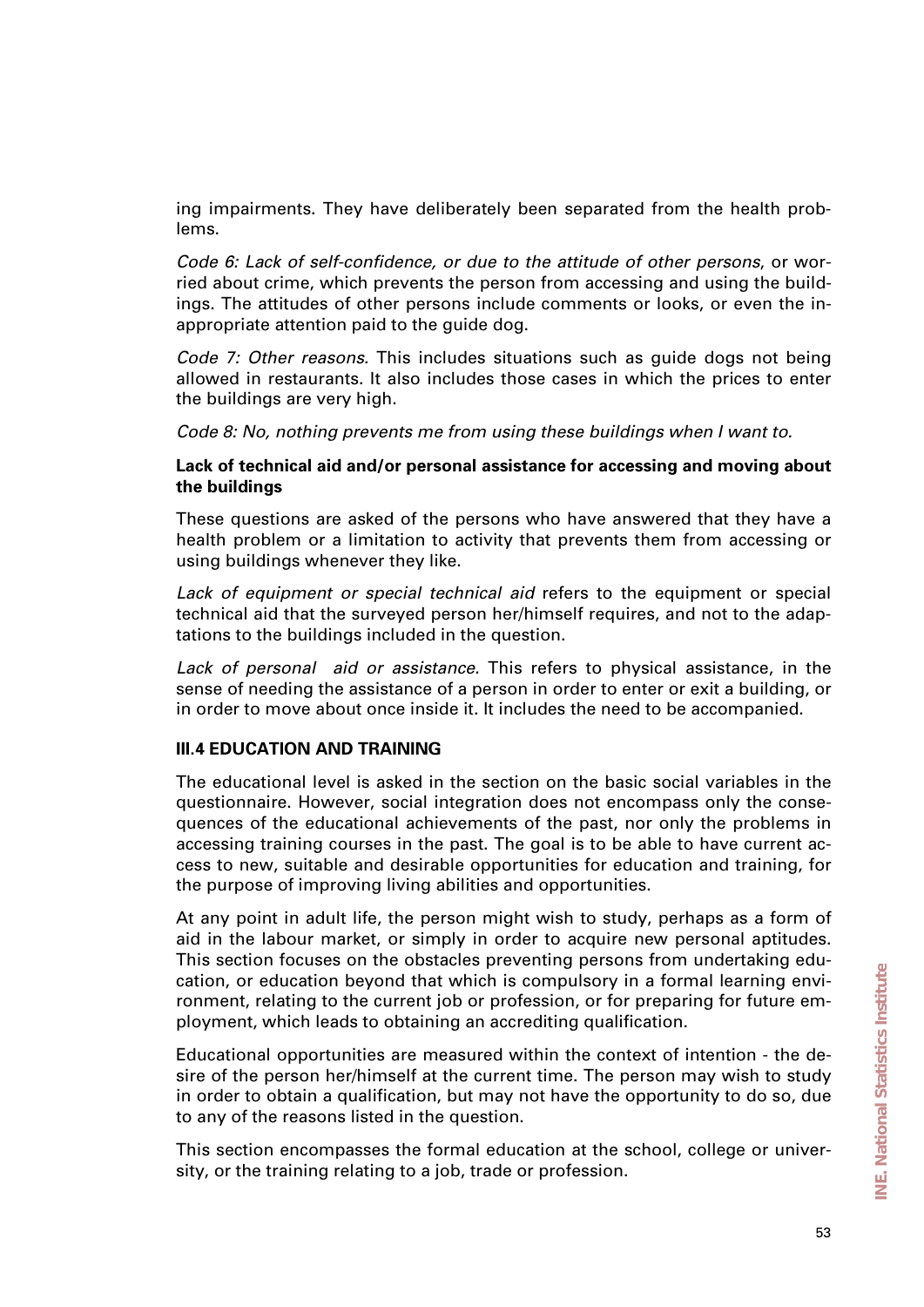ing impairments. They have deliberately been separated from the health problems.

*Code 6: Lack of self-confidence, or due to the attitude of other persons*, or worried about crime, which prevents the person from accessing and using the buildings. The attitudes of other persons include comments or looks, or even the inappropriate attention paid to the guide dog.

*Code 7: Other reasons.* This includes situations such as guide dogs not being allowed in restaurants. It also includes those cases in which the prices to enter the buildings are very high.

*Code 8: No, nothing prevents me from using these buildings when I want to.*

**Lack of technical aid and/or personal assistance for accessing and moving about the buildings**

These questions are asked of the persons who have answered that they have a health problem or a limitation to activity that prevents them from accessing or using buildings whenever they like.

*Lack of equipment or special technical aid* refers to the equipment or special technical aid that the surveyed person her/himself requires, and not to the adaptations to the buildings included in the question.

*Lack of personal aid or assistance.* This refers to physical assistance, in the sense of needing the assistance of a person in order to enter or exit a building, or in order to move about once inside it. It includes the need to be accompanied.

### III.4 EDUCATION AND TRAINING

The educational level is asked in the section on the basic social variables in the questionnaire. However, social integration does not encompass only the consequences of the educational achievements of the past, nor only the problems in accessing training courses in the past. The goal is to be able to have current access to new, suitable and desirable opportunities for education and training, for the purpose of improving living abilities and opportunities.

At any point in adult life, the person might wish to study, perhaps as a form of aid in the labour market, or simply in order to acquire new personal aptitudes. This section focuses on the obstacles preventing persons from undertaking education, or education beyond that which is compulsory in a formal learning environment, relating to the current job or profession, or for preparing for future employment, which leads to obtaining an accrediting qualification.

Educational opportunities are measured within the context of intention - the desire of the person her/himself at the current time. The person may wish to study in order to obtain a qualification, but may not have the opportunity to do so, due to any of the reasons listed in the question.

This section encompasses the formal education at the school, college or university, or the training relating to a job, trade or profession.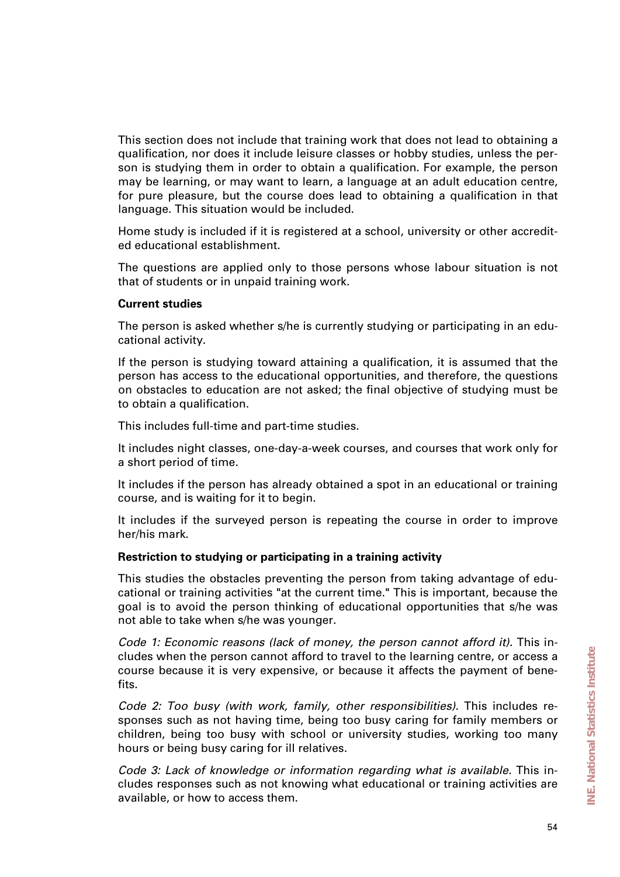This section does not include that training work that does not lead to obtaining a qualification, nor does it include leisure classes or hobby studies, unless the person is studying them in order to obtain a qualification. For example, the person may be learning, or may want to learn, a language at an adult education centre, for pure pleasure, but the course does lead to obtaining a qualification in that language. This situation would be included.

Home study is included if it is registered at a school, university or other accredited educational establishment.

The questions are applied only to those persons whose labour situation is not that of students or in unpaid training work.

**Current studies**

The person is asked whether s/he is currently studying or participating in an educational activity.

If the person is studying toward attaining a qualification, it is assumed that the person has access to the educational opportunities, and therefore, the questions on obstacles to education are not asked; the final objective of studying must be to obtain a qualification.

This includes full-time and part-time studies.

It includes night classes, one-day-a-week courses, and courses that work only for a short period of time.

It includes if the person has already obtained a spot in an educational or training course, and is waiting for it to begin.

It includes if the surveyed person is repeating the course in order to improve her/his mark.

**Restriction to studying or participating in a training activity**

This studies the obstacles preventing the person from taking advantage of educational or training activities "at the current time." This is important, because the goal is to avoid the person thinking of educational opportunities that s/he was not able to take when s/he was younger.

*Code 1: Economic reasons (lack of money, the person cannot afford it).* This includes when the person cannot afford to travel to the learning centre, or access a course because it is very expensive, or because it affects the payment of benefits.

*Code 2: Too busy (with work, family, other responsibilities).* This includes responses such as not having time, being too busy caring for family members or children, being too busy with school or university studies, working too many hours or being busy caring for ill relatives.

*Code 3: Lack of knowledge or information regarding what is available.* This includes responses such as not knowing what educational or training activities are available, or how to access them.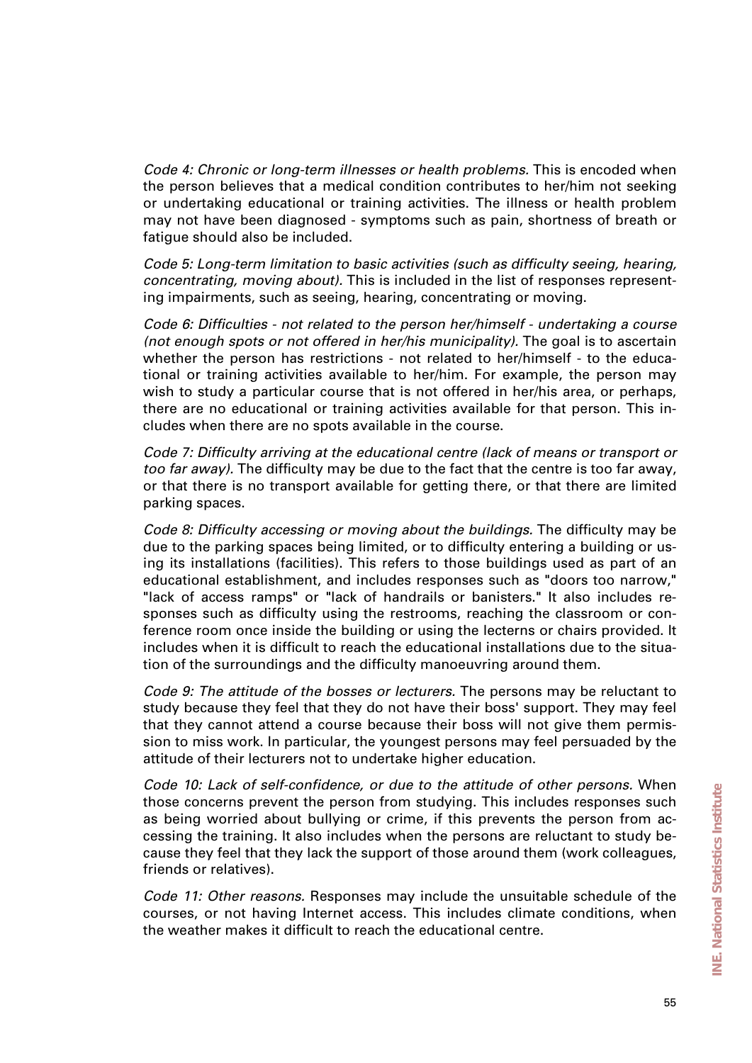*Code 4: Chronic or long-term illnesses or health problems.* This is encoded when the person believes that a medical condition contributes to her/him not seeking or undertaking educational or training activities. The illness or health problem may not have been diagnosed - symptoms such as pain, shortness of breath or fatigue should also be included.

*Code 5: Long-term limitation to basic activities (such as difficulty seeing, hearing, concentrating, moving about).* This is included in the list of responses representing impairments, such as seeing, hearing, concentrating or moving.

*Code 6: Difficulties - not related to the person her/himself - undertaking a course (not enough spots or not offered in her/his municipality).* The goal is to ascertain whether the person has restrictions - not related to her/himself - to the educational or training activities available to her/him. For example, the person may wish to study a particular course that is not offered in her/his area, or perhaps, there are no educational or training activities available for that person. This includes when there are no spots available in the course.

*Code 7: Difficulty arriving at the educational centre (lack of means or transport or too far away).* The difficulty may be due to the fact that the centre is too far away, or that there is no transport available for getting there, or that there are limited parking spaces.

*Code 8: Difficulty accessing or moving about the buildings.* The difficulty may be due to the parking spaces being limited, or to difficulty entering a building or using its installations (facilities). This refers to those buildings used as part of an educational establishment, and includes responses such as "doors too narrow," "lack of access ramps" or "lack of handrails or banisters." It also includes responses such as difficulty using the restrooms, reaching the classroom or conference room once inside the building or using the lecterns or chairs provided. It includes when it is difficult to reach the educational installations due to the situation of the surroundings and the difficulty manoeuvring around them.

*Code 9: The attitude of the bosses or lecturers.* The persons may be reluctant to study because they feel that they do not have their boss' support. They may feel that they cannot attend a course because their boss will not give them permission to miss work. In particular, the youngest persons may feel persuaded by the attitude of their lecturers not to undertake higher education.

*Code 10: Lack of self-confidence, or due to the attitude of other persons.* When those concerns prevent the person from studying. This includes responses such as being worried about bullying or crime, if this prevents the person from accessing the training. It also includes when the persons are reluctant to study because they feel that they lack the support of those around them (work colleagues, friends or relatives).

*Code 11: Other reasons.* Responses may include the unsuitable schedule of the courses, or not having Internet access. This includes climate conditions, when the weather makes it difficult to reach the educational centre.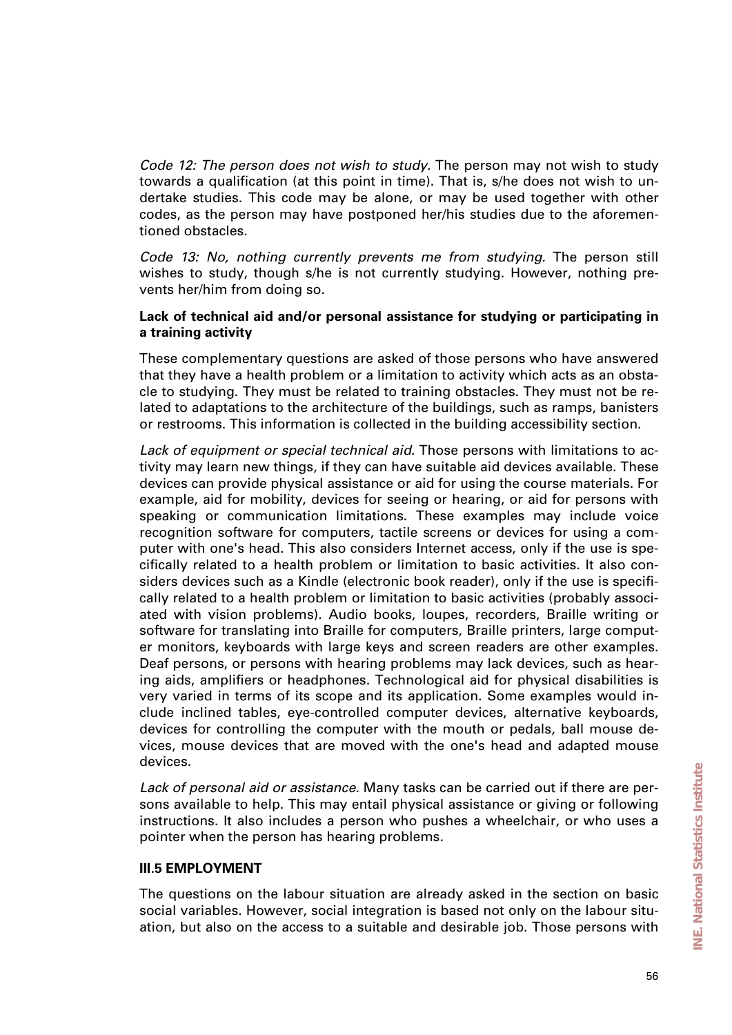*Code 12: The person does not wish to study.* The person may not wish to study towards a qualification (at this point in time). That is, s/he does not wish to undertake studies. This code may be alone, or may be used together with other codes, as the person may have postponed her/his studies due to the aforementioned obstacles.

*Code 13: No, nothing currently prevents me from studying.* The person still wishes to study, though s/he is not currently studying. However, nothing prevents her/him from doing so.

**Lack of technical aid and/or personal assistance for studying or participating in a training activity**

These complementary questions are asked of those persons who have answered that they have a health problem or a limitation to activity which acts as an obstacle to studying. They must be related to training obstacles. They must not be related to adaptations to the architecture of the buildings, such as ramps, banisters or restrooms. This information is collected in the building accessibility section.

*Lack of equipment or special technical aid.* Those persons with limitations to activity may learn new things, if they can have suitable aid devices available. These devices can provide physical assistance or aid for using the course materials. For example, aid for mobility, devices for seeing or hearing, or aid for persons with speaking or communication limitations. These examples may include voice recognition software for computers, tactile screens or devices for using a computer with one's head. This also considers Internet access, only if the use is specifically related to a health problem or limitation to basic activities. It also considers devices such as a Kindle (electronic book reader), only if the use is specifically related to a health problem or limitation to basic activities (probably associated with vision problems). Audio books, loupes, recorders, Braille writing or software for translating into Braille for computers, Braille printers, large computer monitors, keyboards with large keys and screen readers are other examples. Deaf persons, or persons with hearing problems may lack devices, such as hearing aids, amplifiers or headphones. Technological aid for physical disabilities is very varied in terms of its scope and its application. Some examples would include inclined tables, eye-controlled computer devices, alternative keyboards, devices for controlling the computer with the mouth or pedals, ball mouse devices, mouse devices that are moved with the one's head and adapted mouse devices.

*Lack of personal aid or assistance.* Many tasks can be carried out if there are persons available to help. This may entail physical assistance or giving or following instructions. It also includes a person who pushes a wheelchair, or who uses a pointer when the person has hearing problems.

### III.5 EMPLOYMENT

The questions on the labour situation are already asked in the section on basic social variables. However, social integration is based not only on the labour situation, but also on the access to a suitable and desirable job. Those persons with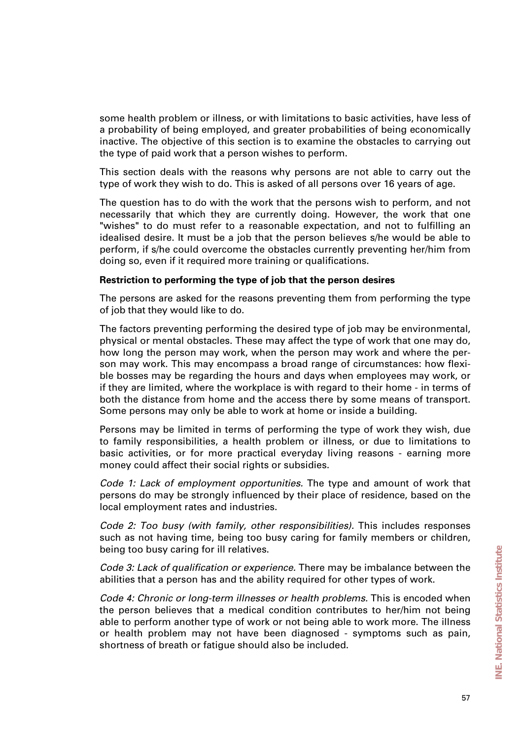some health problem or illness, or with limitations to basic activities, have less of a probability of being employed, and greater probabilities of being economically inactive. The objective of this section is to examine the obstacles to carrying out the type of paid work that a person wishes to perform.

This section deals with the reasons why persons are not able to carry out the type of work they wish to do. This is asked of all persons over 16 years of age.

The question has to do with the work that the persons wish to perform, and not necessarily that which they are currently doing. However, the work that one "wishes" to do must refer to a reasonable expectation, and not to fulfilling an idealised desire. It must be a job that the person believes s/he would be able to perform, if s/he could overcome the obstacles currently preventing her/him from doing so, even if it required more training or qualifications.

**Restriction to performing the type of job that the person desires**

The persons are asked for the reasons preventing them from performing the type of job that they would like to do.

The factors preventing performing the desired type of job may be environmental, physical or mental obstacles. These may affect the type of work that one may do, how long the person may work, when the person may work and where the person may work. This may encompass a broad range of circumstances: how flexible bosses may be regarding the hours and days when employees may work, or if they are limited, where the workplace is with regard to their home - in terms of both the distance from home and the access there by some means of transport. Some persons may only be able to work at home or inside a building.

Persons may be limited in terms of performing the type of work they wish, due to family responsibilities, a health problem or illness, or due to limitations to basic activities, or for more practical everyday living reasons - earning more money could affect their social rights or subsidies.

*Code 1: Lack of employment opportunities.* The type and amount of work that persons do may be strongly influenced by their place of residence, based on the local employment rates and industries.

*Code 2: Too busy (with family, other responsibilities).* This includes responses such as not having time, being too busy caring for family members or children, being too busy caring for ill relatives.

*Code 3: Lack of qualification or experience.* There may be imbalance between the abilities that a person has and the ability required for other types of work.

*Code 4: Chronic or long-term illnesses or health problems.* This is encoded when the person believes that a medical condition contributes to her/him not being able to perform another type of work or not being able to work more. The illness or health problem may not have been diagnosed - symptoms such as pain, shortness of breath or fatigue should also be included.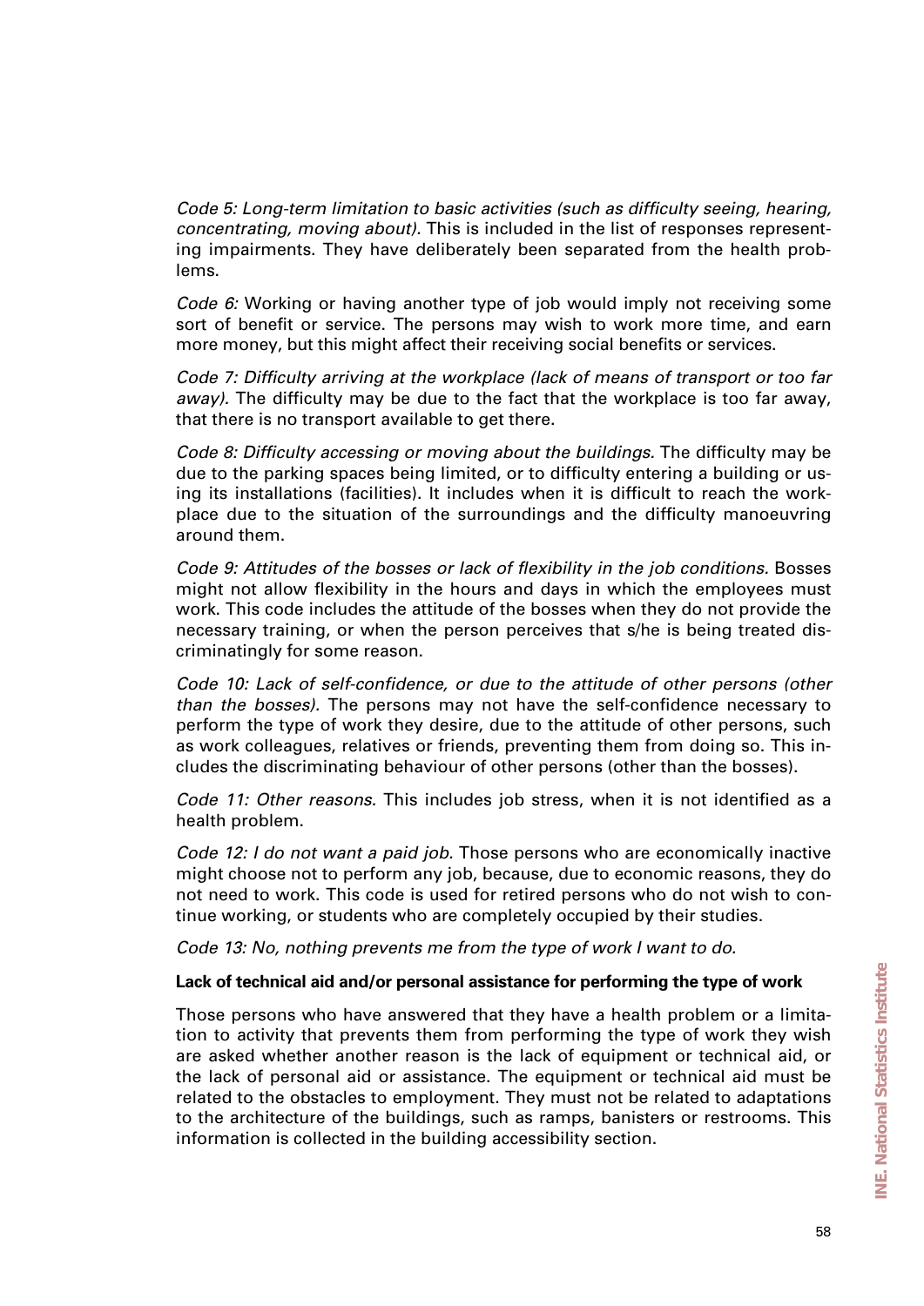*Code 5: Long-term limitation to basic activities (such as difficulty seeing, hearing, concentrating, moving about).* This is included in the list of responses representing impairments. They have deliberately been separated from the health problems.

*Code 6:* Working or having another type of job would imply not receiving some sort of benefit or service. The persons may wish to work more time, and earn more money, but this might affect their receiving social benefits or services.

*Code 7: Difficulty arriving at the workplace (lack of means of transport or too far away).* The difficulty may be due to the fact that the workplace is too far away, that there is no transport available to get there.

*Code 8: Difficulty accessing or moving about the buildings.* The difficulty may be due to the parking spaces being limited, or to difficulty entering a building or using its installations (facilities). It includes when it is difficult to reach the workplace due to the situation of the surroundings and the difficulty manoeuvring around them.

*Code 9: Attitudes of the bosses or lack of flexibility in the job conditions.* Bosses might not allow flexibility in the hours and days in which the employees must work. This code includes the attitude of the bosses when they do not provide the necessary training, or when the person perceives that s/he is being treated discriminatingly for some reason.

*Code 10: Lack of self-confidence, or due to the attitude of other persons (other than the bosses).* The persons may not have the self-confidence necessary to perform the type of work they desire, due to the attitude of other persons, such as work colleagues, relatives or friends, preventing them from doing so. This includes the discriminating behaviour of other persons (other than the bosses).

*Code 11: Other reasons.* This includes job stress, when it is not identified as a health problem.

*Code 12: I do not want a paid job.* Those persons who are economically inactive might choose not to perform any job, because, due to economic reasons, they do not need to work. This code is used for retired persons who do not wish to continue working, or students who are completely occupied by their studies.

*Code 13: No, nothing prevents me from the type of work I want to do.*

**Lack of technical aid and/or personal assistance for performing the type of work**

Those persons who have answered that they have a health problem or a limitation to activity that prevents them from performing the type of work they wish are asked whether another reason is the lack of equipment or technical aid, or the lack of personal aid or assistance. The equipment or technical aid must be related to the obstacles to employment. They must not be related to adaptations to the architecture of the buildings, such as ramps, banisters or restrooms. This information is collected in the building accessibility section.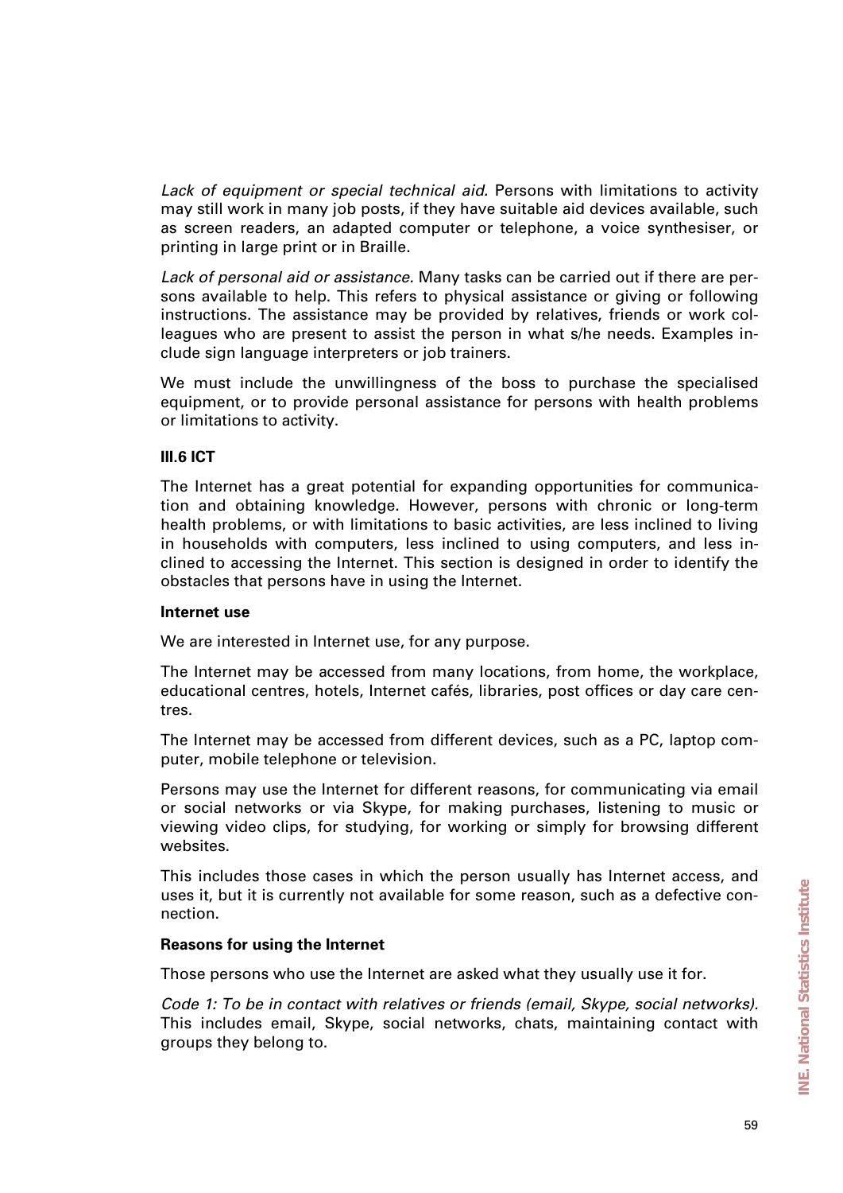*Lack of equipment or special technical aid.* Persons with limitations to activity may still work in many job posts, if they have suitable aid devices available, such as screen readers, an adapted computer or telephone, a voice synthesiser, or printing in large print or in Braille.

*Lack of personal aid or assistance.* Many tasks can be carried out if there are persons available to help. This refers to physical assistance or giving or following instructions. The assistance may be provided by relatives, friends or work colleagues who are present to assist the person in what s/he needs. Examples include sign language interpreters or job trainers.

We must include the unwillingness of the boss to purchase the specialised equipment, or to provide personal assistance for persons with health problems or limitations to activity.

### III.6 ICT

The Internet has a great potential for expanding opportunities for communication and obtaining knowledge. However, persons with chronic or long-term health problems, or with limitations to basic activities, are less inclined to living in households with computers, less inclined to using computers, and less inclined to accessing the Internet. This section is designed in order to identify the obstacles that persons have in using the Internet.

**Internet use**

We are interested in Internet use, for any purpose.

The Internet may be accessed from many locations, from home, the workplace, educational centres, hotels, Internet cafés, libraries, post offices or day care centres.

The Internet may be accessed from different devices, such as a PC, laptop computer, mobile telephone or television.

Persons may use the Internet for different reasons, for communicating via email or social networks or via Skype, for making purchases, listening to music or viewing video clips, for studying, for working or simply for browsing different websites.

This includes those cases in which the person usually has Internet access, and uses it, but it is currently not available for some reason, such as a defective connection.

**Reasons for using the Internet**

Those persons who use the Internet are asked what they usually use it for.

*Code 1: To be in contact with relatives or friends (email, Skype, social networks).* This includes email, Skype, social networks, chats, maintaining contact with groups they belong to.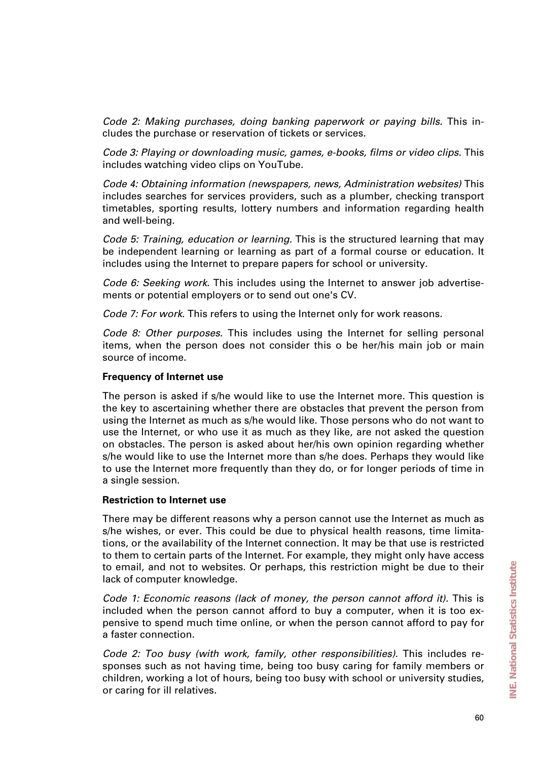*Code 2: Making purchases, doing banking paperwork or paying bills.* This includes the purchase or reservation of tickets or services.

*Code 3: Playing or downloading music, games, e-books, films or video clips.* This includes watching video clips on YouTube.

*Code 4: Obtaining information (newspapers, news, Administration websites)* This includes searches for services providers, such as a plumber, checking transport timetables, sporting results, lottery numbers and information regarding health and well-being.

*Code 5: Training, education or learning.* This is the structured learning that may be independent learning or learning as part of a formal course or education. It includes using the Internet to prepare papers for school or university.

*Code 6: Seeking work.* This includes using the Internet to answer job advertisements or potential employers or to send out one's CV.

*Code 7: For work.* This refers to using the Internet only for work reasons.

*Code 8: Other purposes.* This includes using the Internet for selling personal items, when the person does not consider this o be her/his main job or main source of income.

**Frequency of Internet use**

The person is asked if s/he would like to use the Internet more. This question is the key to ascertaining whether there are obstacles that prevent the person from using the Internet as much as s/he would like. Those persons who do not want to use the Internet, or who use it as much as they like, are not asked the question on obstacles. The person is asked about her/his own opinion regarding whether s/he would like to use the Internet more than s/he does. Perhaps they would like to use the Internet more frequently than they do, or for longer periods of time in a single session.

**Restriction to Internet use**

There may be different reasons why a person cannot use the Internet as much as s/he wishes, or ever. This could be due to physical health reasons, time limitations, or the availability of the Internet connection. It may be that use is restricted to them to certain parts of the Internet. For example, they might only have access to email, and not to websites. Or perhaps, this restriction might be due to their lack of computer knowledge.

*Code 1: Economic reasons (lack of money, the person cannot afford it).* This is included when the person cannot afford to buy a computer, when it is too expensive to spend much time online, or when the person cannot afford to pay for a faster connection.

*Code 2: Too busy (with work, family, other responsibilities).* This includes responses such as not having time, being too busy caring for family members or children, working a lot of hours, being too busy with school or university studies, or caring for ill relatives.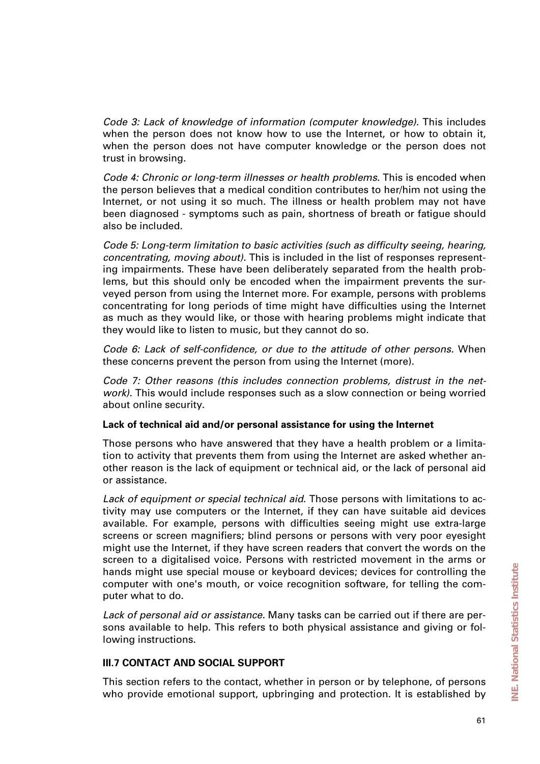*Code 3: Lack of knowledge of information (computer knowledge).* This includes when the person does not know how to use the Internet, or how to obtain it, when the person does not have computer knowledge or the person does not trust in browsing.

*Code 4: Chronic or long-term illnesses or health problems.* This is encoded when the person believes that a medical condition contributes to her/him not using the Internet, or not using it so much. The illness or health problem may not have been diagnosed - symptoms such as pain, shortness of breath or fatigue should also be included.

*Code 5: Long-term limitation to basic activities (such as difficulty seeing, hearing, concentrating, moving about).* This is included in the list of responses representing impairments. These have been deliberately separated from the health problems, but this should only be encoded when the impairment prevents the surveyed person from using the Internet more. For example, persons with problems concentrating for long periods of time might have difficulties using the Internet as much as they would like, or those with hearing problems might indicate that they would like to listen to music, but they cannot do so.

*Code 6: Lack of self-confidence, or due to the attitude of other persons.* When these concerns prevent the person from using the Internet (more).

*Code 7: Other reasons (this includes connection problems, distrust in the network).* This would include responses such as a slow connection or being worried about online security.

**Lack of technical aid and/or personal assistance for using the Internet**

Those persons who have answered that they have a health problem or a limitation to activity that prevents them from using the Internet are asked whether another reason is the lack of equipment or technical aid, or the lack of personal aid or assistance.

*Lack of equipment or special technical aid.* Those persons with limitations to activity may use computers or the Internet, if they can have suitable aid devices available. For example, persons with difficulties seeing might use extra-large screens or screen magnifiers; blind persons or persons with very poor eyesight might use the Internet, if they have screen readers that convert the words on the screen to a digitalised voice. Persons with restricted movement in the arms or hands might use special mouse or keyboard devices; devices for controlling the computer with one's mouth, or voice recognition software, for telling the computer what to do.

*Lack of personal aid or assistance.* Many tasks can be carried out if there are persons available to help. This refers to both physical assistance and giving or following instructions.

### III.7 CONTACT AND SOCIAL SUPPORT

This section refers to the contact, whether in person or by telephone, of persons who provide emotional support, upbringing and protection. It is established by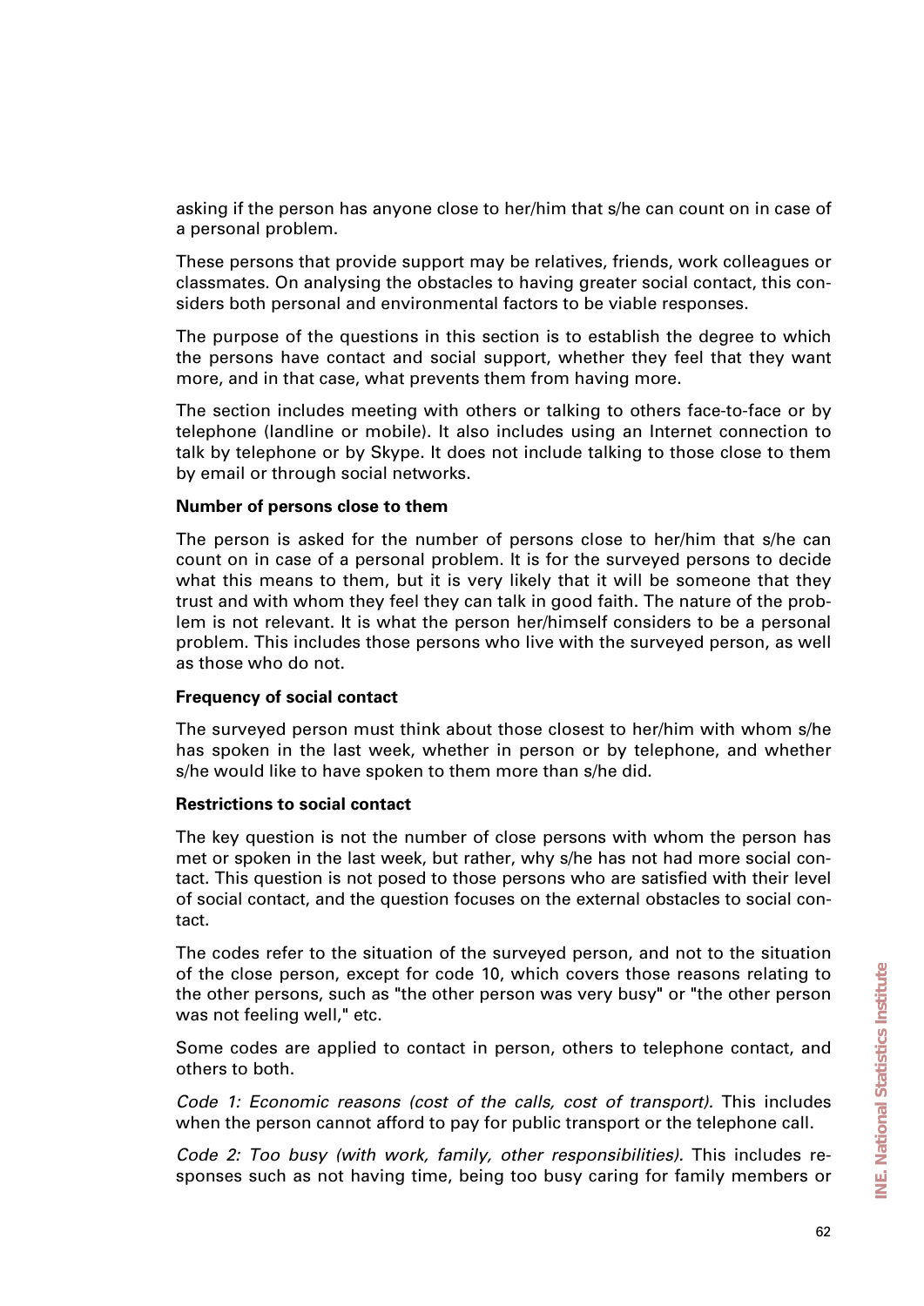asking if the person has anyone close to her/him that s/he can count on in case of a personal problem.

These persons that provide support may be relatives, friends, work colleagues or classmates. On analysing the obstacles to having greater social contact, this considers both personal and environmental factors to be viable responses.

The purpose of the questions in this section is to establish the degree to which the persons have contact and social support, whether they feel that they want more, and in that case, what prevents them from having more.

The section includes meeting with others or talking to others face-to-face or by telephone (landline or mobile). It also includes using an Internet connection to talk by telephone or by Skype. It does not include talking to those close to them by email or through social networks.

**Number of persons close to them**

The person is asked for the number of persons close to her/him that s/he can count on in case of a personal problem. It is for the surveyed persons to decide what this means to them, but it is very likely that it will be someone that they trust and with whom they feel they can talk in good faith. The nature of the problem is not relevant. It is what the person her/himself considers to be a personal problem. This includes those persons who live with the surveyed person, as well as those who do not.

**Frequency of social contact**

The surveyed person must think about those closest to her/him with whom s/he has spoken in the last week, whether in person or by telephone, and whether s/he would like to have spoken to them more than s/he did.

**Restrictions to social contact**

The key question is not the number of close persons with whom the person has met or spoken in the last week, but rather, why s/he has not had more social contact. This question is not posed to those persons who are satisfied with their level of social contact, and the question focuses on the external obstacles to social contact.

The codes refer to the situation of the surveyed person, and not to the situation of the close person, except for code 10, which covers those reasons relating to the other persons, such as "the other person was very busy" or "the other person was not feeling well," etc.

Some codes are applied to contact in person, others to telephone contact, and others to both.

*Code 1: Economic reasons (cost of the calls, cost of transport).* This includes when the person cannot afford to pay for public transport or the telephone call.

*Code 2: Too busy (with work, family, other responsibilities).* This includes responses such as not having time, being too busy caring for family members or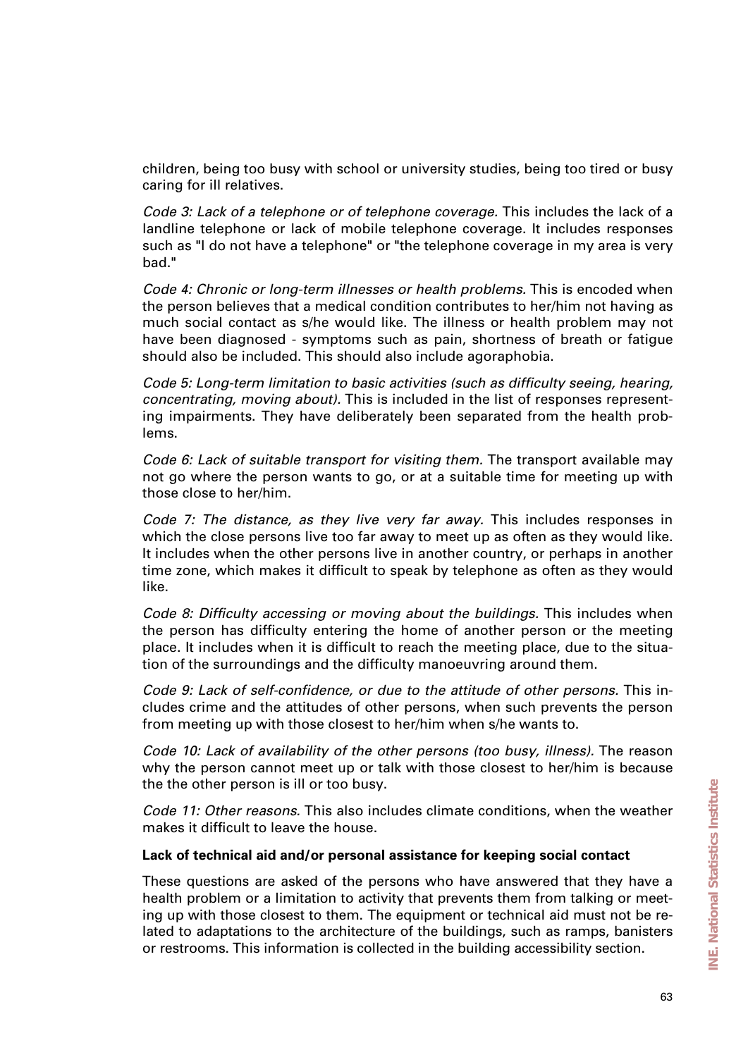children, being too busy with school or university studies, being too tired or busy caring for ill relatives.

*Code 3: Lack of a telephone or of telephone coverage.* This includes the lack of a landline telephone or lack of mobile telephone coverage. It includes responses such as "I do not have a telephone" or "the telephone coverage in my area is very bad."

*Code 4: Chronic or long-term illnesses or health problems.* This is encoded when the person believes that a medical condition contributes to her/him not having as much social contact as s/he would like. The illness or health problem may not have been diagnosed - symptoms such as pain, shortness of breath or fatigue should also be included. This should also include agoraphobia.

*Code 5: Long-term limitation to basic activities (such as difficulty seeing, hearing, concentrating, moving about).* This is included in the list of responses representing impairments. They have deliberately been separated from the health problems.

*Code 6: Lack of suitable transport for visiting them.* The transport available may not go where the person wants to go, or at a suitable time for meeting up with those close to her/him.

*Code 7: The distance, as they live very far away.* This includes responses in which the close persons live too far away to meet up as often as they would like. It includes when the other persons live in another country, or perhaps in another time zone, which makes it difficult to speak by telephone as often as they would like.

*Code 8: Difficulty accessing or moving about the buildings.* This includes when the person has difficulty entering the home of another person or the meeting place. It includes when it is difficult to reach the meeting place, due to the situation of the surroundings and the difficulty manoeuvring around them.

*Code 9: Lack of self-confidence, or due to the attitude of other persons.* This includes crime and the attitudes of other persons, when such prevents the person from meeting up with those closest to her/him when s/he wants to.

*Code 10: Lack of availability of the other persons (too busy, illness).* The reason why the person cannot meet up or talk with those closest to her/him is because the the other person is ill or too busy.

*Code 11: Other reasons.* This also includes climate conditions, when the weather makes it difficult to leave the house.

**Lack of technical aid and/or personal assistance for keeping social contact**

These questions are asked of the persons who have answered that they have a health problem or a limitation to activity that prevents them from talking or meeting up with those closest to them. The equipment or technical aid must not be related to adaptations to the architecture of the buildings, such as ramps, banisters or restrooms. This information is collected in the building accessibility section.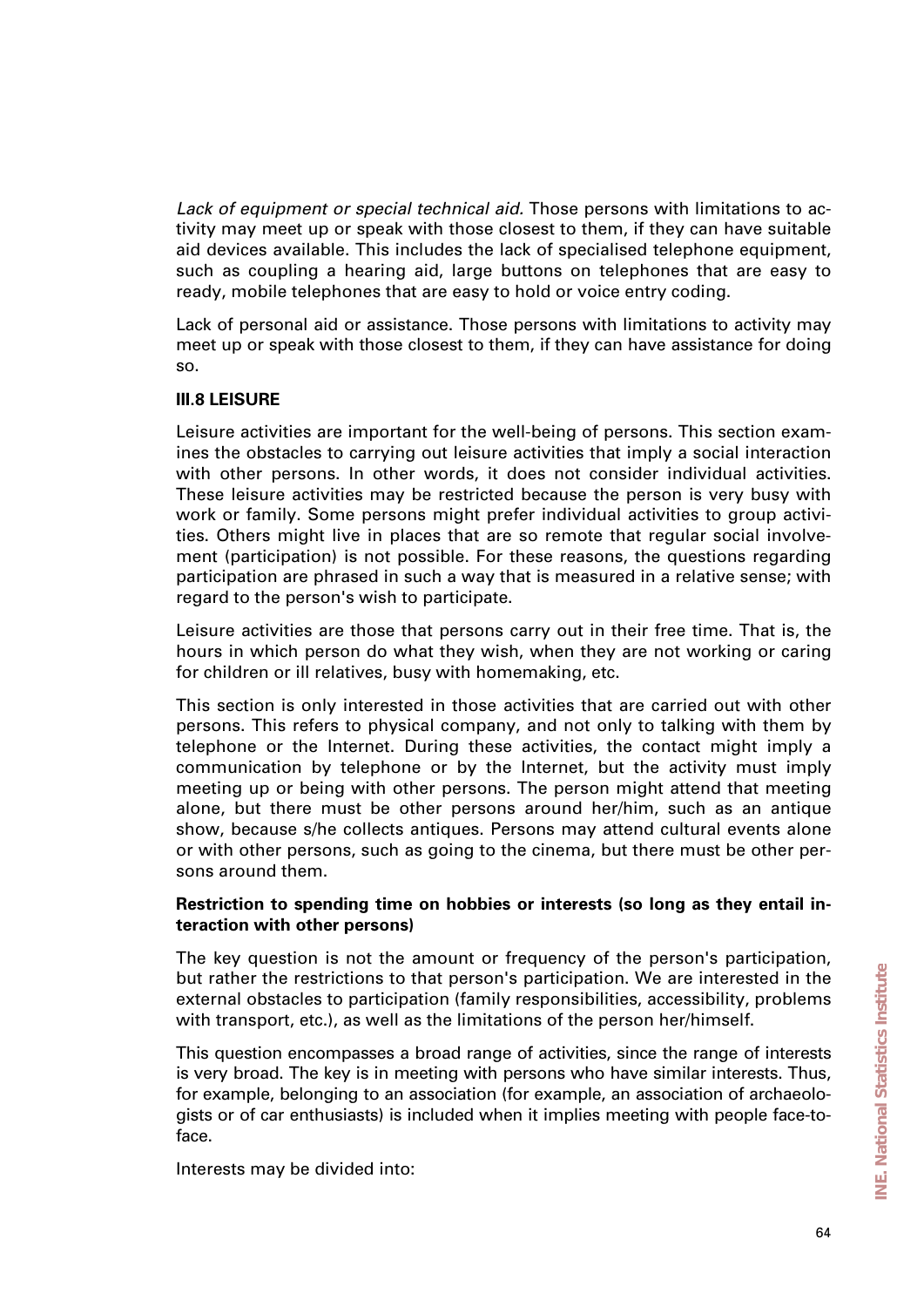*Lack of equipment or special technical aid.* Those persons with limitations to activity may meet up or speak with those closest to them, if they can have suitable aid devices available. This includes the lack of specialised telephone equipment, such as coupling a hearing aid, large buttons on telephones that are easy to ready, mobile telephones that are easy to hold or voice entry coding.

Lack of personal aid or assistance. Those persons with limitations to activity may meet up or speak with those closest to them, if they can have assistance for doing so.

### III.8 LEISURE

Leisure activities are important for the well-being of persons. This section examines the obstacles to carrying out leisure activities that imply a social interaction with other persons. In other words, it does not consider individual activities. These leisure activities may be restricted because the person is very busy with work or family. Some persons might prefer individual activities to group activities. Others might live in places that are so remote that regular social involvement (participation) is not possible. For these reasons, the questions regarding participation are phrased in such a way that is measured in a relative sense; with regard to the person's wish to participate.

Leisure activities are those that persons carry out in their free time. That is, the hours in which person do what they wish, when they are not working or caring for children or ill relatives, busy with homemaking, etc.

This section is only interested in those activities that are carried out with other persons. This refers to physical company, and not only to talking with them by telephone or the Internet. During these activities, the contact might imply a communication by telephone or by the Internet, but the activity must imply meeting up or being with other persons. The person might attend that meeting alone, but there must be other persons around her/him, such as an antique show, because s/he collects antiques. Persons may attend cultural events alone or with other persons, such as going to the cinema, but there must be other persons around them.

**Restriction to spending time on hobbies or interests (so long as they entail interaction with other persons)**

The key question is not the amount or frequency of the person's participation, but rather the restrictions to that person's participation. We are interested in the external obstacles to participation (family responsibilities, accessibility, problems with transport, etc.), as well as the limitations of the person her/himself.

This question encompasses a broad range of activities, since the range of interests is very broad. The key is in meeting with persons who have similar interests. Thus, for example, belonging to an association (for example, an association of archaeologists or of car enthusiasts) is included when it implies meeting with people face-to-face.

Interests may be divided into: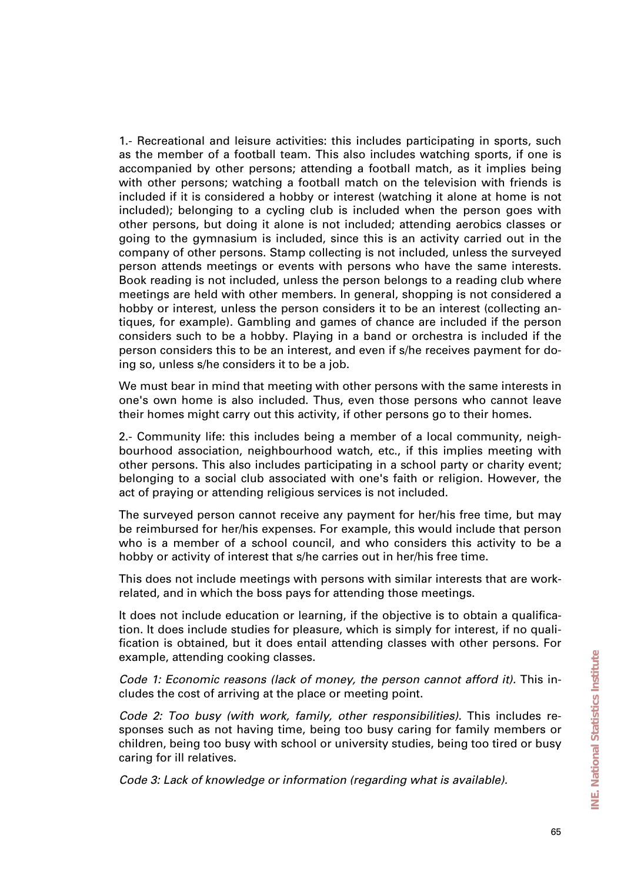1.- Recreational and leisure activities: this includes participating in sports, such as the member of a football team. This also includes watching sports, if one is accompanied by other persons; attending a football match, as it implies being with other persons; watching a football match on the television with friends is included if it is considered a hobby or interest (watching it alone at home is not included); belonging to a cycling club is included when the person goes with other persons, but doing it alone is not included; attending aerobics classes or going to the gymnasium is included, since this is an activity carried out in the company of other persons. Stamp collecting is not included, unless the surveyed person attends meetings or events with persons who have the same interests. Book reading is not included, unless the person belongs to a reading club where meetings are held with other members. In general, shopping is not considered a hobby or interest, unless the person considers it to be an interest (collecting antiques, for example). Gambling and games of chance are included if the person considers such to be a hobby. Playing in a band or orchestra is included if the person considers this to be an interest, and even if s/he receives payment for doing so, unless s/he considers it to be a job.

We must bear in mind that meeting with other persons with the same interests in one's own home is also included. Thus, even those persons who cannot leave their homes might carry out this activity, if other persons go to their homes.

2.- Community life: this includes being a member of a local community, neighbourhood association, neighbourhood watch, etc., if this implies meeting with other persons. This also includes participating in a school party or charity event; belonging to a social club associated with one's faith or religion. However, the act of praying or attending religious services is not included.

The surveyed person cannot receive any payment for her/his free time, but may be reimbursed for her/his expenses. For example, this would include that person who is a member of a school council, and who considers this activity to be a hobby or activity of interest that s/he carries out in her/his free time.

This does not include meetings with persons with similar interests that are work-related, and in which the boss pays for attending those meetings.

It does not include education or learning, if the objective is to obtain a qualification. It does include studies for pleasure, which is simply for interest, if no qualification is obtained, but it does entail attending classes with other persons. For example, attending cooking classes.

*Code 1: Economic reasons (lack of money, the person cannot afford it).* This includes the cost of arriving at the place or meeting point.

*Code 2: Too busy (with work, family, other responsibilities).* This includes responses such as not having time, being too busy caring for family members or children, being too busy with school or university studies, being too tired or busy caring for ill relatives.

*Code 3: Lack of knowledge or information (regarding what is available).*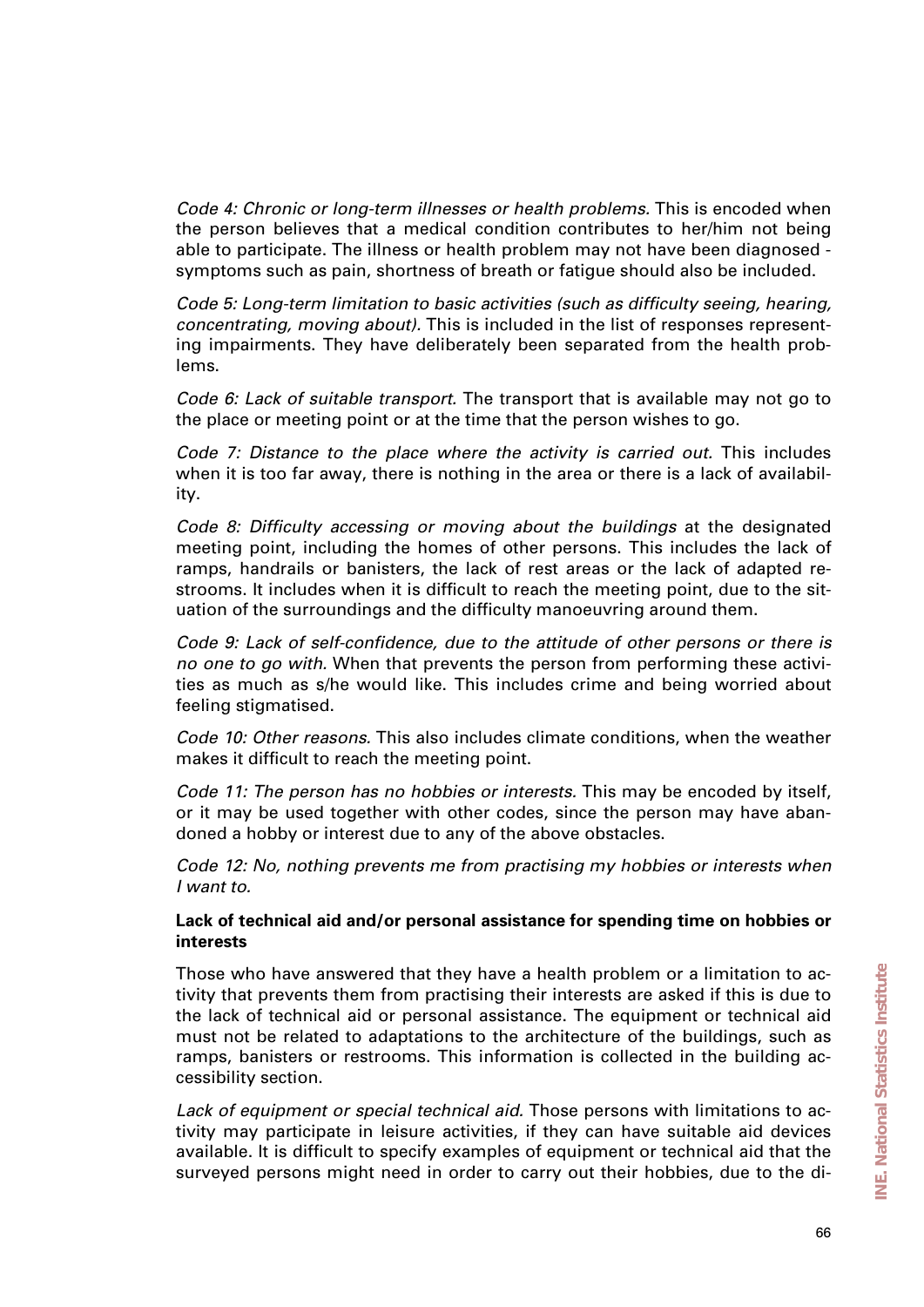*Code 4: Chronic or long-term illnesses or health problems.* This is encoded when the person believes that a medical condition contributes to her/him not being able to participate. The illness or health problem may not have been diagnosed - symptoms such as pain, shortness of breath or fatigue should also be included.

*Code 5: Long-term limitation to basic activities (such as difficulty seeing, hearing, concentrating, moving about).* This is included in the list of responses representing impairments. They have deliberately been separated from the health problems.

*Code 6: Lack of suitable transport.* The transport that is available may not go to the place or meeting point or at the time that the person wishes to go.

*Code 7: Distance to the place where the activity is carried out.* This includes when it is too far away, there is nothing in the area or there is a lack of availability.

*Code 8: Difficulty accessing or moving about the buildings* at the designated meeting point, including the homes of other persons. This includes the lack of ramps, handrails or banisters, the lack of rest areas or the lack of adapted restrooms. It includes when it is difficult to reach the meeting point, due to the situation of the surroundings and the difficulty manoeuvring around them.

*Code 9: Lack of self-confidence, due to the attitude of other persons or there is no one to go with.* When that prevents the person from performing these activities as much as s/he would like. This includes crime and being worried about feeling stigmatised.

*Code 10: Other reasons.* This also includes climate conditions, when the weather makes it difficult to reach the meeting point.

*Code 11: The person has no hobbies or interests.* This may be encoded by itself, or it may be used together with other codes, since the person may have abandoned a hobby or interest due to any of the above obstacles.

*Code 12: No, nothing prevents me from practising my hobbies or interests when I want to.*

**Lack of technical aid and/or personal assistance for spending time on hobbies or interests**

Those who have answered that they have a health problem or a limitation to activity that prevents them from practising their interests are asked if this is due to the lack of technical aid or personal assistance. The equipment or technical aid must not be related to adaptations to the architecture of the buildings, such as ramps, banisters or restrooms. This information is collected in the building accessibility section.

*Lack of equipment or special technical aid.* Those persons with limitations to activity may participate in leisure activities, if they can have suitable aid devices available. It is difficult to specify examples of equipment or technical aid that the surveyed persons might need in order to carry out their hobbies, due to the di-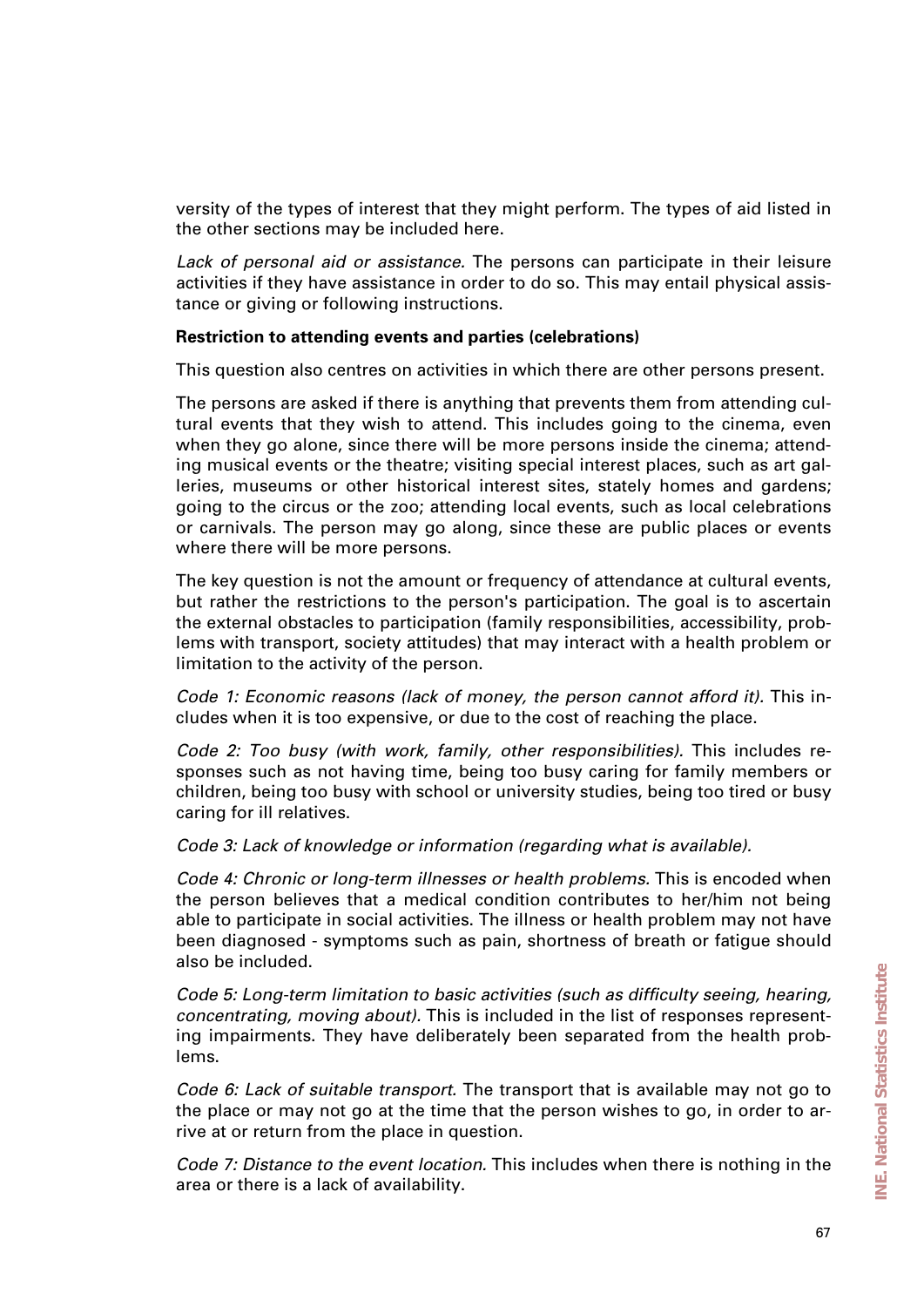versity of the types of interest that they might perform. The types of aid listed in the other sections may be included here.

*Lack of personal aid or assistance.* The persons can participate in their leisure activities if they have assistance in order to do so. This may entail physical assistance or giving or following instructions.

**Restriction to attending events and parties (celebrations)**

This question also centres on activities in which there are other persons present.

The persons are asked if there is anything that prevents them from attending cultural events that they wish to attend. This includes going to the cinema, even when they go alone, since there will be more persons inside the cinema; attending musical events or the theatre; visiting special interest places, such as art galleries, museums or other historical interest sites, stately homes and gardens; going to the circus or the zoo; attending local events, such as local celebrations or carnivals. The person may go along, since these are public places or events where there will be more persons.

The key question is not the amount or frequency of attendance at cultural events, but rather the restrictions to the person's participation. The goal is to ascertain the external obstacles to participation (family responsibilities, accessibility, problems with transport, society attitudes) that may interact with a health problem or limitation to the activity of the person.

*Code 1: Economic reasons (lack of money, the person cannot afford it).* This includes when it is too expensive, or due to the cost of reaching the place.

*Code 2: Too busy (with work, family, other responsibilities).* This includes responses such as not having time, being too busy caring for family members or children, being too busy with school or university studies, being too tired or busy caring for ill relatives.

*Code 3: Lack of knowledge or information (regarding what is available).*

*Code 4: Chronic or long-term illnesses or health problems.* This is encoded when the person believes that a medical condition contributes to her/him not being able to participate in social activities. The illness or health problem may not have been diagnosed - symptoms such as pain, shortness of breath or fatigue should also be included.

*Code 5: Long-term limitation to basic activities (such as difficulty seeing, hearing, concentrating, moving about).* This is included in the list of responses representing impairments. They have deliberately been separated from the health problems.

*Code 6: Lack of suitable transport.* The transport that is available may not go to the place or may not go at the time that the person wishes to go, in order to arrive at or return from the place in question.

*Code 7: Distance to the event location.* This includes when there is nothing in the area or there is a lack of availability.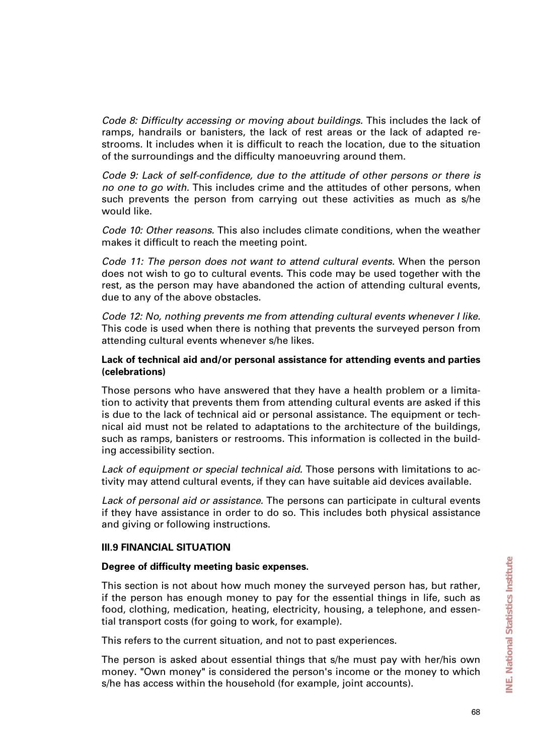*Code 8: Difficulty accessing or moving about buildings.* This includes the lack of ramps, handrails or banisters, the lack of rest areas or the lack of adapted restrooms. It includes when it is difficult to reach the location, due to the situation of the surroundings and the difficulty manoeuvring around them.

*Code 9: Lack of self-confidence, due to the attitude of other persons or there is no one to go with.* This includes crime and the attitudes of other persons, when such prevents the person from carrying out these activities as much as s/he would like.

*Code 10: Other reasons.* This also includes climate conditions, when the weather makes it difficult to reach the meeting point.

*Code 11: The person does not want to attend cultural events.* When the person does not wish to go to cultural events. This code may be used together with the rest, as the person may have abandoned the action of attending cultural events, due to any of the above obstacles.

*Code 12: No, nothing prevents me from attending cultural events whenever I like.* This code is used when there is nothing that prevents the surveyed person from attending cultural events whenever s/he likes.

**Lack of technical aid and/or personal assistance for attending events and parties (celebrations)**

Those persons who have answered that they have a health problem or a limitation to activity that prevents them from attending cultural events are asked if this is due to the lack of technical aid or personal assistance. The equipment or technical aid must not be related to adaptations to the architecture of the buildings, such as ramps, banisters or restrooms. This information is collected in the building accessibility section.

*Lack of equipment or special technical aid.* Those persons with limitations to activity may attend cultural events, if they can have suitable aid devices available.

*Lack of personal aid or assistance.* The persons can participate in cultural events if they have assistance in order to do so. This includes both physical assistance and giving or following instructions.

### III.9 FINANCIAL SITUATION

**Degree of difficulty meeting basic expenses.**

This section is not about how much money the surveyed person has, but rather, if the person has enough money to pay for the essential things in life, such as food, clothing, medication, heating, electricity, housing, a telephone, and essential transport costs (for going to work, for example).

This refers to the current situation, and not to past experiences.

The person is asked about essential things that s/he must pay with her/his own money. "Own money" is considered the person's income or the money to which s/he has access within the household (for example, joint accounts).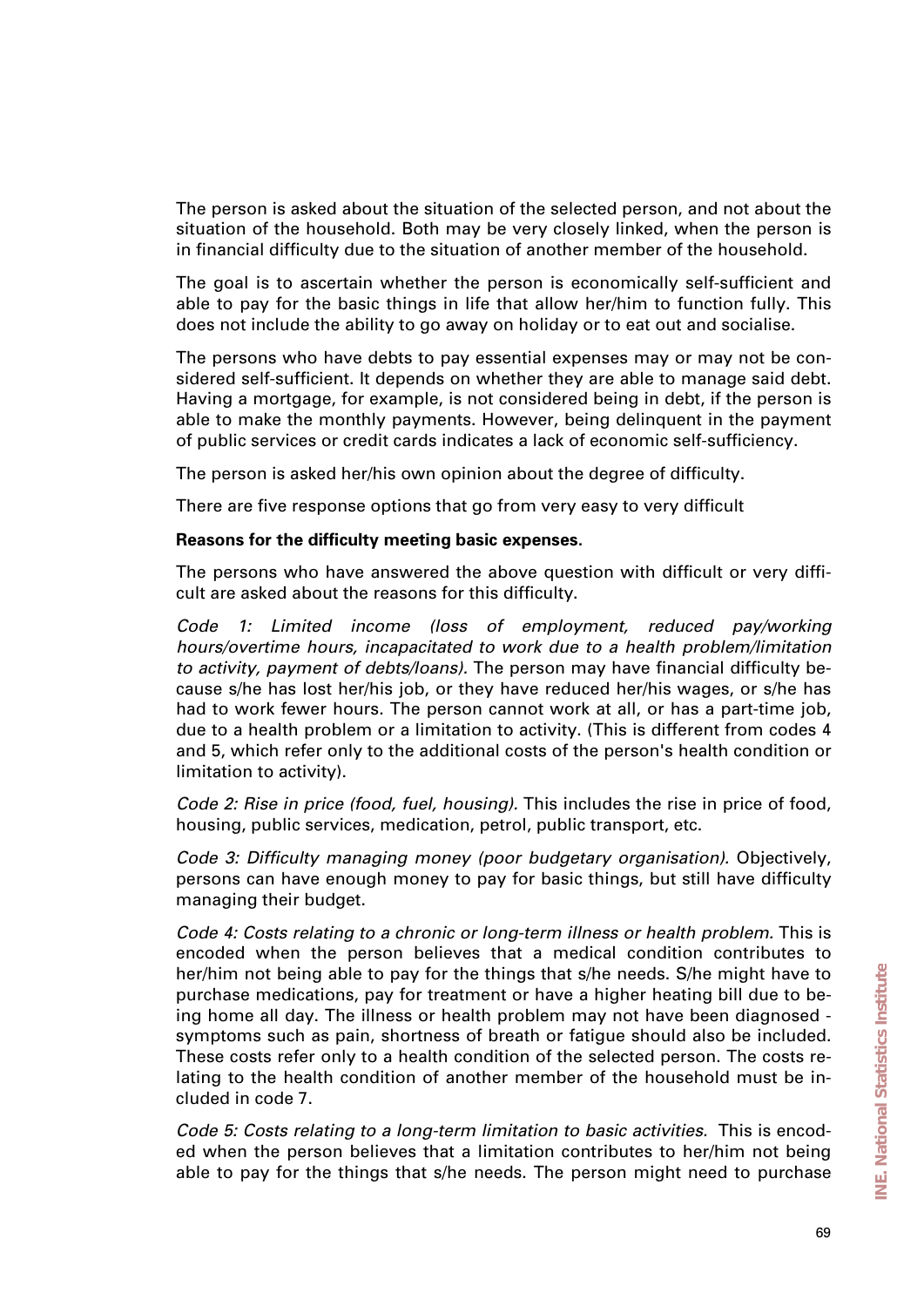The person is asked about the situation of the selected person, and not about the situation of the household. Both may be very closely linked, when the person is in financial difficulty due to the situation of another member of the household.

The goal is to ascertain whether the person is economically self-sufficient and able to pay for the basic things in life that allow her/him to function fully. This does not include the ability to go away on holiday or to eat out and socialise.

The persons who have debts to pay essential expenses may or may not be considered self-sufficient. It depends on whether they are able to manage said debt. Having a mortgage, for example, is not considered being in debt, if the person is able to make the monthly payments. However, being delinquent in the payment of public services or credit cards indicates a lack of economic self-sufficiency.

The person is asked her/his own opinion about the degree of difficulty.

There are five response options that go from very easy to very difficult

**Reasons for the difficulty meeting basic expenses.**

The persons who have answered the above question with difficult or very difficult are asked about the reasons for this difficulty.

*Code 1: Limited income (loss of employment, reduced pay/working hours/overtime hours, incapacitated to work due to a health problem/limitation to activity, payment of debts/loans).* The person may have financial difficulty because s/he has lost her/his job, or they have reduced her/his wages, or s/he has had to work fewer hours. The person cannot work at all, or has a part-time job, due to a health problem or a limitation to activity. (This is different from codes 4 and 5, which refer only to the additional costs of the person's health condition or limitation to activity).

*Code 2: Rise in price (food, fuel, housing).* This includes the rise in price of food, housing, public services, medication, petrol, public transport, etc.

*Code 3: Difficulty managing money (poor budgetary organisation).* Objectively, persons can have enough money to pay for basic things, but still have difficulty managing their budget.

*Code 4: Costs relating to a chronic or long-term illness or health problem.* This is encoded when the person believes that a medical condition contributes to her/him not being able to pay for the things that s/he needs. S/he might have to purchase medications, pay for treatment or have a higher heating bill due to being home all day. The illness or health problem may not have been diagnosed - symptoms such as pain, shortness of breath or fatigue should also be included. These costs refer only to a health condition of the selected person. The costs relating to the health condition of another member of the household must be included in code 7.

*Code 5: Costs relating to a long-term limitation to basic activities.* This is encoded when the person believes that a limitation contributes to her/him not being able to pay for the things that s/he needs. The person might need to purchase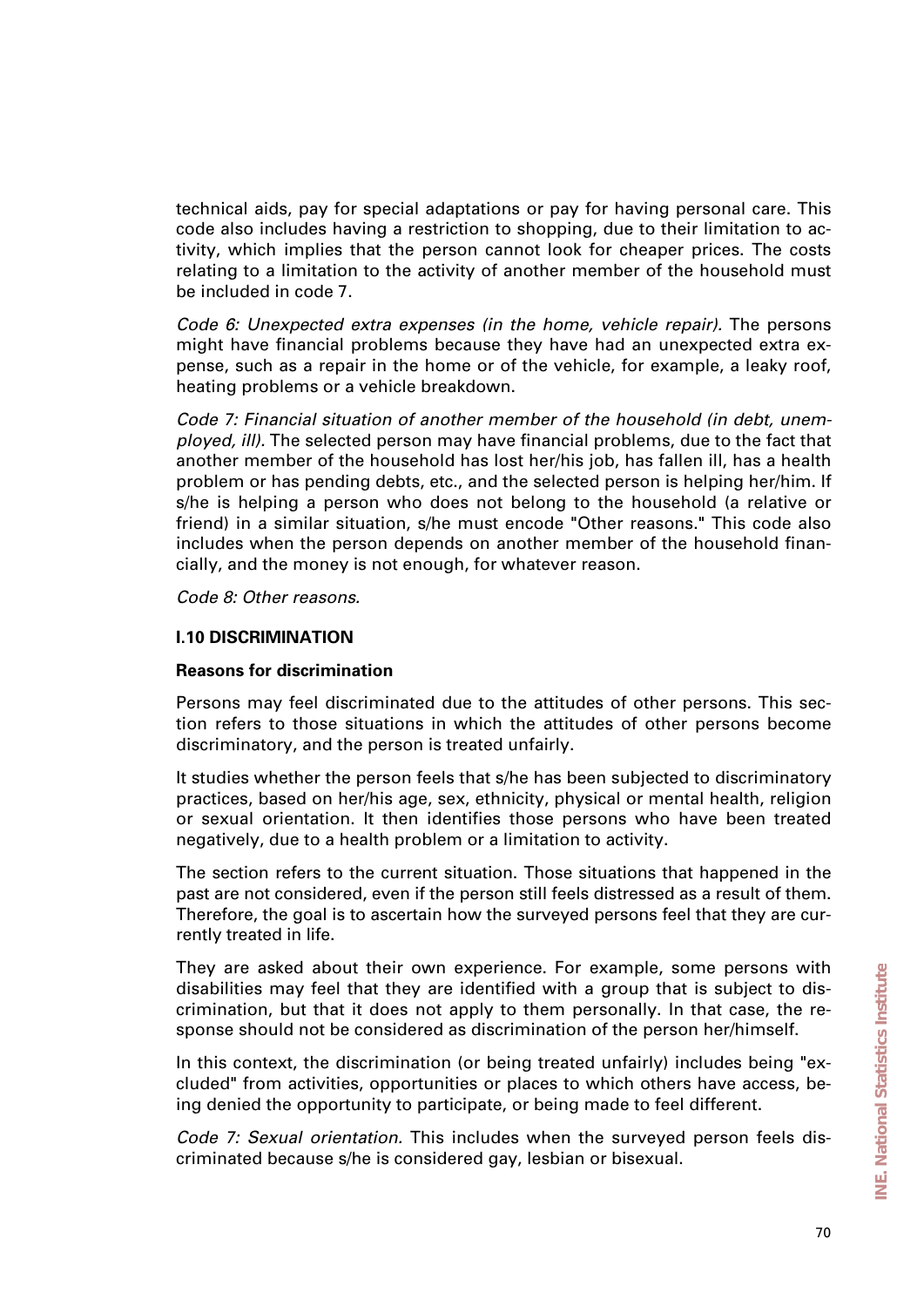technical aids, pay for special adaptations or pay for having personal care. This code also includes having a restriction to shopping, due to their limitation to activity, which implies that the person cannot look for cheaper prices. The costs relating to a limitation to the activity of another member of the household must be included in code 7.

*Code 6: Unexpected extra expenses (in the home, vehicle repair).* The persons might have financial problems because they have had an unexpected extra expense, such as a repair in the home or of the vehicle, for example, a leaky roof, heating problems or a vehicle breakdown.

*Code 7: Financial situation of another member of the household (in debt, unemployed, ill).* The selected person may have financial problems, due to the fact that another member of the household has lost her/his job, has fallen ill, has a health problem or has pending debts, etc., and the selected person is helping her/him. If s/he is helping a person who does not belong to the household (a relative or friend) in a similar situation, s/he must encode "Other reasons." This code also includes when the person depends on another member of the household financially, and the money is not enough, for whatever reason.

*Code 8: Other reasons.*

### I.10 DISCRIMINATION

#### Reasons for discrimination

Persons may feel discriminated due to the attitudes of other persons. This section refers to those situations in which the attitudes of other persons become discriminatory, and the person is treated unfairly.

It studies whether the person feels that s/he has been subjected to discriminatory practices, based on her/his age, sex, ethnicity, physical or mental health, religion or sexual orientation. It then identifies those persons who have been treated negatively, due to a health problem or a limitation to activity.

The section refers to the current situation. Those situations that happened in the past are not considered, even if the person still feels distressed as a result of them. Therefore, the goal is to ascertain how the surveyed persons feel that they are currently treated in life.

They are asked about their own experience. For example, some persons with disabilities may feel that they are identified with a group that is subject to discrimination, but that it does not apply to them personally. In that case, the response should not be considered as discrimination of the person her/himself.

In this context, the discrimination (or being treated unfairly) includes being "excluded" from activities, opportunities or places to which others have access, being denied the opportunity to participate, or being made to feel different.

*Code 7: Sexual orientation.* This includes when the surveyed person feels discriminated because s/he is considered gay, lesbian or bisexual.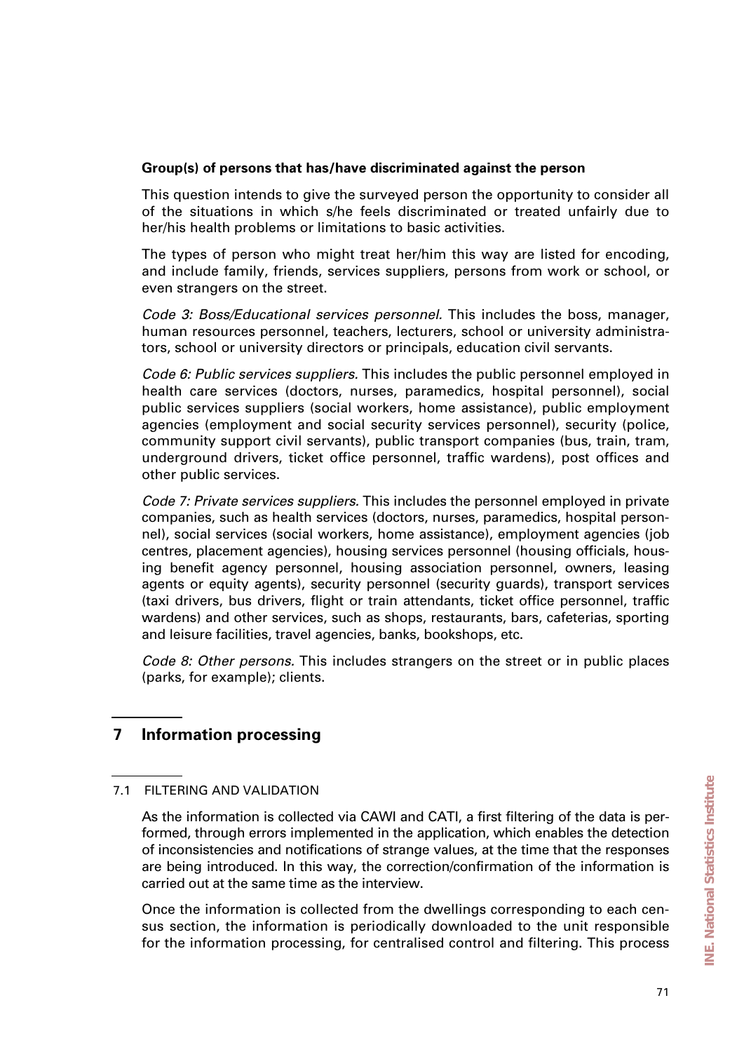**Group(s) of persons that has/have discriminated against the person**

This question intends to give the surveyed person the opportunity to consider all of the situations in which s/he feels discriminated or treated unfairly due to her/his health problems or limitations to basic activities.

The types of person who might treat her/him this way are listed for encoding, and include family, friends, services suppliers, persons from work or school, or even strangers on the street.

*Code 3: Boss/Educational services personnel.* This includes the boss, manager, human resources personnel, teachers, lecturers, school or university administrators, school or university directors or principals, education civil servants.

*Code 6: Public services suppliers.* This includes the public personnel employed in health care services (doctors, nurses, paramedics, hospital personnel), social public services suppliers (social workers, home assistance), public employment agencies (employment and social security services personnel), security (police, community support civil servants), public transport companies (bus, train, tram, underground drivers, ticket office personnel, traffic wardens), post offices and other public services.

*Code 7: Private services suppliers.* This includes the personnel employed in private companies, such as health services (doctors, nurses, paramedics, hospital personnel), social services (social workers, home assistance), employment agencies (job centres, placement agencies), housing services personnel (housing officials, housing benefit agency personnel, housing association personnel, owners, leasing agents or equity agents), security personnel (security guards), transport services (taxi drivers, bus drivers, flight or train attendants, ticket office personnel, traffic wardens) and other services, such as shops, restaurants, bars, cafeterias, sporting and leisure facilities, travel agencies, banks, bookshops, etc.

*Code 8: Other persons.* This includes strangers on the street or in public places (parks, for example); clients.

## 7 Information processing

### 7.1 FILTERING AND VALIDATION

As the information is collected via CAWI and CATI, a first filtering of the data is performed, through errors implemented in the application, which enables the detection of inconsistencies and notifications of strange values, at the time that the responses are being introduced. In this way, the correction/confirmation of the information is carried out at the same time as the interview.

Once the information is collected from the dwellings corresponding to each census section, the information is periodically downloaded to the unit responsible for the information processing, for centralised control and filtering. This process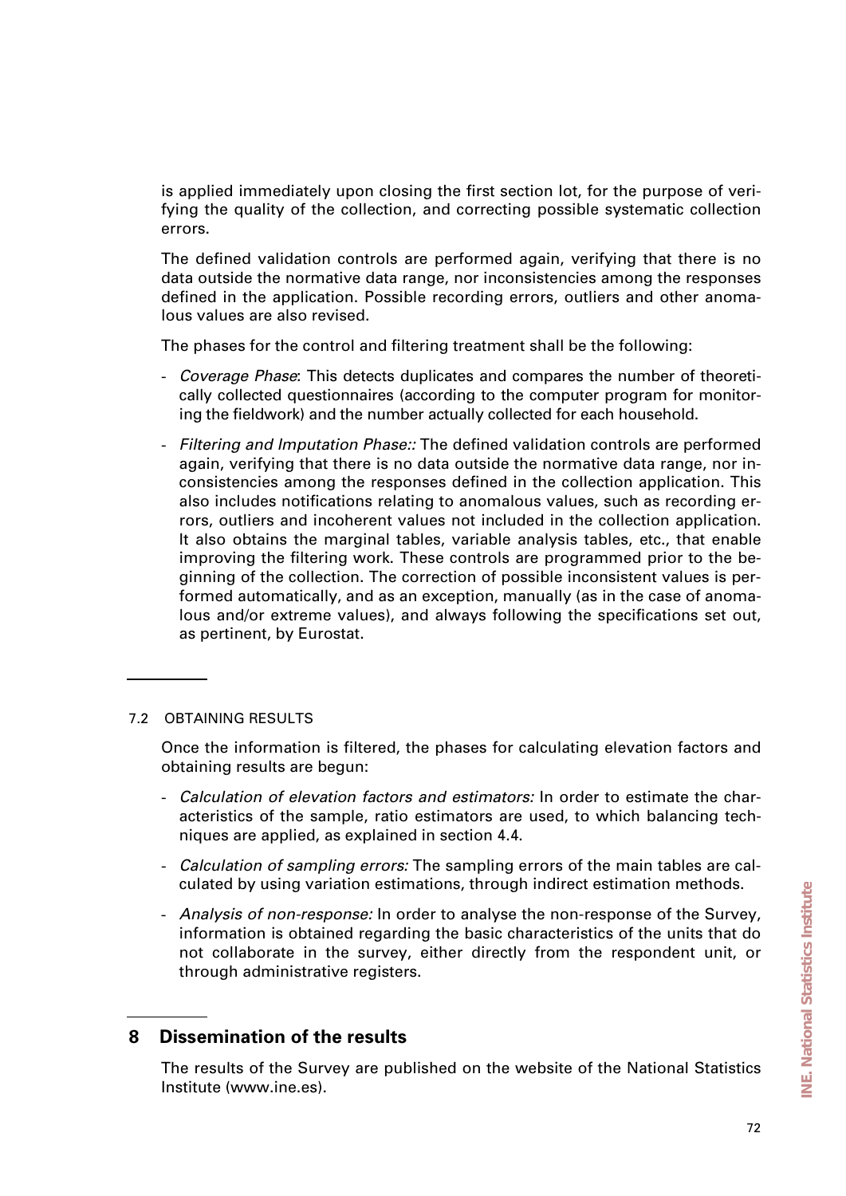is applied immediately upon closing the first section lot, for the purpose of verifying the quality of the collection, and correcting possible systematic collection errors.

The defined validation controls are performed again, verifying that there is no data outside the normative data range, nor inconsistencies among the responses defined in the application. Possible recording errors, outliers and other anomalous values are also revised.

The phases for the control and filtering treatment shall be the following:

- *Coverage Phase*: This detects duplicates and compares the number of theoretically collected questionnaires (according to the computer program for monitoring the fieldwork) and the number actually collected for each household.
- *Filtering and Imputation Phase::* The defined validation controls are performed again, verifying that there is no data outside the normative data range, nor inconsistencies among the responses defined in the collection application. This also includes notifications relating to anomalous values, such as recording errors, outliers and incoherent values not included in the collection application. It also obtains the marginal tables, variable analysis tables, etc., that enable improving the filtering work. These controls are programmed prior to the beginning of the collection. The correction of possible inconsistent values is performed automatically, and as an exception, manually (as in the case of anomalous and/or extreme values), and always following the specifications set out, as pertinent, by Eurostat.

### 7.2 OBTAINING RESULTS

Once the information is filtered, the phases for calculating elevation factors and obtaining results are begun:

- *Calculation of elevation factors and estimators:* In order to estimate the characteristics of the sample, ratio estimators are used, to which balancing techniques are applied, as explained in section 4.4.
- *Calculation of sampling errors:* The sampling errors of the main tables are calculated by using variation estimations, through indirect estimation methods.
- *Analysis of non-response:* In order to analyse the non-response of the Survey, information is obtained regarding the basic characteristics of the units that do not collaborate in the survey, either directly from the respondent unit, or through administrative registers.

## 8 Dissemination of the results

The results of the Survey are published on the website of the National Statistics Institute (www.ine.es).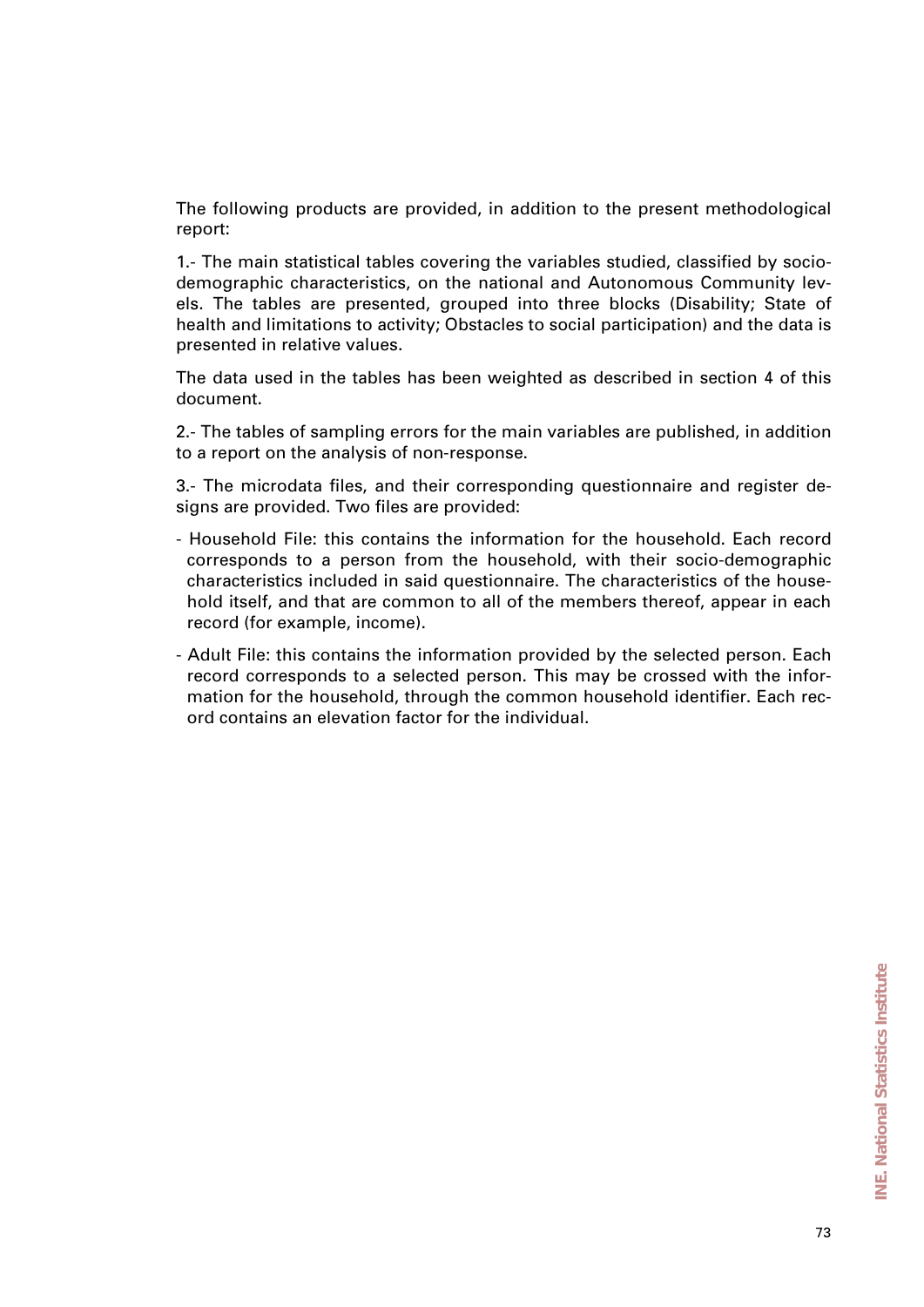The following products are provided, in addition to the present methodological report:

1.- The main statistical tables covering the variables studied, classified by socio-demographic characteristics, on the national and Autonomous Community levels. The tables are presented, grouped into three blocks (Disability; State of health and limitations to activity; Obstacles to social participation) and the data is presented in relative values.

The data used in the tables has been weighted as described in section 4 of this document.

2.- The tables of sampling errors for the main variables are published, in addition to a report on the analysis of non-response.

3.- The microdata files, and their corresponding questionnaire and register designs are provided. Two files are provided:

- Household File: this contains the information for the household. Each record corresponds to a person from the household, with their socio-demographic characteristics included in said questionnaire. The characteristics of the household itself, and that are common to all of the members thereof, appear in each record (for example, income).
- Adult File: this contains the information provided by the selected person. Each record corresponds to a selected person. This may be crossed with the information for the household, through the common household identifier. Each record contains an elevation factor for the individual.